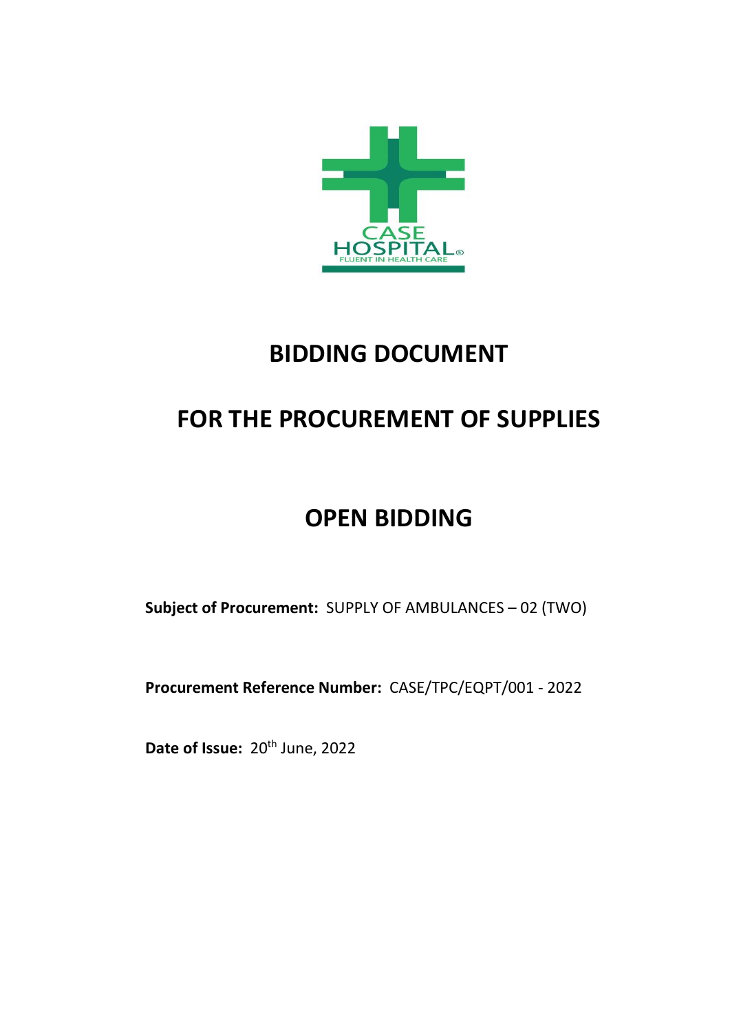CASE HOSPITAL®

FLUENT IN HEALTH CARE

# BIDDING DOCUMENT

# FOR THE PROCUREMENT OF SUPPLIES

# OPEN BIDDING

**Subject of Procurement:** SUPPLY OF AMBULANCES – 02 (TWO)

**Procurement Reference Number:** CASE/TPC/EQPT/001 - 2022

**Date of Issue:** 20th June, 2022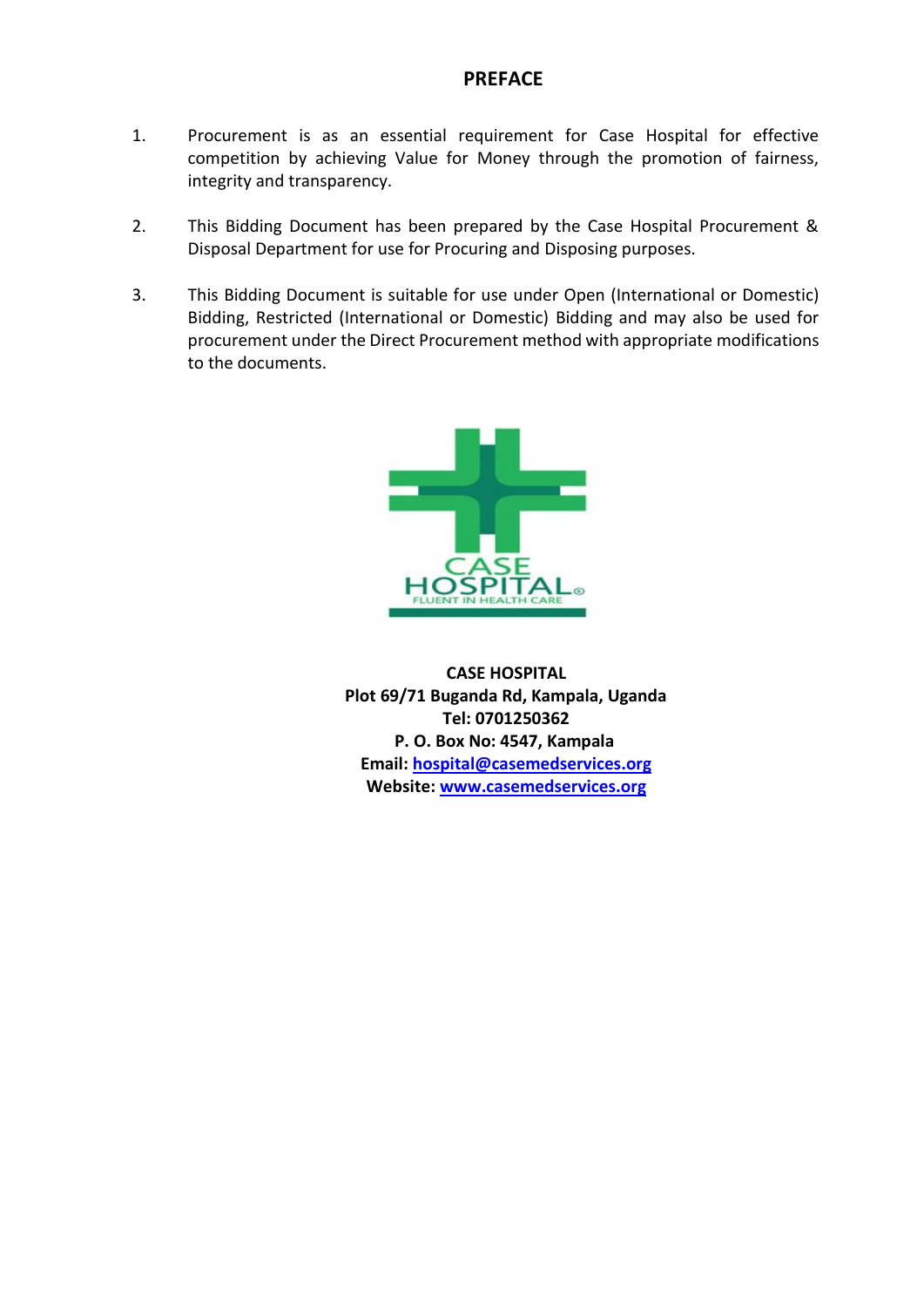# PREFACE

1. Procurement is as an essential requirement for Case Hospital for effective competition by achieving Value for Money through the promotion of fairness, integrity and transparency.

2. This Bidding Document has been prepared by the Case Hospital Procurement & Disposal Department for use for Procuring and Disposing purposes.

3. This Bidding Document is suitable for use under Open (International or Domestic) Bidding, Restricted (International or Domestic) Bidding and may also be used for procurement under the Direct Procurement method with appropriate modifications to the documents.

CASE HOSPITAL
FLUENT IN HEALTH CARE

**CASE HOSPITAL**
**Plot 69/71 Buganda Rd, Kampala, Uganda**
**Tel: 0701250362**
**P. O. Box No: 4547, Kampala**
**Email: hospital@casemedservices.org**
**Website: www.casemedservices.org**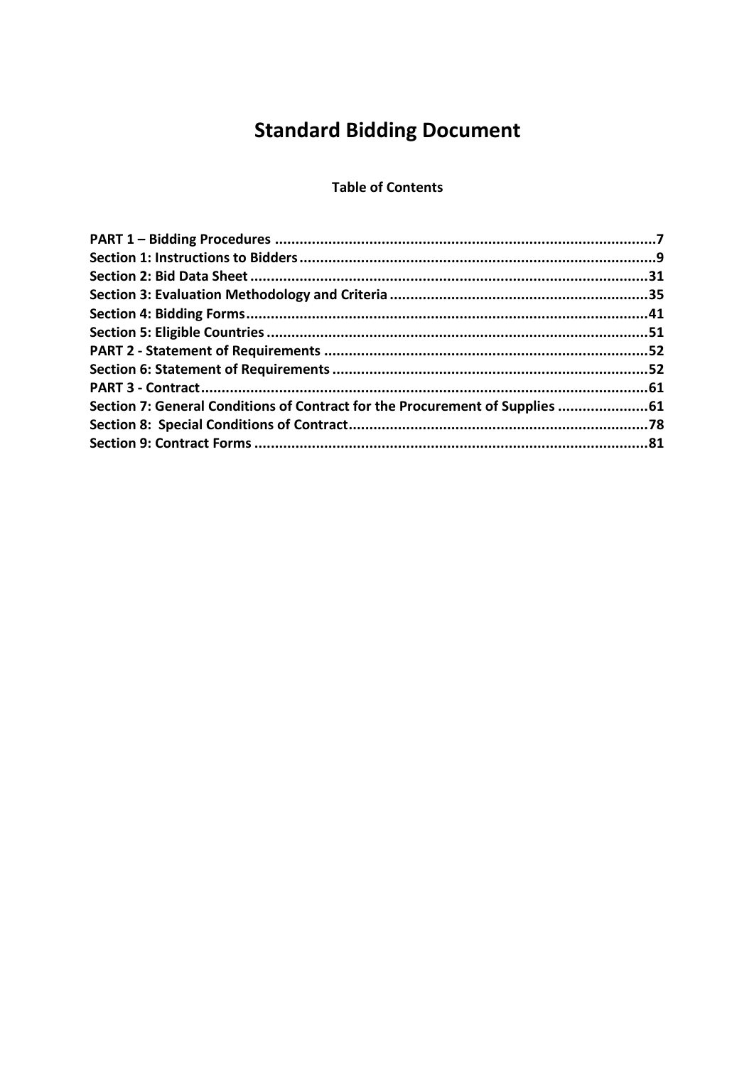# Standard Bidding Document

**Table of Contents**

**PART 1 – Bidding Procedures .......................................................................................7**
**Section 1: Instructions to Bidders ...................................................................................9**
**Section 2: Bid Data Sheet ..............................................................................................31**
**Section 3: Evaluation Methodology and Criteria ...........................................................35**
**Section 4: Bidding Forms...............................................................................................41**
**Section 5: Eligible Countries ..........................................................................................51**
**PART 2 - Statement of Requirements ............................................................................52**
**Section 6: Statement of Requirements ..........................................................................52**
**PART 3 - Contract..........................................................................................................61**
**Section 7: General Conditions of Contract for the Procurement of Supplies ....................61**
**Section 8: Special Conditions of Contract.......................................................................78**
**Section 9: Contract Forms ..............................................................................................81**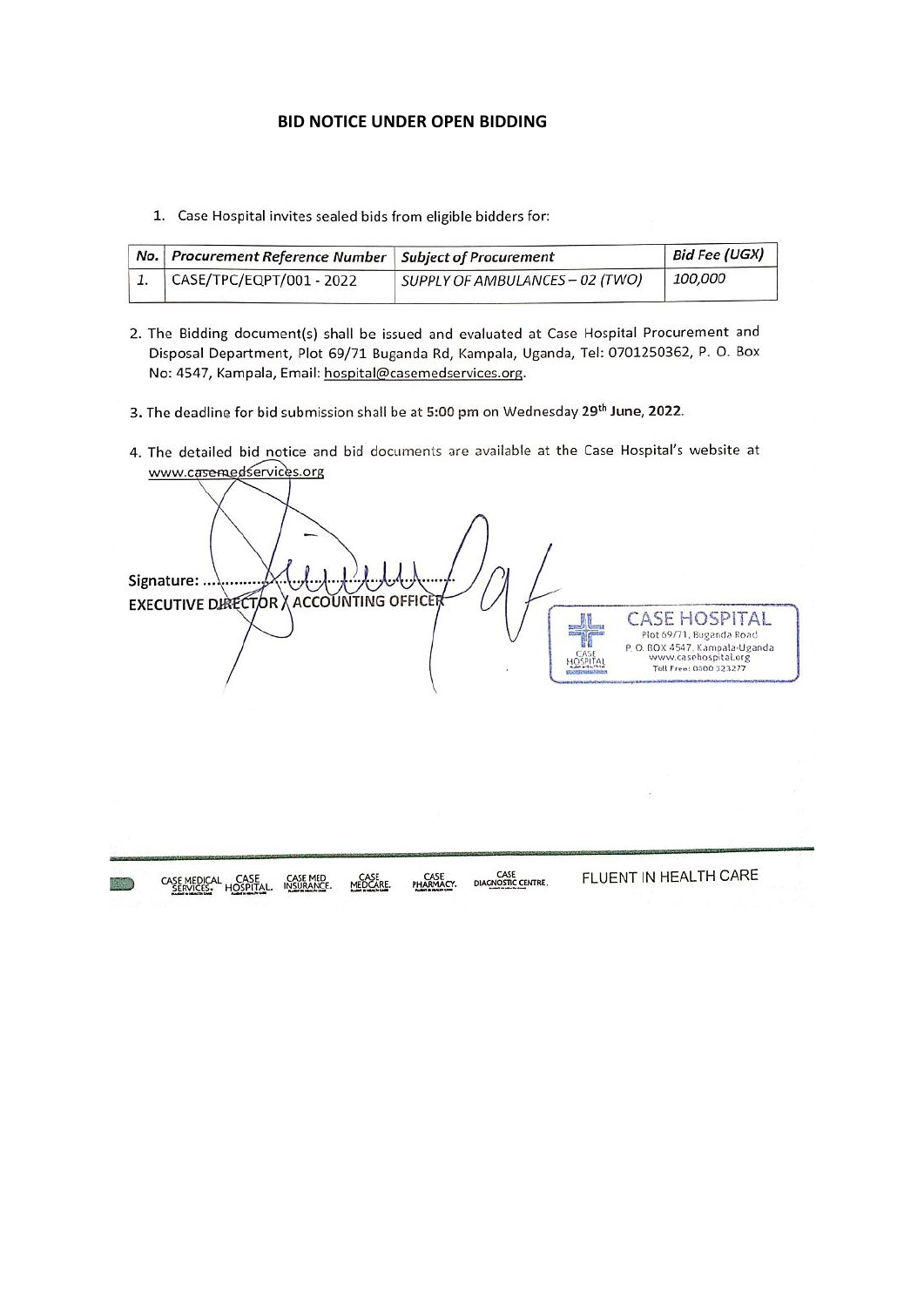# BID NOTICE UNDER OPEN BIDDING

1. Case Hospital invites sealed bids from eligible bidders for:

| *No.* | *Procurement Reference Number* | *Subject of Procurement* | *Bid Fee (UGX)* |
|---|---|---|---|
| *1.* | CASE/TPC/EQPT/001 - 2022 | *SUPPLY OF AMBULANCES – 02 (TWO)* | *100,000* |

2. The Bidding document(s) shall be issued and evaluated at Case Hospital Procurement and Disposal Department, Plot 69/71 Buganda Rd, Kampala, Uganda, Tel: 0701250362, P. O. Box No: 4547, Kampala, Email: hospital@casemedservices.org.

3. The deadline for bid submission shall be at **5:00 pm** on Wednesday **29th June, 2022**.

4. The detailed bid notice and bid documents are available at the Case Hospital's website at www.casemedservices.org

Signature: ..................................

**EXECUTIVE DIRECTOR / ACCOUNTING OFFICER**

CASE HOSPITAL
Plot 69/71, Buganda Road
P. O. BOX 4547, Kampala-Uganda
www.casehospital.org
Toll Free: 0800 323277

CASE MEDICAL SERVICES. CASE HOSPITAL. CASE MED INSURANCE. CASE MEDCARE. CASE PHARMACY. CASE DIAGNOSTIC CENTRE. FLUENT IN HEALTH CARE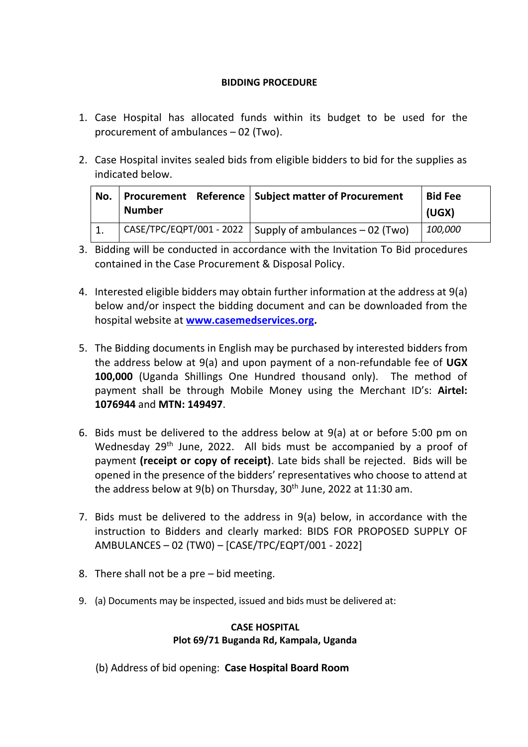**BIDDING PROCEDURE**

1. Case Hospital has allocated funds within its budget to be used for the procurement of ambulances – 02 (Two).

2. Case Hospital invites sealed bids from eligible bidders to bid for the supplies as indicated below.

| No. | Procurement Reference Number | Subject matter of Procurement | Bid Fee (UGX) |
|---|---|---|---|
| 1. | CASE/TPC/EQPT/001 - 2022 | Supply of ambulances – 02 (Two) | *100,000* |

3. Bidding will be conducted in accordance with the Invitation To Bid procedures contained in the Case Procurement & Disposal Policy.

4. Interested eligible bidders may obtain further information at the address at 9(a) below and/or inspect the bidding document and can be downloaded from the hospital website at **www.casemedservices.org.**

5. The Bidding documents in English may be purchased by interested bidders from the address below at 9(a) and upon payment of a non-refundable fee of **UGX 100,000** (Uganda Shillings One Hundred thousand only). The method of payment shall be through Mobile Money using the Merchant ID's: **Airtel: 1076944** and **MTN: 149497**.

6. Bids must be delivered to the address below at 9(a) at or before 5:00 pm on Wednesday 29th June, 2022. All bids must be accompanied by a proof of payment **(receipt or copy of receipt)**. Late bids shall be rejected. Bids will be opened in the presence of the bidders' representatives who choose to attend at the address below at 9(b) on Thursday, 30th June, 2022 at 11:30 am.

7. Bids must be delivered to the address in 9(a) below, in accordance with the instruction to Bidders and clearly marked: BIDS FOR PROPOSED SUPPLY OF AMBULANCES – 02 (TW0) – [CASE/TPC/EQPT/001 - 2022]

8. There shall not be a pre – bid meeting.

9. (a) Documents may be inspected, issued and bids must be delivered at:

**CASE HOSPITAL**
**Plot 69/71 Buganda Rd, Kampala, Uganda**

(b) Address of bid opening: **Case Hospital Board Room**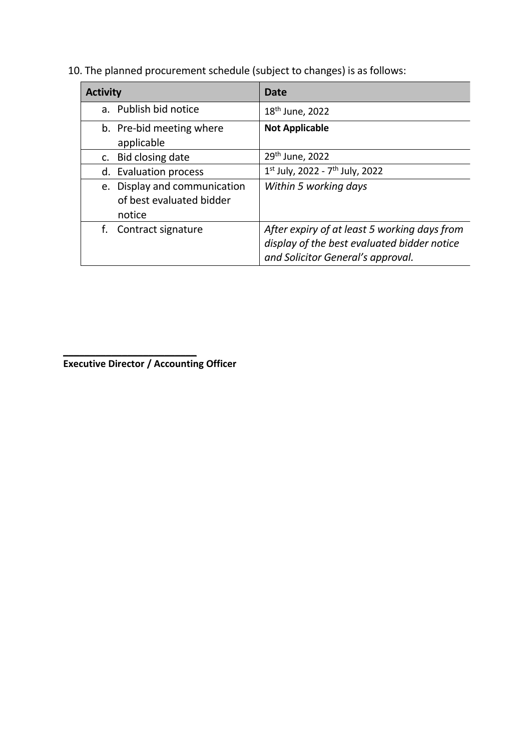10. The planned procurement schedule (subject to changes) is as follows:

| Activity | Date |
| --- | --- |
| a. Publish bid notice | 18th June, 2022 |
| b. Pre-bid meeting where applicable | **Not Applicable** |
| c. Bid closing date | 29th June, 2022 |
| d. Evaluation process | 1st July, 2022 - 7th July, 2022 |
| e. Display and communication of best evaluated bidder notice | *Within 5 working days* |
| f. Contract signature | *After expiry of at least 5 working days from display of the best evaluated bidder notice and Solicitor General's approval.* |

\_\_\_\_\_\_\_\_\_\_\_\_\_\_\_\_\_\_\_\_\_\_\_\_\_\_

**Executive Director / Accounting Officer**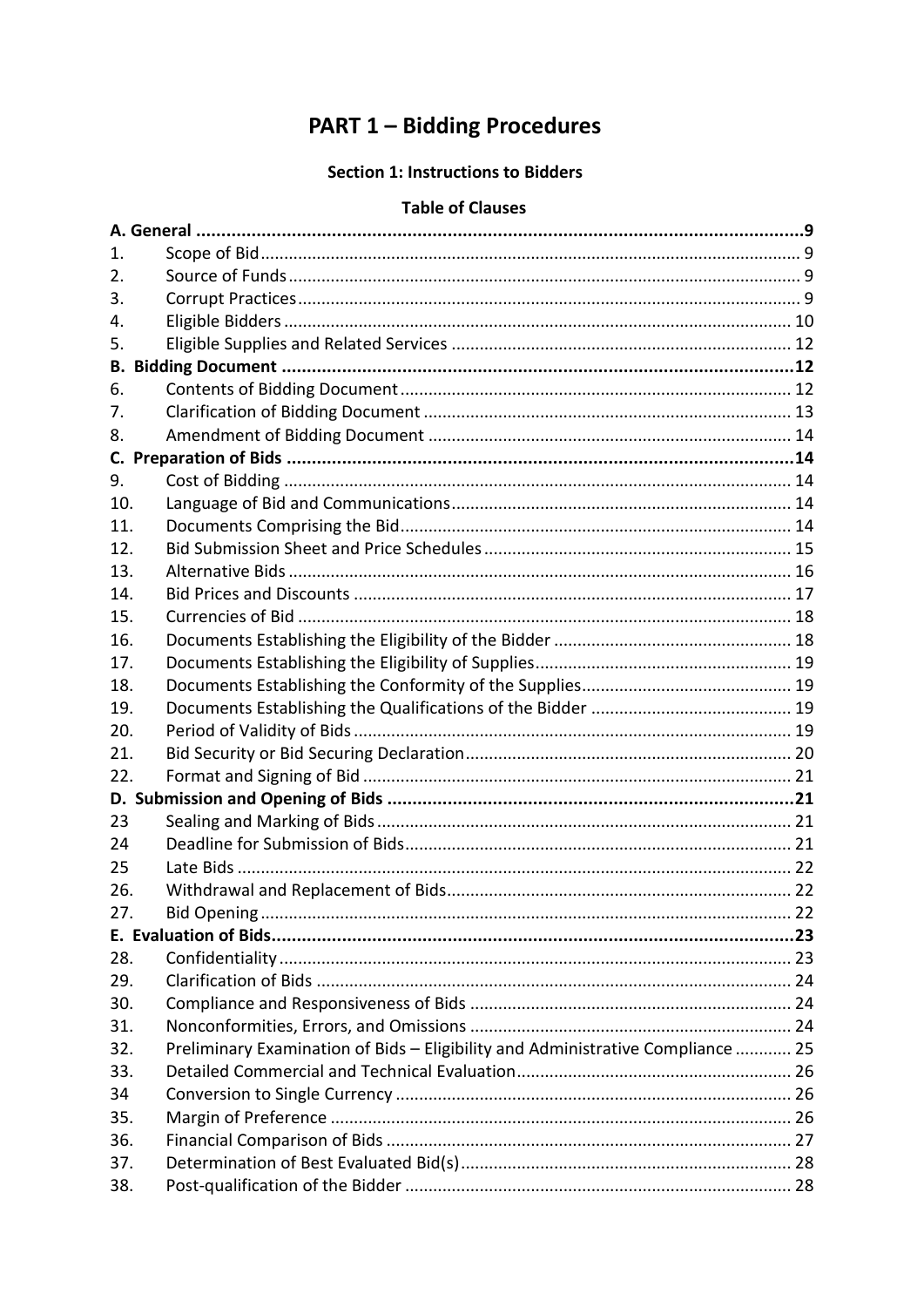# PART 1 – Bidding Procedures

## Section 1: Instructions to Bidders

### Table of Clauses

| | | |
|---|---|---|
| **A. General** | | **9** |
| 1. | Scope of Bid | 9 |
| 2. | Source of Funds | 9 |
| 3. | Corrupt Practices | 9 |
| 4. | Eligible Bidders | 10 |
| 5. | Eligible Supplies and Related Services | 12 |
| **B. Bidding Document** | | **12** |
| 6. | Contents of Bidding Document | 12 |
| 7. | Clarification of Bidding Document | 13 |
| 8. | Amendment of Bidding Document | 14 |
| **C. Preparation of Bids** | | **14** |
| 9. | Cost of Bidding | 14 |
| 10. | Language of Bid and Communications | 14 |
| 11. | Documents Comprising the Bid | 14 |
| 12. | Bid Submission Sheet and Price Schedules | 15 |
| 13. | Alternative Bids | 16 |
| 14. | Bid Prices and Discounts | 17 |
| 15. | Currencies of Bid | 18 |
| 16. | Documents Establishing the Eligibility of the Bidder | 18 |
| 17. | Documents Establishing the Eligibility of Supplies | 19 |
| 18. | Documents Establishing the Conformity of the Supplies | 19 |
| 19. | Documents Establishing the Qualifications of the Bidder | 19 |
| 20. | Period of Validity of Bids | 19 |
| 21. | Bid Security or Bid Securing Declaration | 20 |
| 22. | Format and Signing of Bid | 21 |
| **D. Submission and Opening of Bids** | | **21** |
| 23 | Sealing and Marking of Bids | 21 |
| 24 | Deadline for Submission of Bids | 21 |
| 25 | Late Bids | 22 |
| 26. | Withdrawal and Replacement of Bids | 22 |
| 27. | Bid Opening | 22 |
| **E. Evaluation of Bids** | | **23** |
| 28. | Confidentiality | 23 |
| 29. | Clarification of Bids | 24 |
| 30. | Compliance and Responsiveness of Bids | 24 |
| 31. | Nonconformities, Errors, and Omissions | 24 |
| 32. | Preliminary Examination of Bids – Eligibility and Administrative Compliance | 25 |
| 33. | Detailed Commercial and Technical Evaluation | 26 |
| 34 | Conversion to Single Currency | 26 |
| 35. | Margin of Preference | 26 |
| 36. | Financial Comparison of Bids | 27 |
| 37. | Determination of Best Evaluated Bid(s) | 28 |
| 38. | Post-qualification of the Bidder | 28 |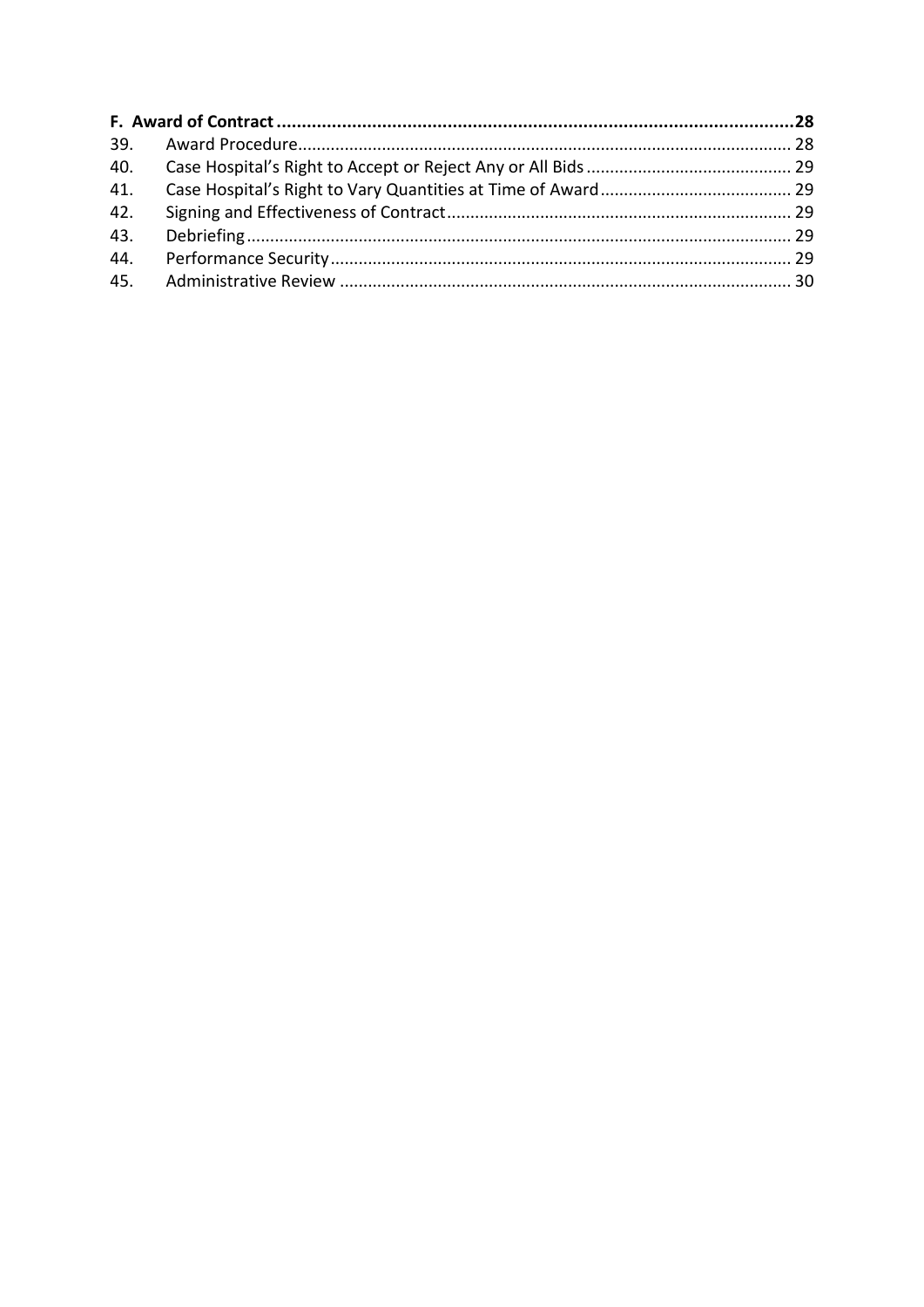**F. Award of Contract** .......................................................................................................**28**

39. Award Procedure........................................................................................................ 28
40. Case Hospital's Right to Accept or Reject Any or All Bids ........................................... 29
41. Case Hospital's Right to Vary Quantities at Time of Award......................................... 29
42. Signing and Effectiveness of Contract......................................................................... 29
43. Debriefing.................................................................................................................... 29
44. Performance Security................................................................................................. 29
45. Administrative Review ............................................................................................... 30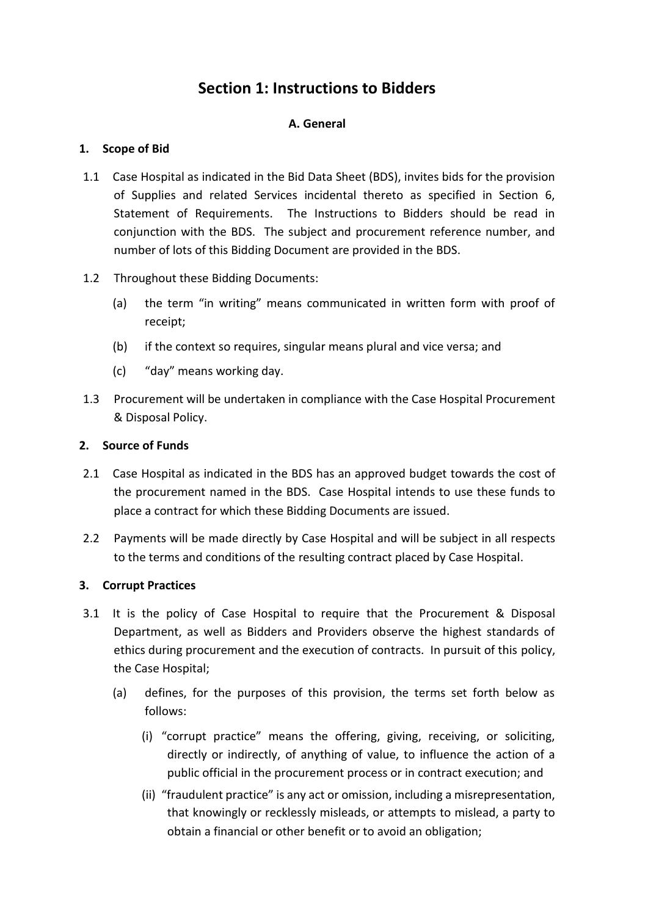# Section 1: Instructions to Bidders

## A. General

### 1. Scope of Bid

1.1 Case Hospital as indicated in the Bid Data Sheet (BDS), invites bids for the provision of Supplies and related Services incidental thereto as specified in Section 6, Statement of Requirements. The Instructions to Bidders should be read in conjunction with the BDS. The subject and procurement reference number, and number of lots of this Bidding Document are provided in the BDS.

1.2 Throughout these Bidding Documents:

(a) the term "in writing" means communicated in written form with proof of receipt;

(b) if the context so requires, singular means plural and vice versa; and

(c) "day" means working day.

1.3 Procurement will be undertaken in compliance with the Case Hospital Procurement & Disposal Policy.

### 2. Source of Funds

2.1 Case Hospital as indicated in the BDS has an approved budget towards the cost of the procurement named in the BDS. Case Hospital intends to use these funds to place a contract for which these Bidding Documents are issued.

2.2 Payments will be made directly by Case Hospital and will be subject in all respects to the terms and conditions of the resulting contract placed by Case Hospital.

### 3. Corrupt Practices

3.1 It is the policy of Case Hospital to require that the Procurement & Disposal Department, as well as Bidders and Providers observe the highest standards of ethics during procurement and the execution of contracts. In pursuit of this policy, the Case Hospital;

(a) defines, for the purposes of this provision, the terms set forth below as follows:

(i) "corrupt practice" means the offering, giving, receiving, or soliciting, directly or indirectly, of anything of value, to influence the action of a public official in the procurement process or in contract execution; and

(ii) "fraudulent practice" is any act or omission, including a misrepresentation, that knowingly or recklessly misleads, or attempts to mislead, a party to obtain a financial or other benefit or to avoid an obligation;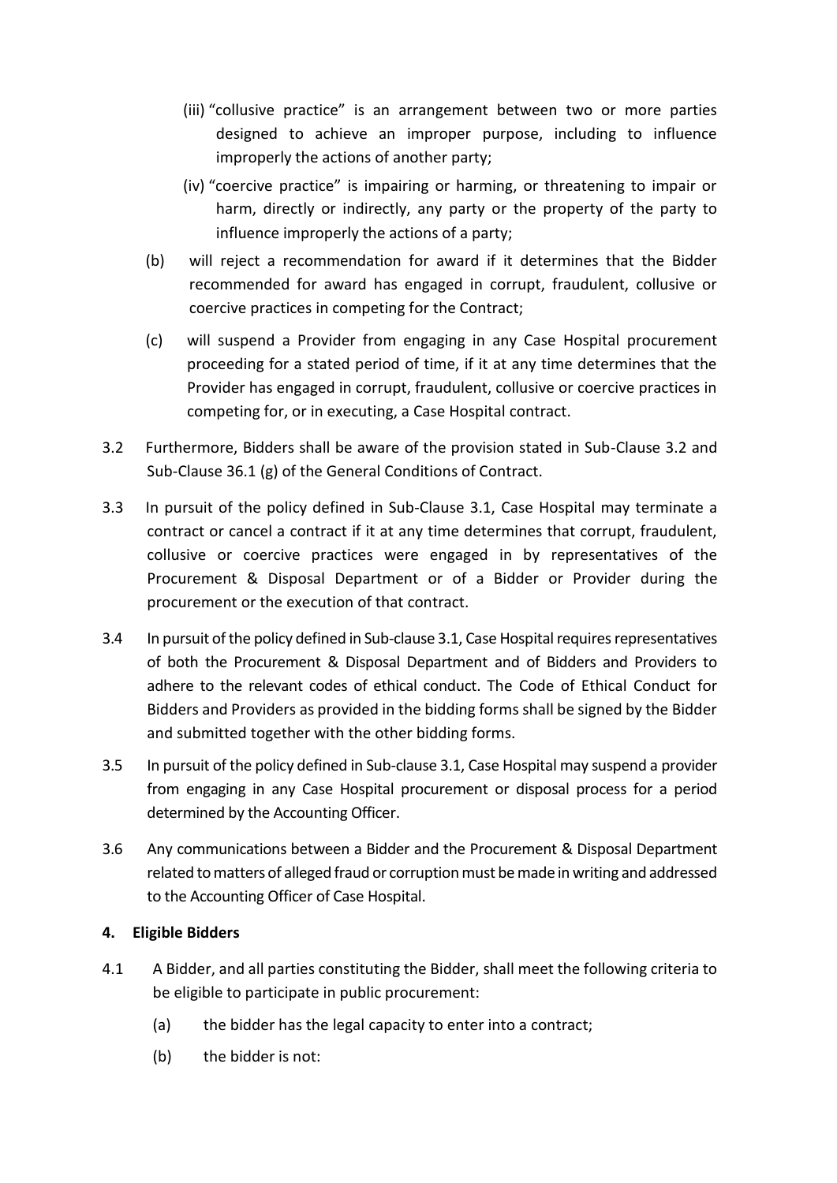(iii) "collusive practice" is an arrangement between two or more parties designed to achieve an improper purpose, including to influence improperly the actions of another party;

(iv) "coercive practice" is impairing or harming, or threatening to impair or harm, directly or indirectly, any party or the property of the party to influence improperly the actions of a party;

(b) will reject a recommendation for award if it determines that the Bidder recommended for award has engaged in corrupt, fraudulent, collusive or coercive practices in competing for the Contract;

(c) will suspend a Provider from engaging in any Case Hospital procurement proceeding for a stated period of time, if it at any time determines that the Provider has engaged in corrupt, fraudulent, collusive or coercive practices in competing for, or in executing, a Case Hospital contract.

3.2 Furthermore, Bidders shall be aware of the provision stated in Sub-Clause 3.2 and Sub-Clause 36.1 (g) of the General Conditions of Contract.

3.3 In pursuit of the policy defined in Sub-Clause 3.1, Case Hospital may terminate a contract or cancel a contract if it at any time determines that corrupt, fraudulent, collusive or coercive practices were engaged in by representatives of the Procurement & Disposal Department or of a Bidder or Provider during the procurement or the execution of that contract.

3.4 In pursuit of the policy defined in Sub-clause 3.1, Case Hospital requires representatives of both the Procurement & Disposal Department and of Bidders and Providers to adhere to the relevant codes of ethical conduct. The Code of Ethical Conduct for Bidders and Providers as provided in the bidding forms shall be signed by the Bidder and submitted together with the other bidding forms.

3.5 In pursuit of the policy defined in Sub-clause 3.1, Case Hospital may suspend a provider from engaging in any Case Hospital procurement or disposal process for a period determined by the Accounting Officer.

3.6 Any communications between a Bidder and the Procurement & Disposal Department related to matters of alleged fraud or corruption must be made in writing and addressed to the Accounting Officer of Case Hospital.

**4. Eligible Bidders**

4.1 A Bidder, and all parties constituting the Bidder, shall meet the following criteria to be eligible to participate in public procurement:

(a) the bidder has the legal capacity to enter into a contract;

(b) the bidder is not: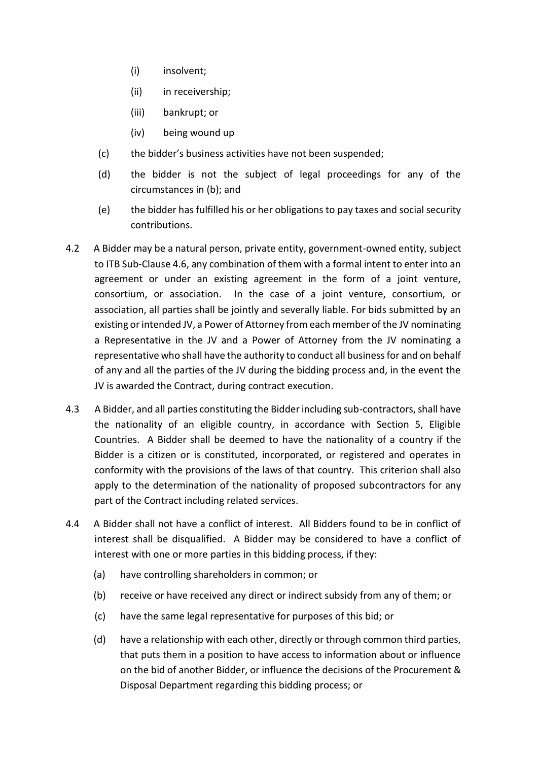(i) insolvent;

(ii) in receivership;

(iii) bankrupt; or

(iv) being wound up

(c) the bidder's business activities have not been suspended;

(d) the bidder is not the subject of legal proceedings for any of the circumstances in (b); and

(e) the bidder has fulfilled his or her obligations to pay taxes and social security contributions.

4.2 A Bidder may be a natural person, private entity, government-owned entity, subject to ITB Sub-Clause 4.6, any combination of them with a formal intent to enter into an agreement or under an existing agreement in the form of a joint venture, consortium, or association. In the case of a joint venture, consortium, or association, all parties shall be jointly and severally liable. For bids submitted by an existing or intended JV, a Power of Attorney from each member of the JV nominating a Representative in the JV and a Power of Attorney from the JV nominating a representative who shall have the authority to conduct all business for and on behalf of any and all the parties of the JV during the bidding process and, in the event the JV is awarded the Contract, during contract execution.

4.3 A Bidder, and all parties constituting the Bidder including sub-contractors, shall have the nationality of an eligible country, in accordance with Section 5, Eligible Countries. A Bidder shall be deemed to have the nationality of a country if the Bidder is a citizen or is constituted, incorporated, or registered and operates in conformity with the provisions of the laws of that country. This criterion shall also apply to the determination of the nationality of proposed subcontractors for any part of the Contract including related services.

4.4 A Bidder shall not have a conflict of interest. All Bidders found to be in conflict of interest shall be disqualified. A Bidder may be considered to have a conflict of interest with one or more parties in this bidding process, if they:

(a) have controlling shareholders in common; or

(b) receive or have received any direct or indirect subsidy from any of them; or

(c) have the same legal representative for purposes of this bid; or

(d) have a relationship with each other, directly or through common third parties, that puts them in a position to have access to information about or influence on the bid of another Bidder, or influence the decisions of the Procurement & Disposal Department regarding this bidding process; or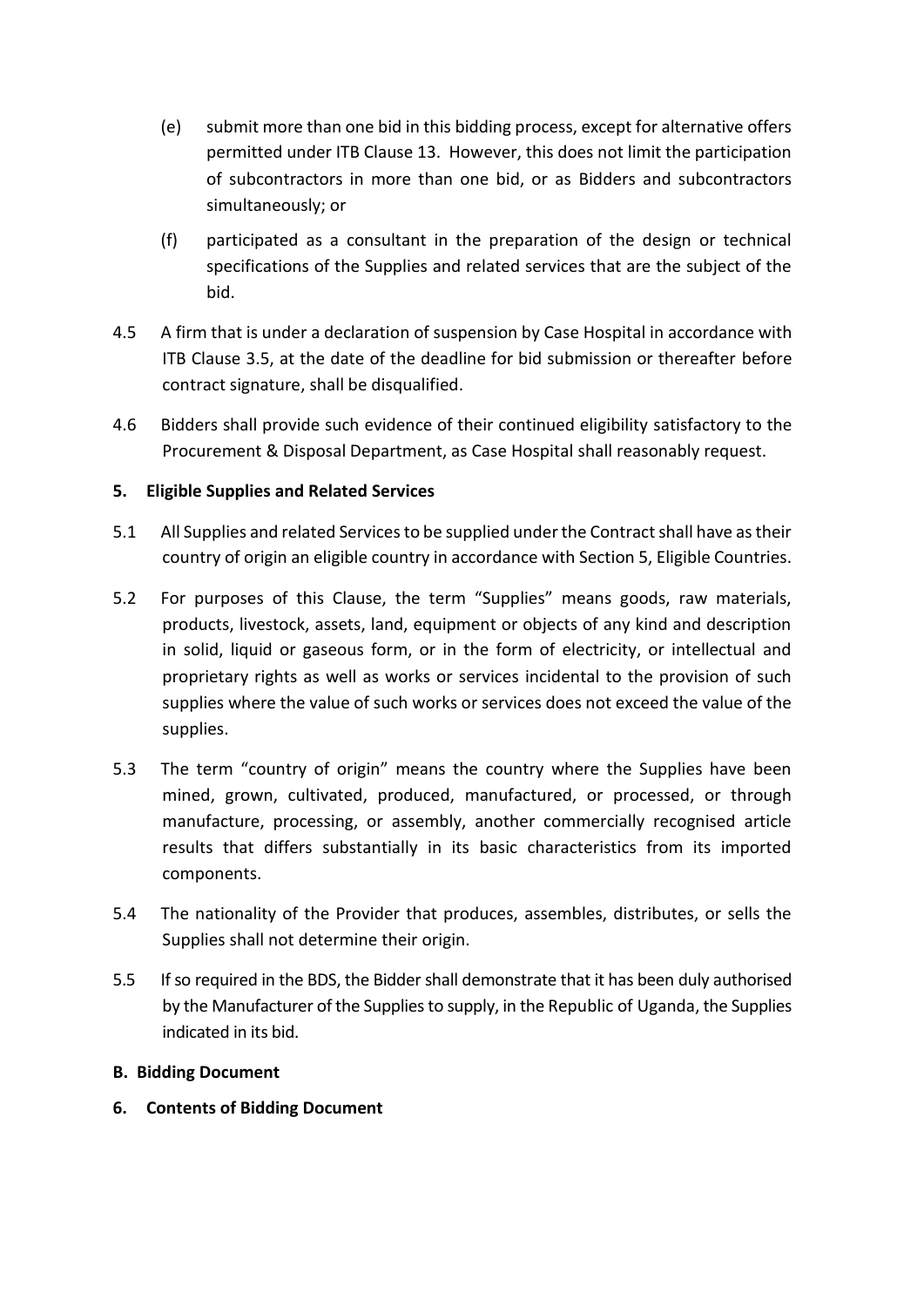(e) submit more than one bid in this bidding process, except for alternative offers permitted under ITB Clause 13. However, this does not limit the participation of subcontractors in more than one bid, or as Bidders and subcontractors simultaneously; or

(f) participated as a consultant in the preparation of the design or technical specifications of the Supplies and related services that are the subject of the bid.

4.5 A firm that is under a declaration of suspension by Case Hospital in accordance with ITB Clause 3.5, at the date of the deadline for bid submission or thereafter before contract signature, shall be disqualified.

4.6 Bidders shall provide such evidence of their continued eligibility satisfactory to the Procurement & Disposal Department, as Case Hospital shall reasonably request.

**5. Eligible Supplies and Related Services**

5.1 All Supplies and related Services to be supplied under the Contract shall have as their country of origin an eligible country in accordance with Section 5, Eligible Countries.

5.2 For purposes of this Clause, the term "Supplies" means goods, raw materials, products, livestock, assets, land, equipment or objects of any kind and description in solid, liquid or gaseous form, or in the form of electricity, or intellectual and proprietary rights as well as works or services incidental to the provision of such supplies where the value of such works or services does not exceed the value of the supplies.

5.3 The term "country of origin" means the country where the Supplies have been mined, grown, cultivated, produced, manufactured, or processed, or through manufacture, processing, or assembly, another commercially recognised article results that differs substantially in its basic characteristics from its imported components.

5.4 The nationality of the Provider that produces, assembles, distributes, or sells the Supplies shall not determine their origin.

5.5 If so required in the BDS, the Bidder shall demonstrate that it has been duly authorised by the Manufacturer of the Supplies to supply, in the Republic of Uganda, the Supplies indicated in its bid.

**B. Bidding Document**

**6. Contents of Bidding Document**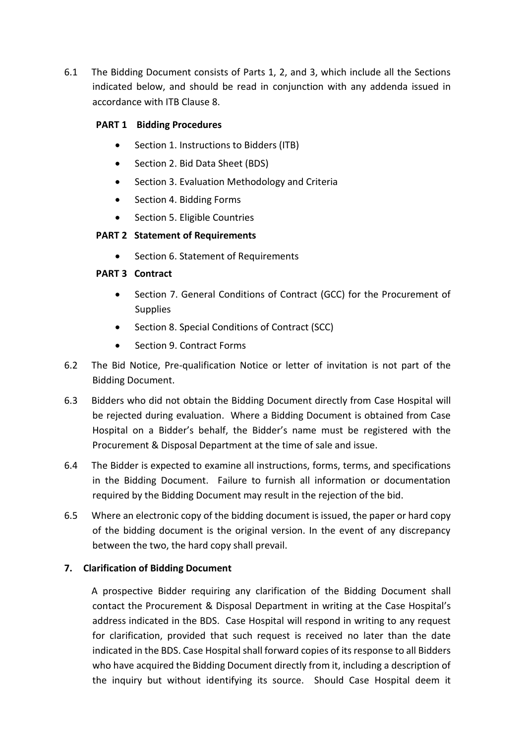6.1 The Bidding Document consists of Parts 1, 2, and 3, which include all the Sections indicated below, and should be read in conjunction with any addenda issued in accordance with ITB Clause 8.

**PART 1 Bidding Procedures**

- Section 1. Instructions to Bidders (ITB)
- Section 2. Bid Data Sheet (BDS)
- Section 3. Evaluation Methodology and Criteria
- Section 4. Bidding Forms
- Section 5. Eligible Countries

**PART 2 Statement of Requirements**

- Section 6. Statement of Requirements

**PART 3 Contract**

- Section 7. General Conditions of Contract (GCC) for the Procurement of Supplies
- Section 8. Special Conditions of Contract (SCC)
- Section 9. Contract Forms

6.2 The Bid Notice, Pre-qualification Notice or letter of invitation is not part of the Bidding Document.

6.3 Bidders who did not obtain the Bidding Document directly from Case Hospital will be rejected during evaluation. Where a Bidding Document is obtained from Case Hospital on a Bidder's behalf, the Bidder's name must be registered with the Procurement & Disposal Department at the time of sale and issue.

6.4 The Bidder is expected to examine all instructions, forms, terms, and specifications in the Bidding Document. Failure to furnish all information or documentation required by the Bidding Document may result in the rejection of the bid.

6.5 Where an electronic copy of the bidding document is issued, the paper or hard copy of the bidding document is the original version. In the event of any discrepancy between the two, the hard copy shall prevail.

**7. Clarification of Bidding Document**

A prospective Bidder requiring any clarification of the Bidding Document shall contact the Procurement & Disposal Department in writing at the Case Hospital's address indicated in the BDS. Case Hospital will respond in writing to any request for clarification, provided that such request is received no later than the date indicated in the BDS. Case Hospital shall forward copies of its response to all Bidders who have acquired the Bidding Document directly from it, including a description of the inquiry but without identifying its source. Should Case Hospital deem it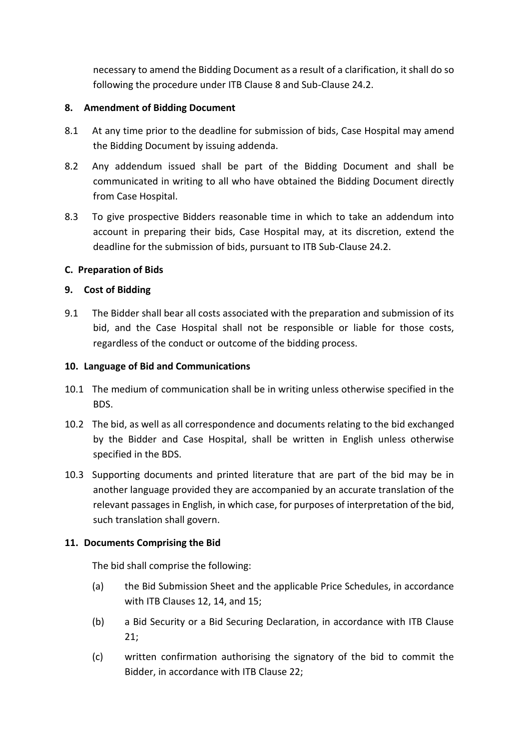necessary to amend the Bidding Document as a result of a clarification, it shall do so following the procedure under ITB Clause 8 and Sub-Clause 24.2.

**8. Amendment of Bidding Document**

8.1 At any time prior to the deadline for submission of bids, Case Hospital may amend the Bidding Document by issuing addenda.

8.2 Any addendum issued shall be part of the Bidding Document and shall be communicated in writing to all who have obtained the Bidding Document directly from Case Hospital.

8.3 To give prospective Bidders reasonable time in which to take an addendum into account in preparing their bids, Case Hospital may, at its discretion, extend the deadline for the submission of bids, pursuant to ITB Sub-Clause 24.2.

**C. Preparation of Bids**

**9. Cost of Bidding**

9.1 The Bidder shall bear all costs associated with the preparation and submission of its bid, and the Case Hospital shall not be responsible or liable for those costs, regardless of the conduct or outcome of the bidding process.

**10. Language of Bid and Communications**

10.1 The medium of communication shall be in writing unless otherwise specified in the BDS.

10.2 The bid, as well as all correspondence and documents relating to the bid exchanged by the Bidder and Case Hospital, shall be written in English unless otherwise specified in the BDS.

10.3 Supporting documents and printed literature that are part of the bid may be in another language provided they are accompanied by an accurate translation of the relevant passages in English, in which case, for purposes of interpretation of the bid, such translation shall govern.

**11. Documents Comprising the Bid**

The bid shall comprise the following:

(a) the Bid Submission Sheet and the applicable Price Schedules, in accordance with ITB Clauses 12, 14, and 15;

(b) a Bid Security or a Bid Securing Declaration, in accordance with ITB Clause 21;

(c) written confirmation authorising the signatory of the bid to commit the Bidder, in accordance with ITB Clause 22;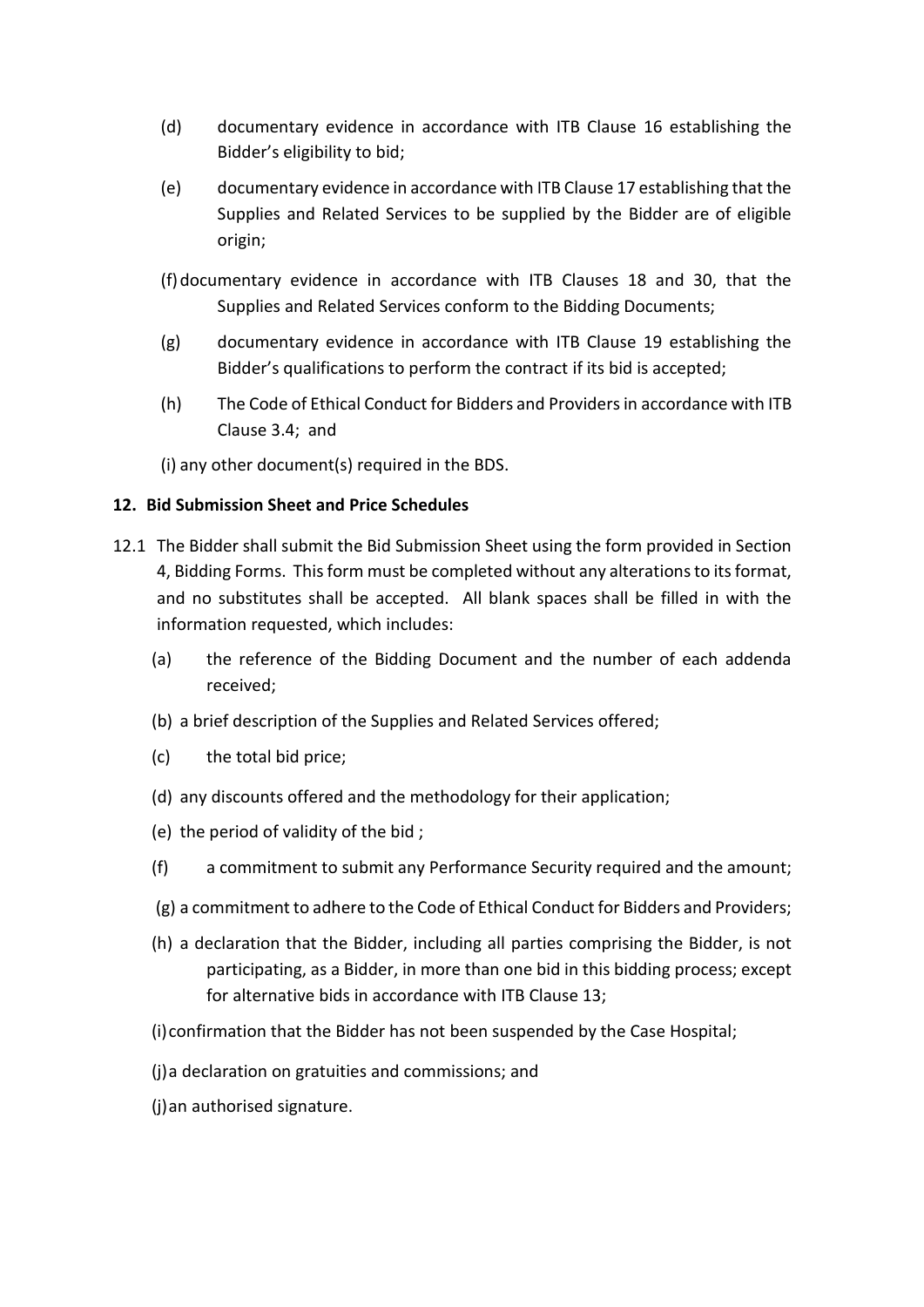(d) documentary evidence in accordance with ITB Clause 16 establishing the Bidder's eligibility to bid;

(e) documentary evidence in accordance with ITB Clause 17 establishing that the Supplies and Related Services to be supplied by the Bidder are of eligible origin;

(f) documentary evidence in accordance with ITB Clauses 18 and 30, that the Supplies and Related Services conform to the Bidding Documents;

(g) documentary evidence in accordance with ITB Clause 19 establishing the Bidder's qualifications to perform the contract if its bid is accepted;

(h) The Code of Ethical Conduct for Bidders and Providers in accordance with ITB Clause 3.4; and

(i) any other document(s) required in the BDS.

**12. Bid Submission Sheet and Price Schedules**

12.1 The Bidder shall submit the Bid Submission Sheet using the form provided in Section 4, Bidding Forms. This form must be completed without any alterations to its format, and no substitutes shall be accepted. All blank spaces shall be filled in with the information requested, which includes:

(a) the reference of the Bidding Document and the number of each addenda received;

(b) a brief description of the Supplies and Related Services offered;

(c) the total bid price;

(d) any discounts offered and the methodology for their application;

(e) the period of validity of the bid ;

(f) a commitment to submit any Performance Security required and the amount;

(g) a commitment to adhere to the Code of Ethical Conduct for Bidders and Providers;

(h) a declaration that the Bidder, including all parties comprising the Bidder, is not participating, as a Bidder, in more than one bid in this bidding process; except for alternative bids in accordance with ITB Clause 13;

(i) confirmation that the Bidder has not been suspended by the Case Hospital;

(j) a declaration on gratuities and commissions; and

(j) an authorised signature.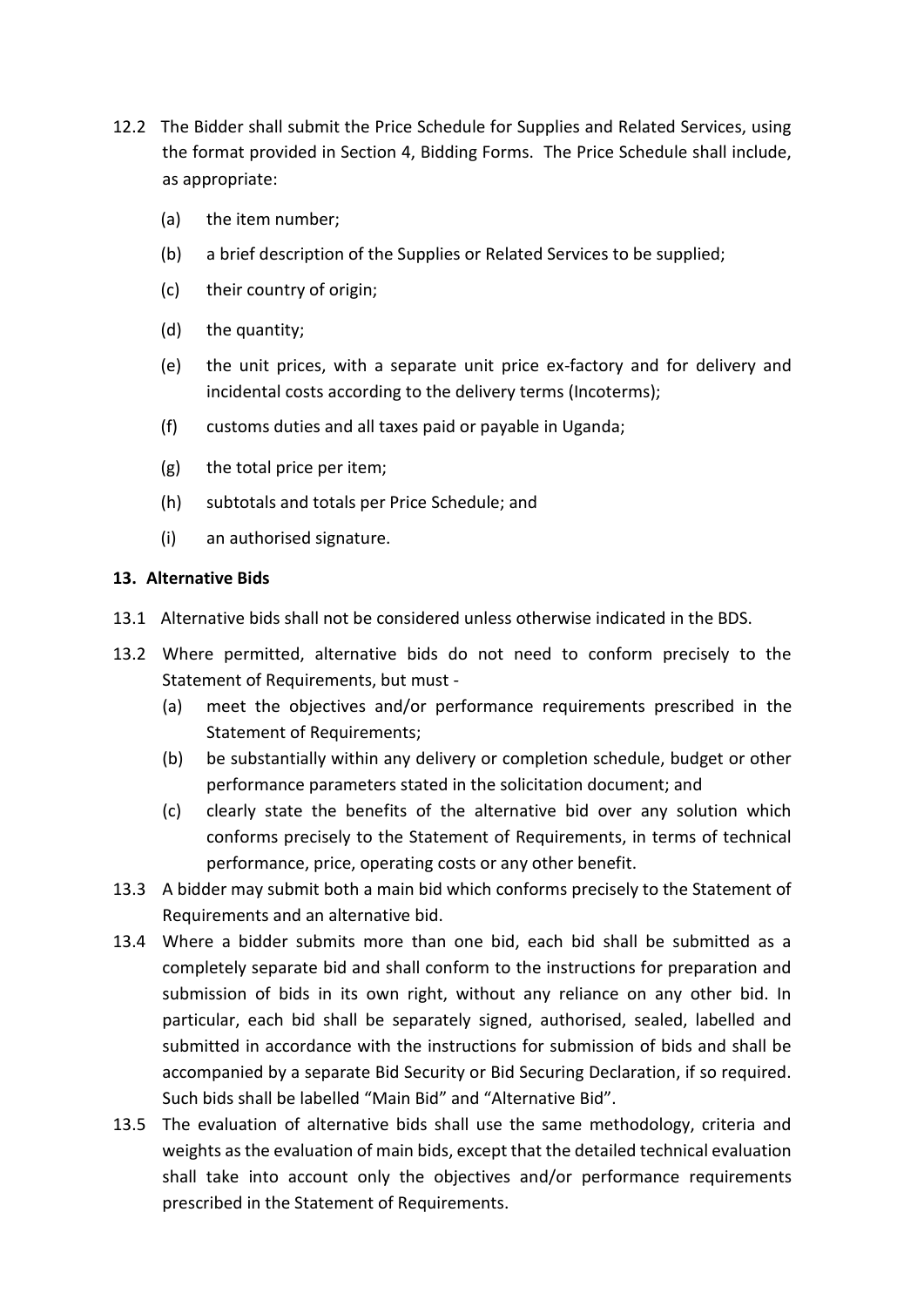12.2 The Bidder shall submit the Price Schedule for Supplies and Related Services, using the format provided in Section 4, Bidding Forms. The Price Schedule shall include, as appropriate:

(a) the item number;

(b) a brief description of the Supplies or Related Services to be supplied;

(c) their country of origin;

(d) the quantity;

(e) the unit prices, with a separate unit price ex-factory and for delivery and incidental costs according to the delivery terms (Incoterms);

(f) customs duties and all taxes paid or payable in Uganda;

(g) the total price per item;

(h) subtotals and totals per Price Schedule; and

(i) an authorised signature.

**13. Alternative Bids**

13.1 Alternative bids shall not be considered unless otherwise indicated in the BDS.

13.2 Where permitted, alternative bids do not need to conform precisely to the Statement of Requirements, but must -

(a) meet the objectives and/or performance requirements prescribed in the Statement of Requirements;

(b) be substantially within any delivery or completion schedule, budget or other performance parameters stated in the solicitation document; and

(c) clearly state the benefits of the alternative bid over any solution which conforms precisely to the Statement of Requirements, in terms of technical performance, price, operating costs or any other benefit.

13.3 A bidder may submit both a main bid which conforms precisely to the Statement of Requirements and an alternative bid.

13.4 Where a bidder submits more than one bid, each bid shall be submitted as a completely separate bid and shall conform to the instructions for preparation and submission of bids in its own right, without any reliance on any other bid. In particular, each bid shall be separately signed, authorised, sealed, labelled and submitted in accordance with the instructions for submission of bids and shall be accompanied by a separate Bid Security or Bid Securing Declaration, if so required. Such bids shall be labelled "Main Bid" and "Alternative Bid".

13.5 The evaluation of alternative bids shall use the same methodology, criteria and weights as the evaluation of main bids, except that the detailed technical evaluation shall take into account only the objectives and/or performance requirements prescribed in the Statement of Requirements.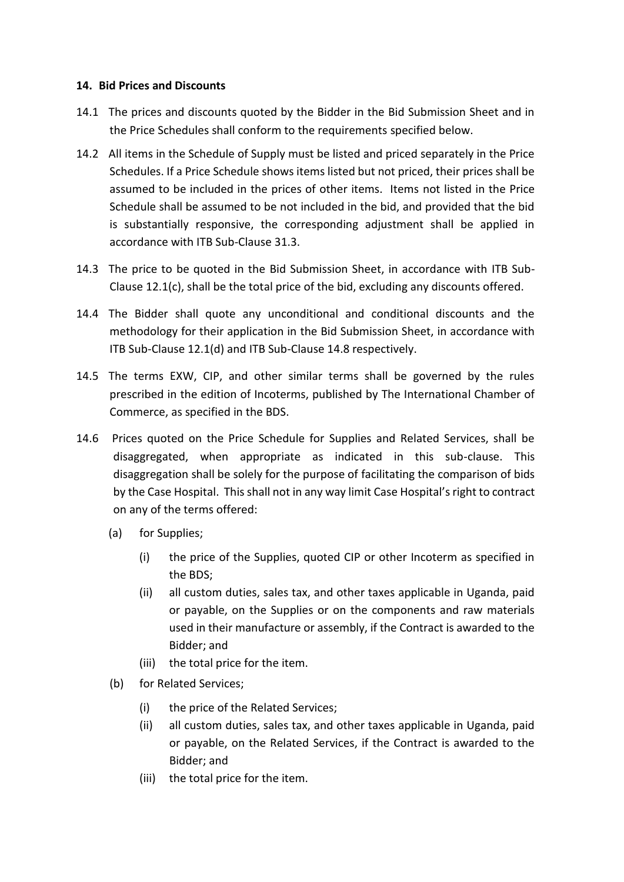### 14. Bid Prices and Discounts

14.1 The prices and discounts quoted by the Bidder in the Bid Submission Sheet and in the Price Schedules shall conform to the requirements specified below.

14.2 All items in the Schedule of Supply must be listed and priced separately in the Price Schedules. If a Price Schedule shows items listed but not priced, their prices shall be assumed to be included in the prices of other items. Items not listed in the Price Schedule shall be assumed to be not included in the bid, and provided that the bid is substantially responsive, the corresponding adjustment shall be applied in accordance with ITB Sub-Clause 31.3.

14.3 The price to be quoted in the Bid Submission Sheet, in accordance with ITB Sub-Clause 12.1(c), shall be the total price of the bid, excluding any discounts offered.

14.4 The Bidder shall quote any unconditional and conditional discounts and the methodology for their application in the Bid Submission Sheet, in accordance with ITB Sub-Clause 12.1(d) and ITB Sub-Clause 14.8 respectively.

14.5 The terms EXW, CIP, and other similar terms shall be governed by the rules prescribed in the edition of Incoterms, published by The International Chamber of Commerce, as specified in the BDS.

14.6 Prices quoted on the Price Schedule for Supplies and Related Services, shall be disaggregated, when appropriate as indicated in this sub-clause. This disaggregation shall be solely for the purpose of facilitating the comparison of bids by the Case Hospital. This shall not in any way limit Case Hospital's right to contract on any of the terms offered:

(a) for Supplies;

  (i) the price of the Supplies, quoted CIP or other Incoterm as specified in the BDS;
  
  (ii) all custom duties, sales tax, and other taxes applicable in Uganda, paid or payable, on the Supplies or on the components and raw materials used in their manufacture or assembly, if the Contract is awarded to the Bidder; and
  
  (iii) the total price for the item.

(b) for Related Services;

  (i) the price of the Related Services;
  
  (ii) all custom duties, sales tax, and other taxes applicable in Uganda, paid or payable, on the Related Services, if the Contract is awarded to the Bidder; and
  
  (iii) the total price for the item.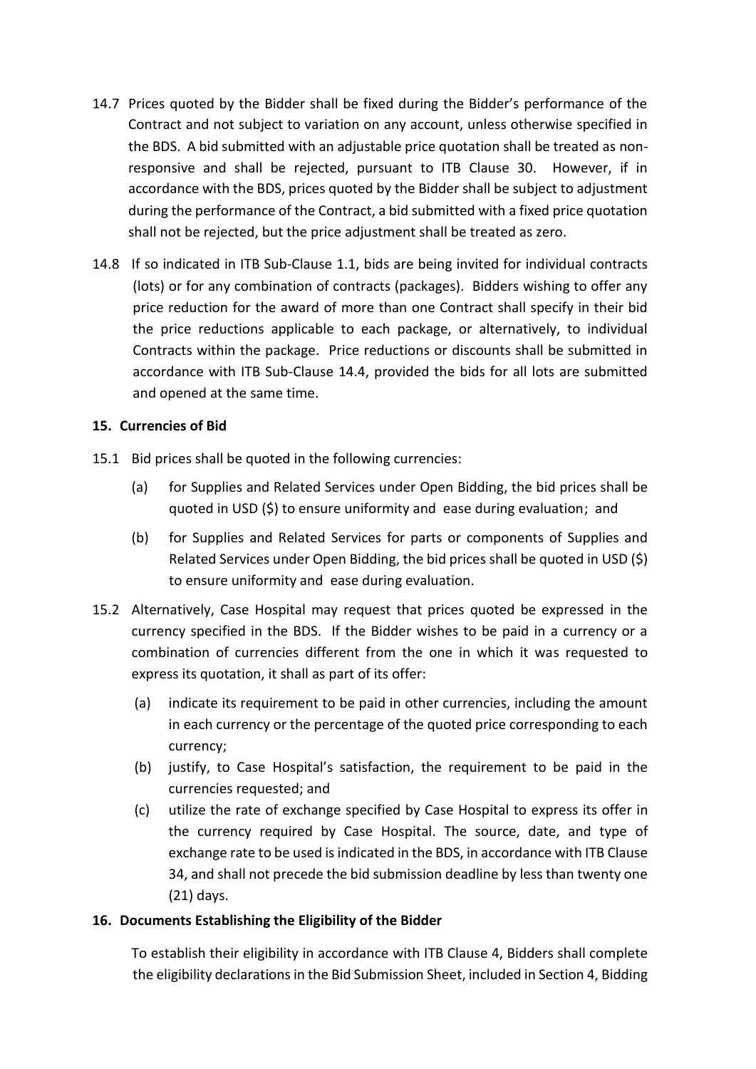14.7 Prices quoted by the Bidder shall be fixed during the Bidder's performance of the Contract and not subject to variation on any account, unless otherwise specified in the BDS. A bid submitted with an adjustable price quotation shall be treated as non-responsive and shall be rejected, pursuant to ITB Clause 30. However, if in accordance with the BDS, prices quoted by the Bidder shall be subject to adjustment during the performance of the Contract, a bid submitted with a fixed price quotation shall not be rejected, but the price adjustment shall be treated as zero.

14.8 If so indicated in ITB Sub-Clause 1.1, bids are being invited for individual contracts (lots) or for any combination of contracts (packages). Bidders wishing to offer any price reduction for the award of more than one Contract shall specify in their bid the price reductions applicable to each package, or alternatively, to individual Contracts within the package. Price reductions or discounts shall be submitted in accordance with ITB Sub-Clause 14.4, provided the bids for all lots are submitted and opened at the same time.

**15. Currencies of Bid**

15.1 Bid prices shall be quoted in the following currencies:

(a) for Supplies and Related Services under Open Bidding, the bid prices shall be quoted in USD ($) to ensure uniformity and ease during evaluation; and

(b) for Supplies and Related Services for parts or components of Supplies and Related Services under Open Bidding, the bid prices shall be quoted in USD ($) to ensure uniformity and ease during evaluation.

15.2 Alternatively, Case Hospital may request that prices quoted be expressed in the currency specified in the BDS. If the Bidder wishes to be paid in a currency or a combination of currencies different from the one in which it was requested to express its quotation, it shall as part of its offer:

(a) indicate its requirement to be paid in other currencies, including the amount in each currency or the percentage of the quoted price corresponding to each currency;

(b) justify, to Case Hospital's satisfaction, the requirement to be paid in the currencies requested; and

(c) utilize the rate of exchange specified by Case Hospital to express its offer in the currency required by Case Hospital. The source, date, and type of exchange rate to be used is indicated in the BDS, in accordance with ITB Clause 34, and shall not precede the bid submission deadline by less than twenty one (21) days.

**16. Documents Establishing the Eligibility of the Bidder**

To establish their eligibility in accordance with ITB Clause 4, Bidders shall complete the eligibility declarations in the Bid Submission Sheet, included in Section 4, Bidding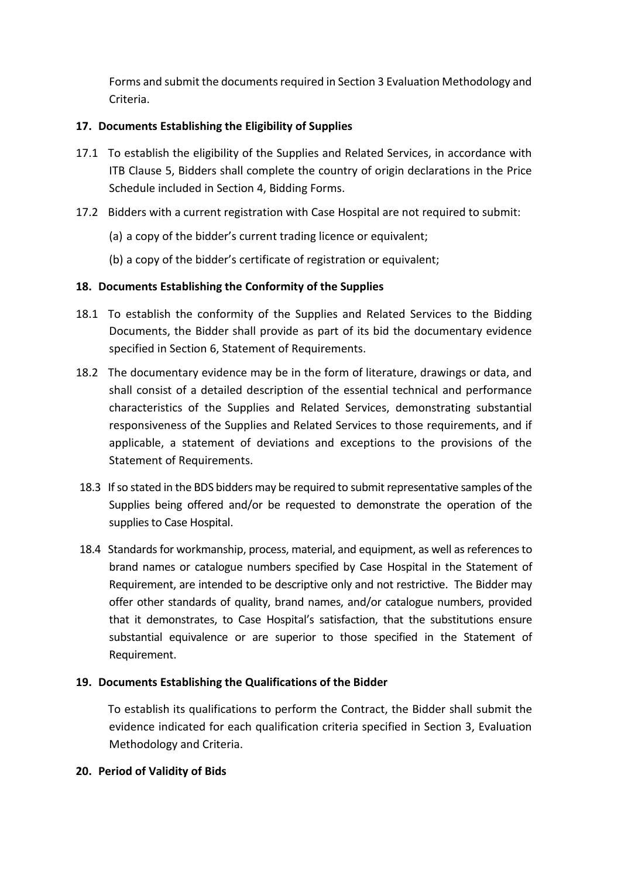Forms and submit the documents required in Section 3 Evaluation Methodology and Criteria.

**17. Documents Establishing the Eligibility of Supplies**

17.1 To establish the eligibility of the Supplies and Related Services, in accordance with ITB Clause 5, Bidders shall complete the country of origin declarations in the Price Schedule included in Section 4, Bidding Forms.

17.2 Bidders with a current registration with Case Hospital are not required to submit:

(a) a copy of the bidder's current trading licence or equivalent;

(b) a copy of the bidder's certificate of registration or equivalent;

**18. Documents Establishing the Conformity of the Supplies**

18.1 To establish the conformity of the Supplies and Related Services to the Bidding Documents, the Bidder shall provide as part of its bid the documentary evidence specified in Section 6, Statement of Requirements.

18.2 The documentary evidence may be in the form of literature, drawings or data, and shall consist of a detailed description of the essential technical and performance characteristics of the Supplies and Related Services, demonstrating substantial responsiveness of the Supplies and Related Services to those requirements, and if applicable, a statement of deviations and exceptions to the provisions of the Statement of Requirements.

18.3 If so stated in the BDS bidders may be required to submit representative samples of the Supplies being offered and/or be requested to demonstrate the operation of the supplies to Case Hospital.

18.4 Standards for workmanship, process, material, and equipment, as well as references to brand names or catalogue numbers specified by Case Hospital in the Statement of Requirement, are intended to be descriptive only and not restrictive. The Bidder may offer other standards of quality, brand names, and/or catalogue numbers, provided that it demonstrates, to Case Hospital's satisfaction, that the substitutions ensure substantial equivalence or are superior to those specified in the Statement of Requirement.

**19. Documents Establishing the Qualifications of the Bidder**

To establish its qualifications to perform the Contract, the Bidder shall submit the evidence indicated for each qualification criteria specified in Section 3, Evaluation Methodology and Criteria.

**20. Period of Validity of Bids**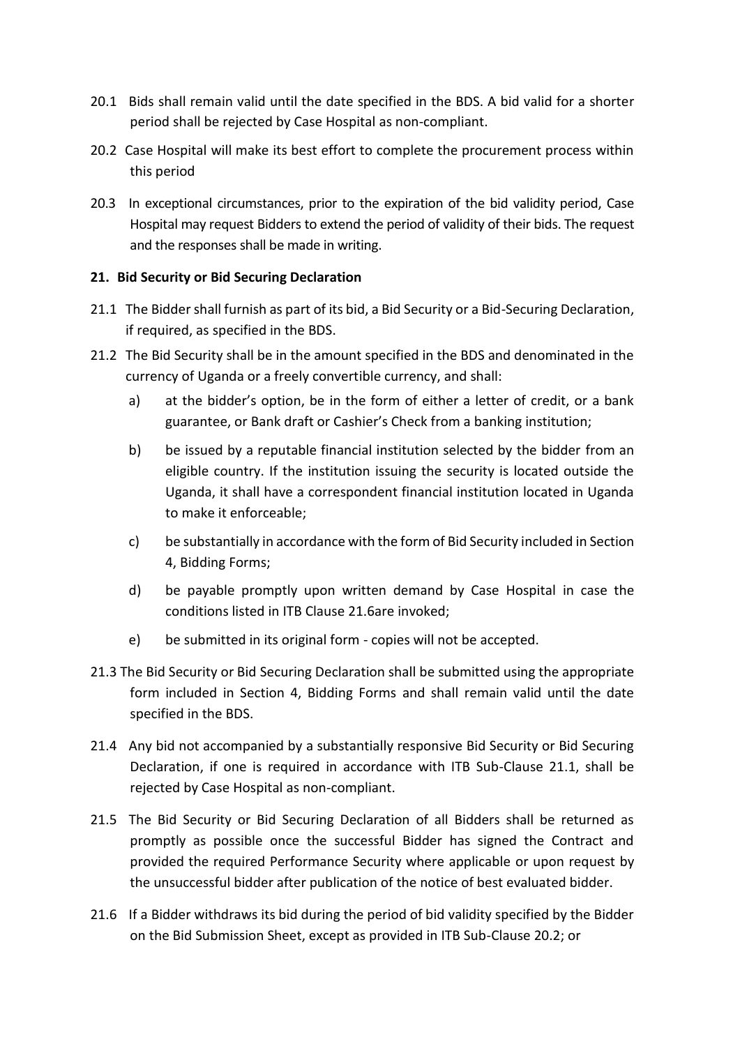20.1 Bids shall remain valid until the date specified in the BDS. A bid valid for a shorter period shall be rejected by Case Hospital as non-compliant.

20.2 Case Hospital will make its best effort to complete the procurement process within this period

20.3 In exceptional circumstances, prior to the expiration of the bid validity period, Case Hospital may request Bidders to extend the period of validity of their bids. The request and the responses shall be made in writing.

**21. Bid Security or Bid Securing Declaration**

21.1 The Bidder shall furnish as part of its bid, a Bid Security or a Bid-Securing Declaration, if required, as specified in the BDS.

21.2 The Bid Security shall be in the amount specified in the BDS and denominated in the currency of Uganda or a freely convertible currency, and shall:

a) at the bidder's option, be in the form of either a letter of credit, or a bank guarantee, or Bank draft or Cashier's Check from a banking institution;

b) be issued by a reputable financial institution selected by the bidder from an eligible country. If the institution issuing the security is located outside the Uganda, it shall have a correspondent financial institution located in Uganda to make it enforceable;

c) be substantially in accordance with the form of Bid Security included in Section 4, Bidding Forms;

d) be payable promptly upon written demand by Case Hospital in case the conditions listed in ITB Clause 21.6are invoked;

e) be submitted in its original form - copies will not be accepted.

21.3 The Bid Security or Bid Securing Declaration shall be submitted using the appropriate form included in Section 4, Bidding Forms and shall remain valid until the date specified in the BDS.

21.4 Any bid not accompanied by a substantially responsive Bid Security or Bid Securing Declaration, if one is required in accordance with ITB Sub-Clause 21.1, shall be rejected by Case Hospital as non-compliant.

21.5 The Bid Security or Bid Securing Declaration of all Bidders shall be returned as promptly as possible once the successful Bidder has signed the Contract and provided the required Performance Security where applicable or upon request by the unsuccessful bidder after publication of the notice of best evaluated bidder.

21.6 If a Bidder withdraws its bid during the period of bid validity specified by the Bidder on the Bid Submission Sheet, except as provided in ITB Sub-Clause 20.2; or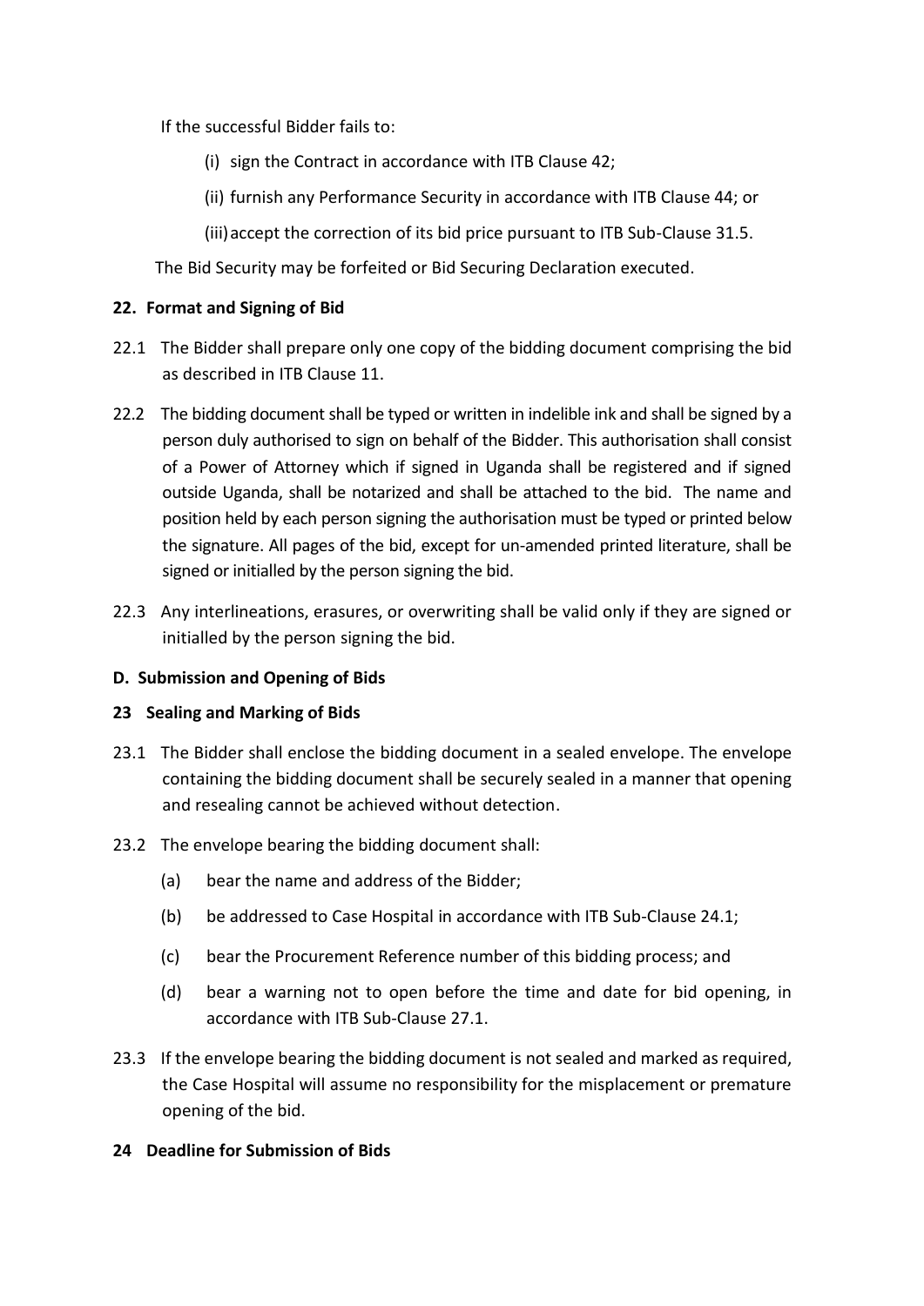If the successful Bidder fails to:

(i) sign the Contract in accordance with ITB Clause 42;

(ii) furnish any Performance Security in accordance with ITB Clause 44; or

(iii) accept the correction of its bid price pursuant to ITB Sub-Clause 31.5.

The Bid Security may be forfeited or Bid Securing Declaration executed.

**22. Format and Signing of Bid**

22.1 The Bidder shall prepare only one copy of the bidding document comprising the bid as described in ITB Clause 11.

22.2 The bidding document shall be typed or written in indelible ink and shall be signed by a person duly authorised to sign on behalf of the Bidder. This authorisation shall consist of a Power of Attorney which if signed in Uganda shall be registered and if signed outside Uganda, shall be notarized and shall be attached to the bid. The name and position held by each person signing the authorisation must be typed or printed below the signature. All pages of the bid, except for un-amended printed literature, shall be signed or initialled by the person signing the bid.

22.3 Any interlineations, erasures, or overwriting shall be valid only if they are signed or initialled by the person signing the bid.

**D. Submission and Opening of Bids**

**23 Sealing and Marking of Bids**

23.1 The Bidder shall enclose the bidding document in a sealed envelope. The envelope containing the bidding document shall be securely sealed in a manner that opening and resealing cannot be achieved without detection.

23.2 The envelope bearing the bidding document shall:

(a) bear the name and address of the Bidder;

(b) be addressed to Case Hospital in accordance with ITB Sub-Clause 24.1;

(c) bear the Procurement Reference number of this bidding process; and

(d) bear a warning not to open before the time and date for bid opening, in accordance with ITB Sub-Clause 27.1.

23.3 If the envelope bearing the bidding document is not sealed and marked as required, the Case Hospital will assume no responsibility for the misplacement or premature opening of the bid.

**24 Deadline for Submission of Bids**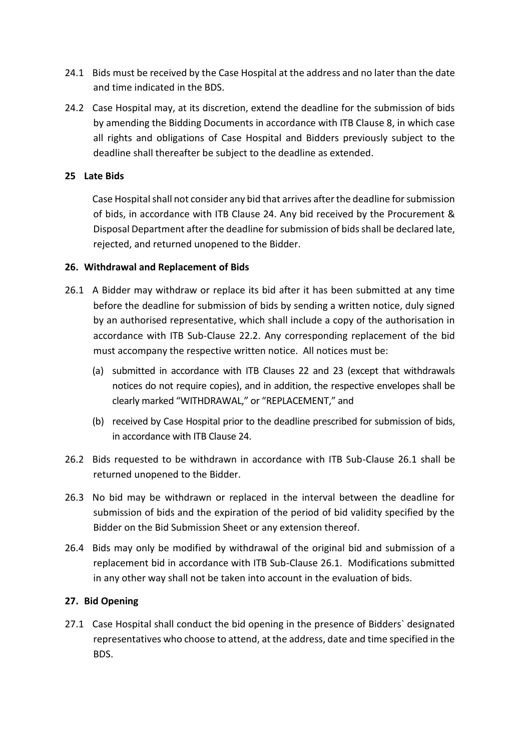24.1 Bids must be received by the Case Hospital at the address and no later than the date and time indicated in the BDS.

24.2 Case Hospital may, at its discretion, extend the deadline for the submission of bids by amending the Bidding Documents in accordance with ITB Clause 8, in which case all rights and obligations of Case Hospital and Bidders previously subject to the deadline shall thereafter be subject to the deadline as extended.

### 25 Late Bids

Case Hospital shall not consider any bid that arrives after the deadline for submission of bids, in accordance with ITB Clause 24. Any bid received by the Procurement & Disposal Department after the deadline for submission of bids shall be declared late, rejected, and returned unopened to the Bidder.

### 26. Withdrawal and Replacement of Bids

26.1 A Bidder may withdraw or replace its bid after it has been submitted at any time before the deadline for submission of bids by sending a written notice, duly signed by an authorised representative, which shall include a copy of the authorisation in accordance with ITB Sub-Clause 22.2. Any corresponding replacement of the bid must accompany the respective written notice. All notices must be:

(a) submitted in accordance with ITB Clauses 22 and 23 (except that withdrawals notices do not require copies), and in addition, the respective envelopes shall be clearly marked "WITHDRAWAL," or "REPLACEMENT," and

(b) received by Case Hospital prior to the deadline prescribed for submission of bids, in accordance with ITB Clause 24.

26.2 Bids requested to be withdrawn in accordance with ITB Sub-Clause 26.1 shall be returned unopened to the Bidder.

26.3 No bid may be withdrawn or replaced in the interval between the deadline for submission of bids and the expiration of the period of bid validity specified by the Bidder on the Bid Submission Sheet or any extension thereof.

26.4 Bids may only be modified by withdrawal of the original bid and submission of a replacement bid in accordance with ITB Sub-Clause 26.1. Modifications submitted in any other way shall not be taken into account in the evaluation of bids.

### 27. Bid Opening

27.1 Case Hospital shall conduct the bid opening in the presence of Bidders` designated representatives who choose to attend, at the address, date and time specified in the BDS.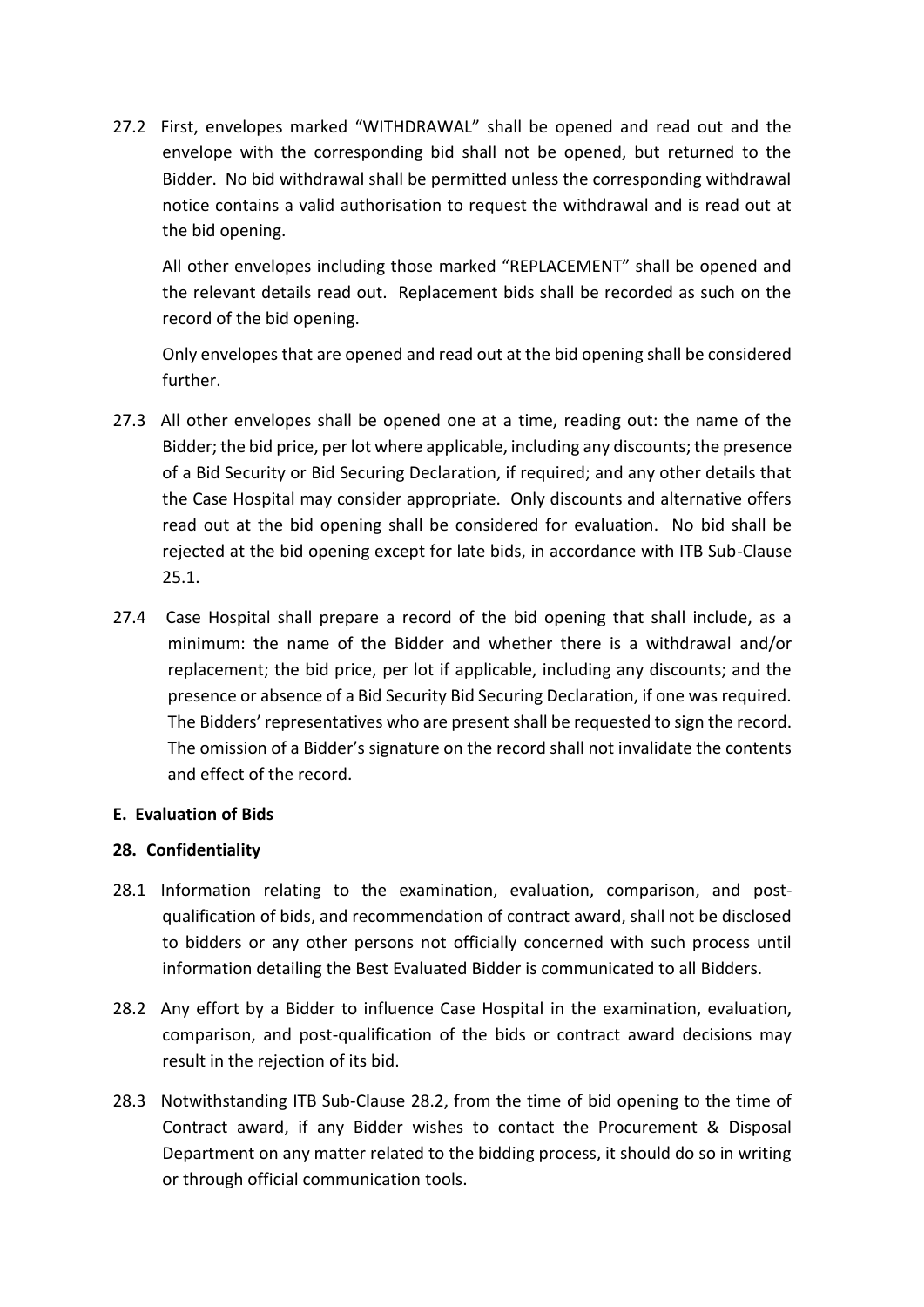27.2 First, envelopes marked "WITHDRAWAL" shall be opened and read out and the envelope with the corresponding bid shall not be opened, but returned to the Bidder. No bid withdrawal shall be permitted unless the corresponding withdrawal notice contains a valid authorisation to request the withdrawal and is read out at the bid opening.

All other envelopes including those marked "REPLACEMENT" shall be opened and the relevant details read out. Replacement bids shall be recorded as such on the record of the bid opening.

Only envelopes that are opened and read out at the bid opening shall be considered further.

27.3 All other envelopes shall be opened one at a time, reading out: the name of the Bidder; the bid price, per lot where applicable, including any discounts; the presence of a Bid Security or Bid Securing Declaration, if required; and any other details that the Case Hospital may consider appropriate. Only discounts and alternative offers read out at the bid opening shall be considered for evaluation. No bid shall be rejected at the bid opening except for late bids, in accordance with ITB Sub-Clause 25.1.

27.4 Case Hospital shall prepare a record of the bid opening that shall include, as a minimum: the name of the Bidder and whether there is a withdrawal and/or replacement; the bid price, per lot if applicable, including any discounts; and the presence or absence of a Bid Security Bid Securing Declaration, if one was required. The Bidders' representatives who are present shall be requested to sign the record. The omission of a Bidder's signature on the record shall not invalidate the contents and effect of the record.

## E. Evaluation of Bids

### 28. Confidentiality

28.1 Information relating to the examination, evaluation, comparison, and post-qualification of bids, and recommendation of contract award, shall not be disclosed to bidders or any other persons not officially concerned with such process until information detailing the Best Evaluated Bidder is communicated to all Bidders.

28.2 Any effort by a Bidder to influence Case Hospital in the examination, evaluation, comparison, and post-qualification of the bids or contract award decisions may result in the rejection of its bid.

28.3 Notwithstanding ITB Sub-Clause 28.2, from the time of bid opening to the time of Contract award, if any Bidder wishes to contact the Procurement & Disposal Department on any matter related to the bidding process, it should do so in writing or through official communication tools.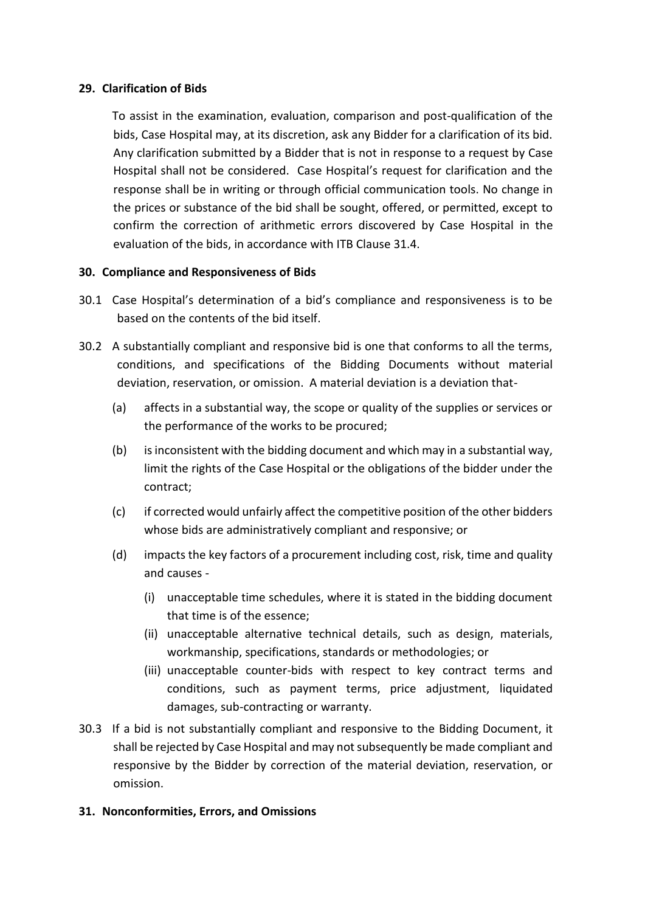## 29. Clarification of Bids

To assist in the examination, evaluation, comparison and post-qualification of the bids, Case Hospital may, at its discretion, ask any Bidder for a clarification of its bid. Any clarification submitted by a Bidder that is not in response to a request by Case Hospital shall not be considered. Case Hospital's request for clarification and the response shall be in writing or through official communication tools. No change in the prices or substance of the bid shall be sought, offered, or permitted, except to confirm the correction of arithmetic errors discovered by Case Hospital in the evaluation of the bids, in accordance with ITB Clause 31.4.

## 30. Compliance and Responsiveness of Bids

30.1 Case Hospital's determination of a bid's compliance and responsiveness is to be based on the contents of the bid itself.

30.2 A substantially compliant and responsive bid is one that conforms to all the terms, conditions, and specifications of the Bidding Documents without material deviation, reservation, or omission. A material deviation is a deviation that-

- (a) affects in a substantial way, the scope or quality of the supplies or services or the performance of the works to be procured;
- (b) is inconsistent with the bidding document and which may in a substantial way, limit the rights of the Case Hospital or the obligations of the bidder under the contract;
- (c) if corrected would unfairly affect the competitive position of the other bidders whose bids are administratively compliant and responsive; or
- (d) impacts the key factors of a procurement including cost, risk, time and quality and causes -
  - (i) unacceptable time schedules, where it is stated in the bidding document that time is of the essence;
  - (ii) unacceptable alternative technical details, such as design, materials, workmanship, specifications, standards or methodologies; or
  - (iii) unacceptable counter-bids with respect to key contract terms and conditions, such as payment terms, price adjustment, liquidated damages, sub-contracting or warranty.

30.3 If a bid is not substantially compliant and responsive to the Bidding Document, it shall be rejected by Case Hospital and may not subsequently be made compliant and responsive by the Bidder by correction of the material deviation, reservation, or omission.

## 31. Nonconformities, Errors, and Omissions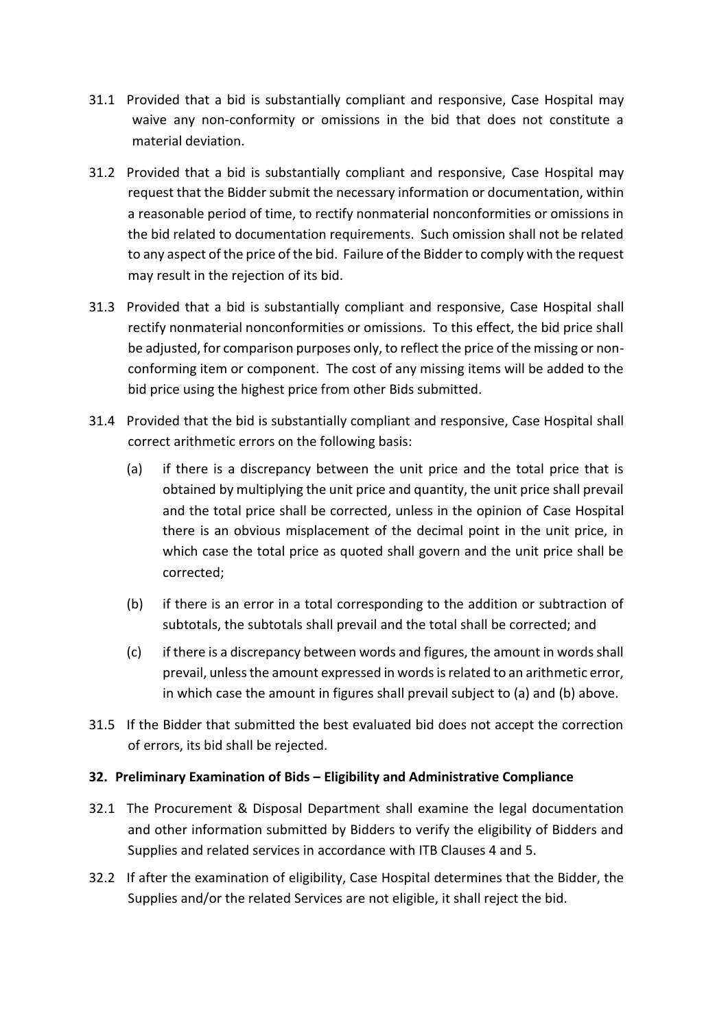31.1 Provided that a bid is substantially compliant and responsive, Case Hospital may waive any non-conformity or omissions in the bid that does not constitute a material deviation.

31.2 Provided that a bid is substantially compliant and responsive, Case Hospital may request that the Bidder submit the necessary information or documentation, within a reasonable period of time, to rectify nonmaterial nonconformities or omissions in the bid related to documentation requirements. Such omission shall not be related to any aspect of the price of the bid. Failure of the Bidder to comply with the request may result in the rejection of its bid.

31.3 Provided that a bid is substantially compliant and responsive, Case Hospital shall rectify nonmaterial nonconformities or omissions. To this effect, the bid price shall be adjusted, for comparison purposes only, to reflect the price of the missing or non-conforming item or component. The cost of any missing items will be added to the bid price using the highest price from other Bids submitted.

31.4 Provided that the bid is substantially compliant and responsive, Case Hospital shall correct arithmetic errors on the following basis:

(a) if there is a discrepancy between the unit price and the total price that is obtained by multiplying the unit price and quantity, the unit price shall prevail and the total price shall be corrected, unless in the opinion of Case Hospital there is an obvious misplacement of the decimal point in the unit price, in which case the total price as quoted shall govern and the unit price shall be corrected;

(b) if there is an error in a total corresponding to the addition or subtraction of subtotals, the subtotals shall prevail and the total shall be corrected; and

(c) if there is a discrepancy between words and figures, the amount in words shall prevail, unless the amount expressed in words is related to an arithmetic error, in which case the amount in figures shall prevail subject to (a) and (b) above.

31.5 If the Bidder that submitted the best evaluated bid does not accept the correction of errors, its bid shall be rejected.

**32. Preliminary Examination of Bids – Eligibility and Administrative Compliance**

32.1 The Procurement & Disposal Department shall examine the legal documentation and other information submitted by Bidders to verify the eligibility of Bidders and Supplies and related services in accordance with ITB Clauses 4 and 5.

32.2 If after the examination of eligibility, Case Hospital determines that the Bidder, the Supplies and/or the related Services are not eligible, it shall reject the bid.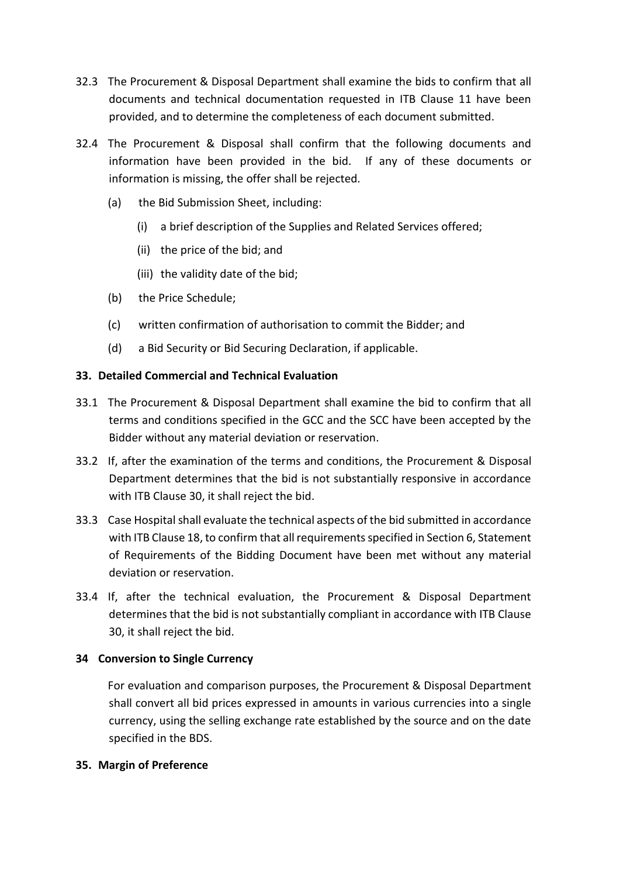32.3 The Procurement & Disposal Department shall examine the bids to confirm that all documents and technical documentation requested in ITB Clause 11 have been provided, and to determine the completeness of each document submitted.

32.4 The Procurement & Disposal shall confirm that the following documents and information have been provided in the bid. If any of these documents or information is missing, the offer shall be rejected.

(a) the Bid Submission Sheet, including:

(i) a brief description of the Supplies and Related Services offered;

(ii) the price of the bid; and

(iii) the validity date of the bid;

(b) the Price Schedule;

(c) written confirmation of authorisation to commit the Bidder; and

(d) a Bid Security or Bid Securing Declaration, if applicable.

**33. Detailed Commercial and Technical Evaluation**

33.1 The Procurement & Disposal Department shall examine the bid to confirm that all terms and conditions specified in the GCC and the SCC have been accepted by the Bidder without any material deviation or reservation.

33.2 If, after the examination of the terms and conditions, the Procurement & Disposal Department determines that the bid is not substantially responsive in accordance with ITB Clause 30, it shall reject the bid.

33.3 Case Hospital shall evaluate the technical aspects of the bid submitted in accordance with ITB Clause 18, to confirm that all requirements specified in Section 6, Statement of Requirements of the Bidding Document have been met without any material deviation or reservation.

33.4 If, after the technical evaluation, the Procurement & Disposal Department determines that the bid is not substantially compliant in accordance with ITB Clause 30, it shall reject the bid.

**34 Conversion to Single Currency**

For evaluation and comparison purposes, the Procurement & Disposal Department shall convert all bid prices expressed in amounts in various currencies into a single currency, using the selling exchange rate established by the source and on the date specified in the BDS.

**35. Margin of Preference**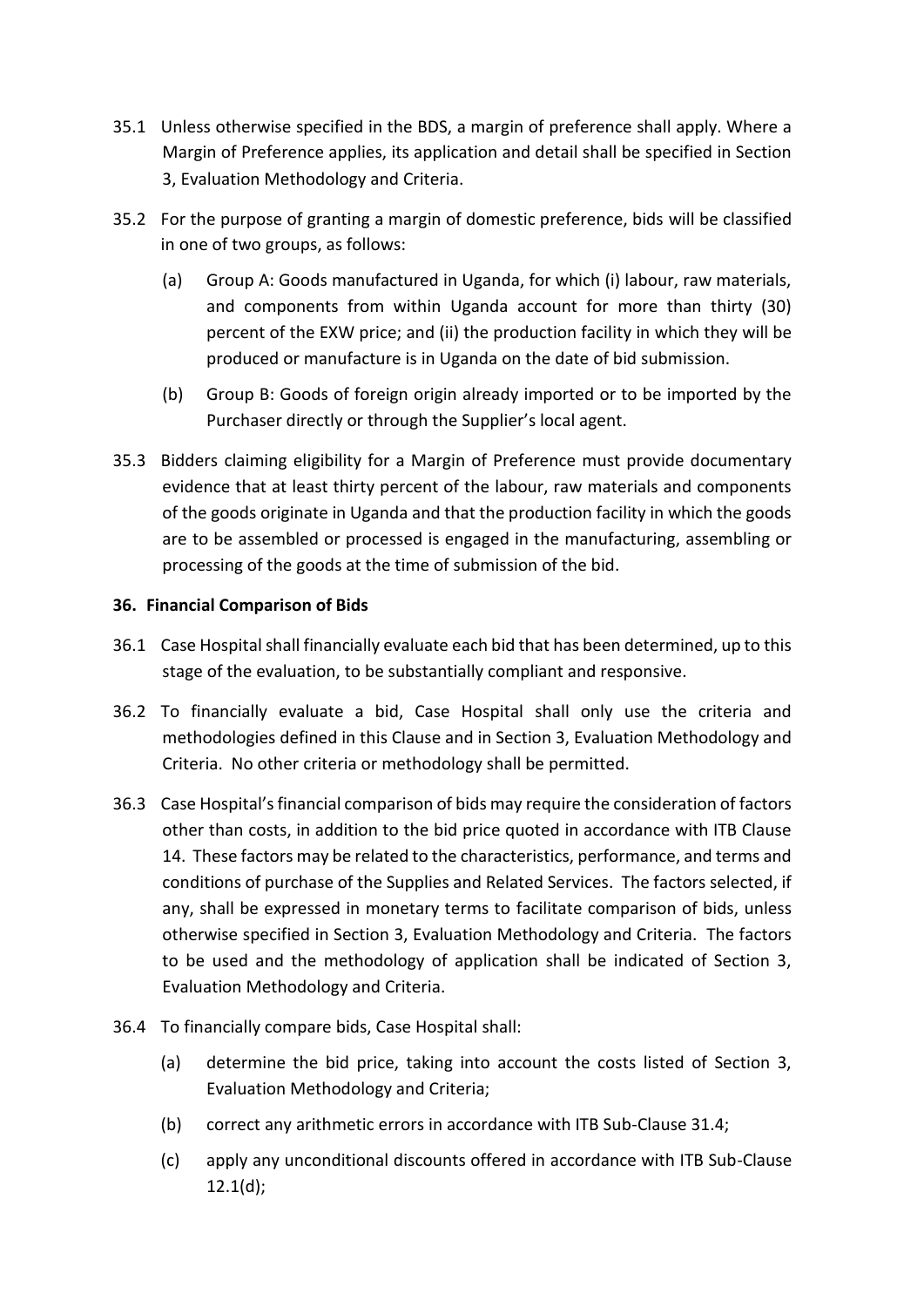35.1 Unless otherwise specified in the BDS, a margin of preference shall apply. Where a Margin of Preference applies, its application and detail shall be specified in Section 3, Evaluation Methodology and Criteria.

35.2 For the purpose of granting a margin of domestic preference, bids will be classified in one of two groups, as follows:

(a) Group A: Goods manufactured in Uganda, for which (i) labour, raw materials, and components from within Uganda account for more than thirty (30) percent of the EXW price; and (ii) the production facility in which they will be produced or manufacture is in Uganda on the date of bid submission.

(b) Group B: Goods of foreign origin already imported or to be imported by the Purchaser directly or through the Supplier's local agent.

35.3 Bidders claiming eligibility for a Margin of Preference must provide documentary evidence that at least thirty percent of the labour, raw materials and components of the goods originate in Uganda and that the production facility in which the goods are to be assembled or processed is engaged in the manufacturing, assembling or processing of the goods at the time of submission of the bid.

**36. Financial Comparison of Bids**

36.1 Case Hospital shall financially evaluate each bid that has been determined, up to this stage of the evaluation, to be substantially compliant and responsive.

36.2 To financially evaluate a bid, Case Hospital shall only use the criteria and methodologies defined in this Clause and in Section 3, Evaluation Methodology and Criteria. No other criteria or methodology shall be permitted.

36.3 Case Hospital's financial comparison of bids may require the consideration of factors other than costs, in addition to the bid price quoted in accordance with ITB Clause 14. These factors may be related to the characteristics, performance, and terms and conditions of purchase of the Supplies and Related Services. The factors selected, if any, shall be expressed in monetary terms to facilitate comparison of bids, unless otherwise specified in Section 3, Evaluation Methodology and Criteria. The factors to be used and the methodology of application shall be indicated of Section 3, Evaluation Methodology and Criteria.

36.4 To financially compare bids, Case Hospital shall:

(a) determine the bid price, taking into account the costs listed of Section 3, Evaluation Methodology and Criteria;

(b) correct any arithmetic errors in accordance with ITB Sub-Clause 31.4;

(c) apply any unconditional discounts offered in accordance with ITB Sub-Clause 12.1(d);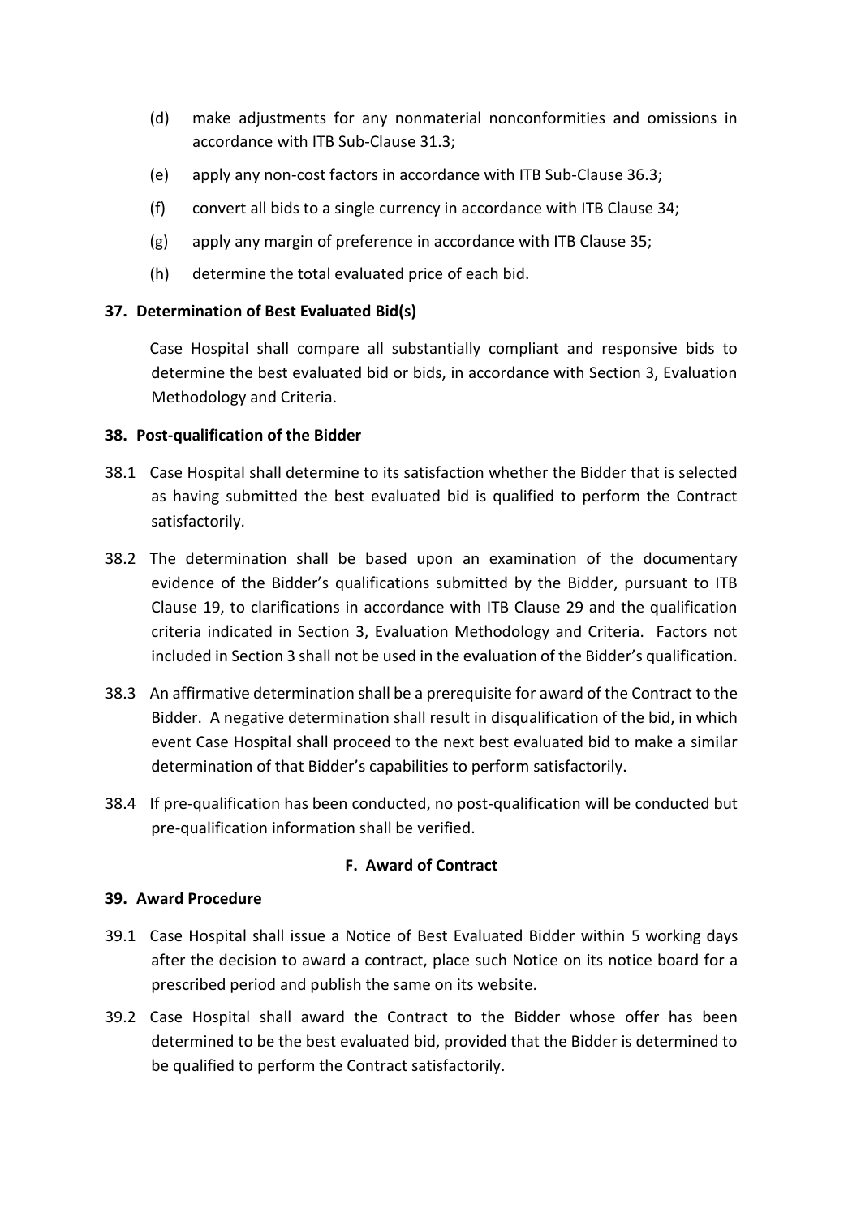(d) make adjustments for any nonmaterial nonconformities and omissions in accordance with ITB Sub-Clause 31.3;

(e) apply any non-cost factors in accordance with ITB Sub-Clause 36.3;

(f) convert all bids to a single currency in accordance with ITB Clause 34;

(g) apply any margin of preference in accordance with ITB Clause 35;

(h) determine the total evaluated price of each bid.

**37. Determination of Best Evaluated Bid(s)**

Case Hospital shall compare all substantially compliant and responsive bids to determine the best evaluated bid or bids, in accordance with Section 3, Evaluation Methodology and Criteria.

**38. Post-qualification of the Bidder**

38.1 Case Hospital shall determine to its satisfaction whether the Bidder that is selected as having submitted the best evaluated bid is qualified to perform the Contract satisfactorily.

38.2 The determination shall be based upon an examination of the documentary evidence of the Bidder's qualifications submitted by the Bidder, pursuant to ITB Clause 19, to clarifications in accordance with ITB Clause 29 and the qualification criteria indicated in Section 3, Evaluation Methodology and Criteria. Factors not included in Section 3 shall not be used in the evaluation of the Bidder's qualification.

38.3 An affirmative determination shall be a prerequisite for award of the Contract to the Bidder. A negative determination shall result in disqualification of the bid, in which event Case Hospital shall proceed to the next best evaluated bid to make a similar determination of that Bidder's capabilities to perform satisfactorily.

38.4 If pre-qualification has been conducted, no post-qualification will be conducted but pre-qualification information shall be verified.

**F. Award of Contract**

**39. Award Procedure**

39.1 Case Hospital shall issue a Notice of Best Evaluated Bidder within 5 working days after the decision to award a contract, place such Notice on its notice board for a prescribed period and publish the same on its website.

39.2 Case Hospital shall award the Contract to the Bidder whose offer has been determined to be the best evaluated bid, provided that the Bidder is determined to be qualified to perform the Contract satisfactorily.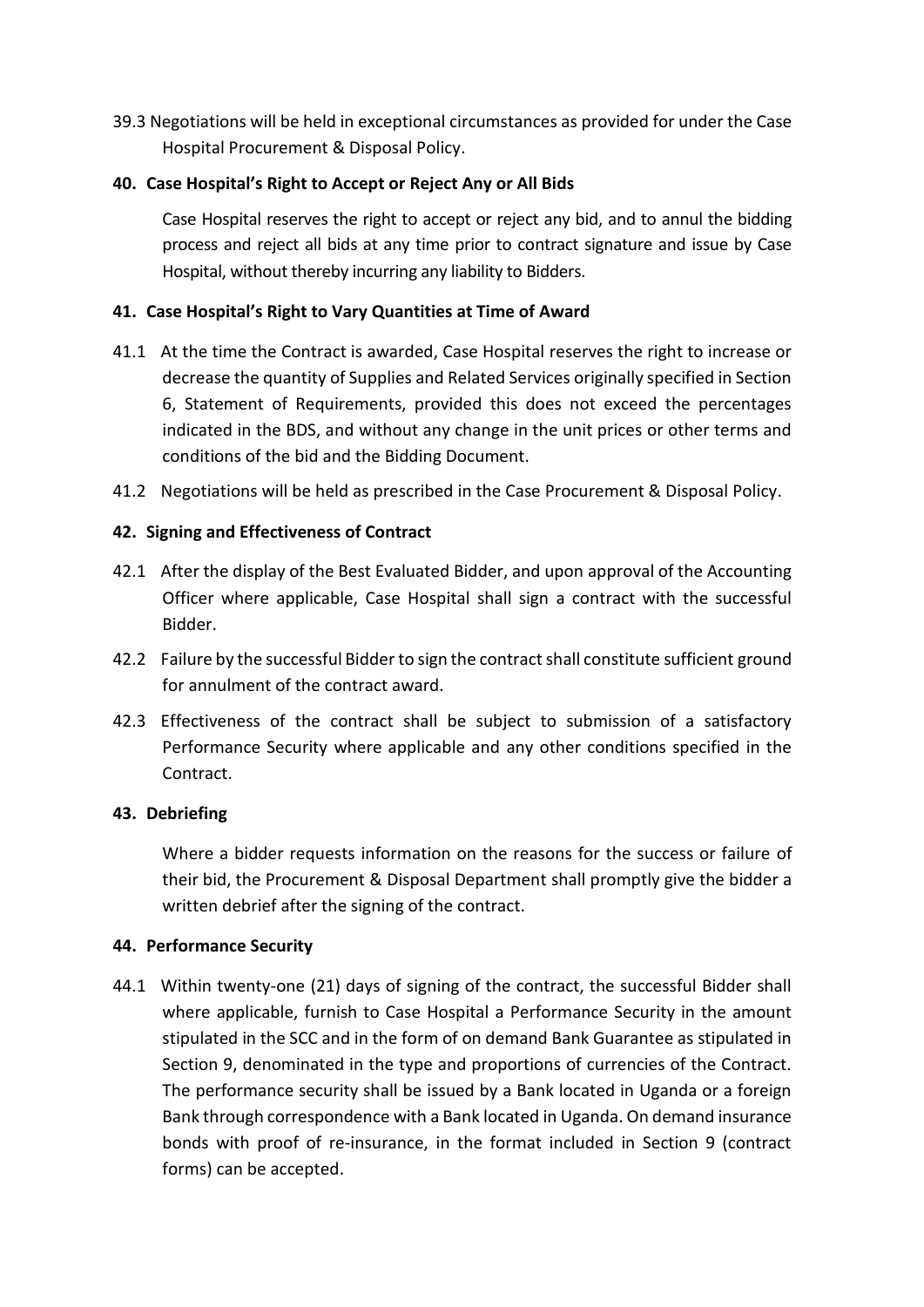39.3 Negotiations will be held in exceptional circumstances as provided for under the Case Hospital Procurement & Disposal Policy.

### 40. Case Hospital's Right to Accept or Reject Any or All Bids

Case Hospital reserves the right to accept or reject any bid, and to annul the bidding process and reject all bids at any time prior to contract signature and issue by Case Hospital, without thereby incurring any liability to Bidders.

### 41. Case Hospital's Right to Vary Quantities at Time of Award

41.1 At the time the Contract is awarded, Case Hospital reserves the right to increase or decrease the quantity of Supplies and Related Services originally specified in Section 6, Statement of Requirements, provided this does not exceed the percentages indicated in the BDS, and without any change in the unit prices or other terms and conditions of the bid and the Bidding Document.

41.2 Negotiations will be held as prescribed in the Case Procurement & Disposal Policy.

### 42. Signing and Effectiveness of Contract

42.1 After the display of the Best Evaluated Bidder, and upon approval of the Accounting Officer where applicable, Case Hospital shall sign a contract with the successful Bidder.

42.2 Failure by the successful Bidder to sign the contract shall constitute sufficient ground for annulment of the contract award.

42.3 Effectiveness of the contract shall be subject to submission of a satisfactory Performance Security where applicable and any other conditions specified in the Contract.

### 43. Debriefing

Where a bidder requests information on the reasons for the success or failure of their bid, the Procurement & Disposal Department shall promptly give the bidder a written debrief after the signing of the contract.

### 44. Performance Security

44.1 Within twenty-one (21) days of signing of the contract, the successful Bidder shall where applicable, furnish to Case Hospital a Performance Security in the amount stipulated in the SCC and in the form of on demand Bank Guarantee as stipulated in Section 9, denominated in the type and proportions of currencies of the Contract. The performance security shall be issued by a Bank located in Uganda or a foreign Bank through correspondence with a Bank located in Uganda. On demand insurance bonds with proof of re-insurance, in the format included in Section 9 (contract forms) can be accepted.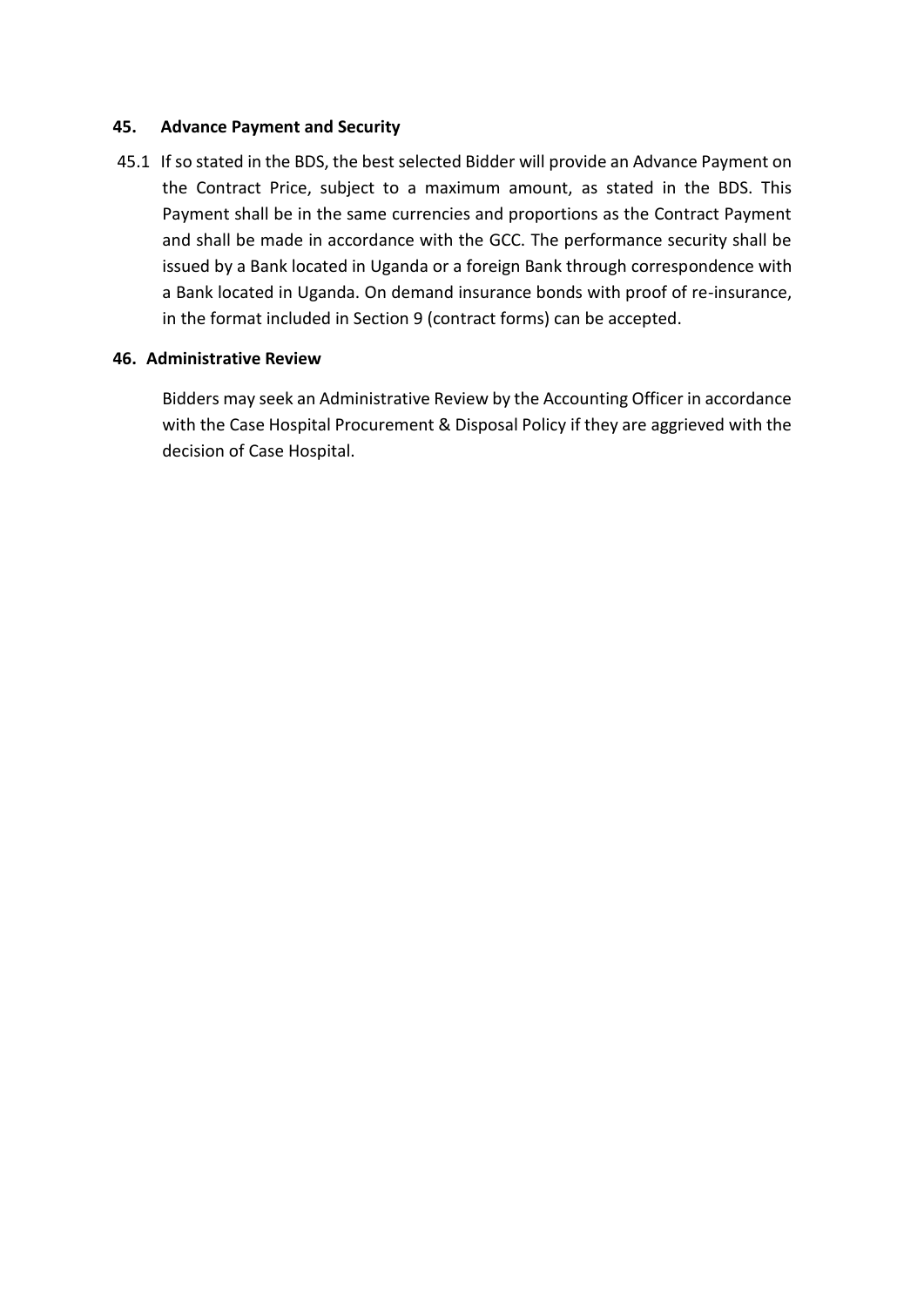### 45. Advance Payment and Security

45.1 If so stated in the BDS, the best selected Bidder will provide an Advance Payment on the Contract Price, subject to a maximum amount, as stated in the BDS. This Payment shall be in the same currencies and proportions as the Contract Payment and shall be made in accordance with the GCC. The performance security shall be issued by a Bank located in Uganda or a foreign Bank through correspondence with a Bank located in Uganda. On demand insurance bonds with proof of re-insurance, in the format included in Section 9 (contract forms) can be accepted.

### 46. Administrative Review

Bidders may seek an Administrative Review by the Accounting Officer in accordance with the Case Hospital Procurement & Disposal Policy if they are aggrieved with the decision of Case Hospital.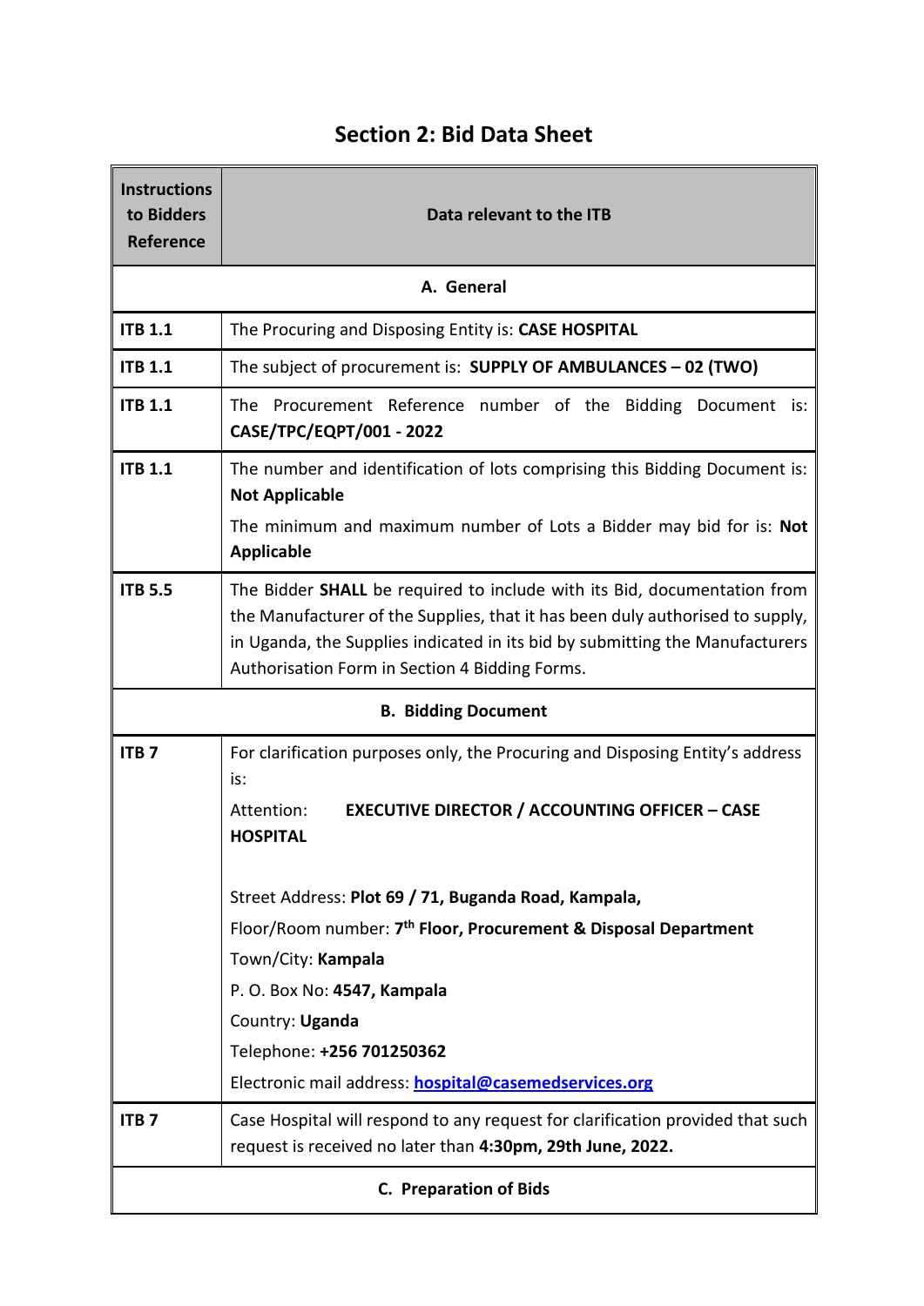## Section 2: Bid Data Sheet

| Instructions to Bidders Reference | Data relevant to the ITB |
|---|---|
| **A. General** | |
| **ITB 1.1** | The Procuring and Disposing Entity is: **CASE HOSPITAL** |
| **ITB 1.1** | The subject of procurement is: **SUPPLY OF AMBULANCES – 02 (TWO)** |
| **ITB 1.1** | The Procurement Reference number of the Bidding Document is: **CASE/TPC/EQPT/001 - 2022** |
| **ITB 1.1** | The number and identification of lots comprising this Bidding Document is: **Not Applicable**<br><br>The minimum and maximum number of Lots a Bidder may bid for is: **Not Applicable** |
| **ITB 5.5** | The Bidder **SHALL** be required to include with its Bid, documentation from the Manufacturer of the Supplies, that it has been duly authorised to supply, in Uganda, the Supplies indicated in its bid by submitting the Manufacturers Authorisation Form in Section 4 Bidding Forms. |
| **B. Bidding Document** | |
| **ITB 7** | For clarification purposes only, the Procuring and Disposing Entity's address is:<br><br>Attention: **EXECUTIVE DIRECTOR / ACCOUNTING OFFICER – CASE HOSPITAL**<br><br>Street Address: **Plot 69 / 71, Buganda Road, Kampala,**<br>Floor/Room number: **7th Floor, Procurement & Disposal Department**<br>Town/City: **Kampala**<br>P. O. Box No: **4547, Kampala**<br>Country: **Uganda**<br>Telephone: **+256 701250362**<br>Electronic mail address: **hospital@casemedservices.org** |
| **ITB 7** | Case Hospital will respond to any request for clarification provided that such request is received no later than **4:30pm, 29th June, 2022.** |
| **C. Preparation of Bids** | |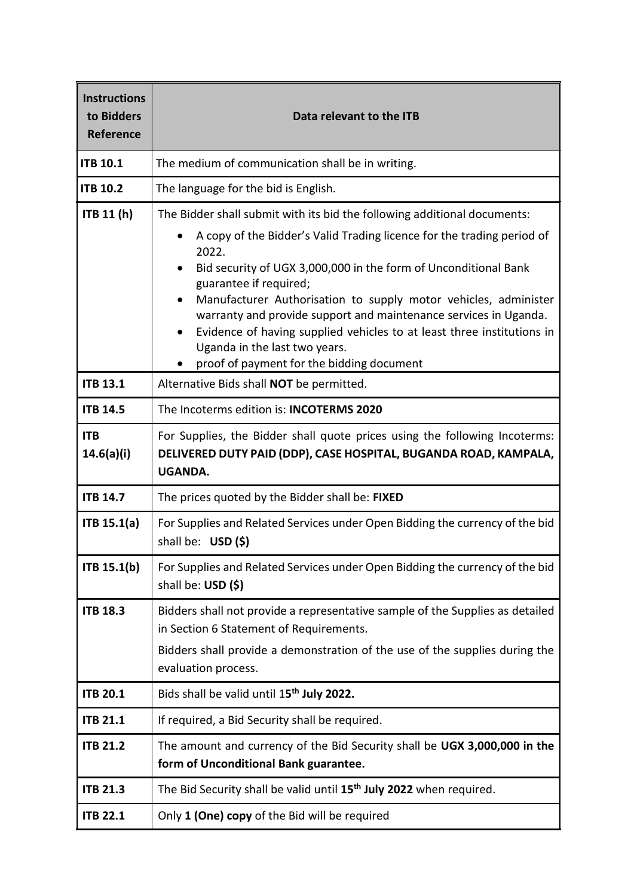| Instructions to Bidders Reference | Data relevant to the ITB |
|---|---|
| **ITB 10.1** | The medium of communication shall be in writing. |
| **ITB 10.2** | The language for the bid is English. |
| **ITB 11 (h)** | The Bidder shall submit with its bid the following additional documents:<br>• A copy of the Bidder's Valid Trading licence for the trading period of 2022.<br>• Bid security of UGX 3,000,000 in the form of Unconditional Bank guarantee if required;<br>• Manufacturer Authorisation to supply motor vehicles, administer warranty and provide support and maintenance services in Uganda.<br>• Evidence of having supplied vehicles to at least three institutions in Uganda in the last two years.<br>• proof of payment for the bidding document |
| **ITB 13.1** | Alternative Bids shall **NOT** be permitted. |
| **ITB 14.5** | The Incoterms edition is: **INCOTERMS 2020** |
| **ITB 14.6(a)(i)** | For Supplies, the Bidder shall quote prices using the following Incoterms: **DELIVERED DUTY PAID (DDP), CASE HOSPITAL, BUGANDA ROAD, KAMPALA, UGANDA.** |
| **ITB 14.7** | The prices quoted by the Bidder shall be: **FIXED** |
| **ITB 15.1(a)** | For Supplies and Related Services under Open Bidding the currency of the bid shall be: **USD ($)** |
| **ITB 15.1(b)** | For Supplies and Related Services under Open Bidding the currency of the bid shall be: **USD ($)** |
| **ITB 18.3** | Bidders shall not provide a representative sample of the Supplies as detailed in Section 6 Statement of Requirements.<br>Bidders shall provide a demonstration of the use of the supplies during the evaluation process. |
| **ITB 20.1** | Bids shall be valid until 1**5th July 2022.** |
| **ITB 21.1** | If required, a Bid Security shall be required. |
| **ITB 21.2** | The amount and currency of the Bid Security shall be **UGX 3,000,000 in the form of Unconditional Bank guarantee.** |
| **ITB 21.3** | The Bid Security shall be valid until **15th July 2022** when required. |
| **ITB 22.1** | Only **1 (One) copy** of the Bid will be required |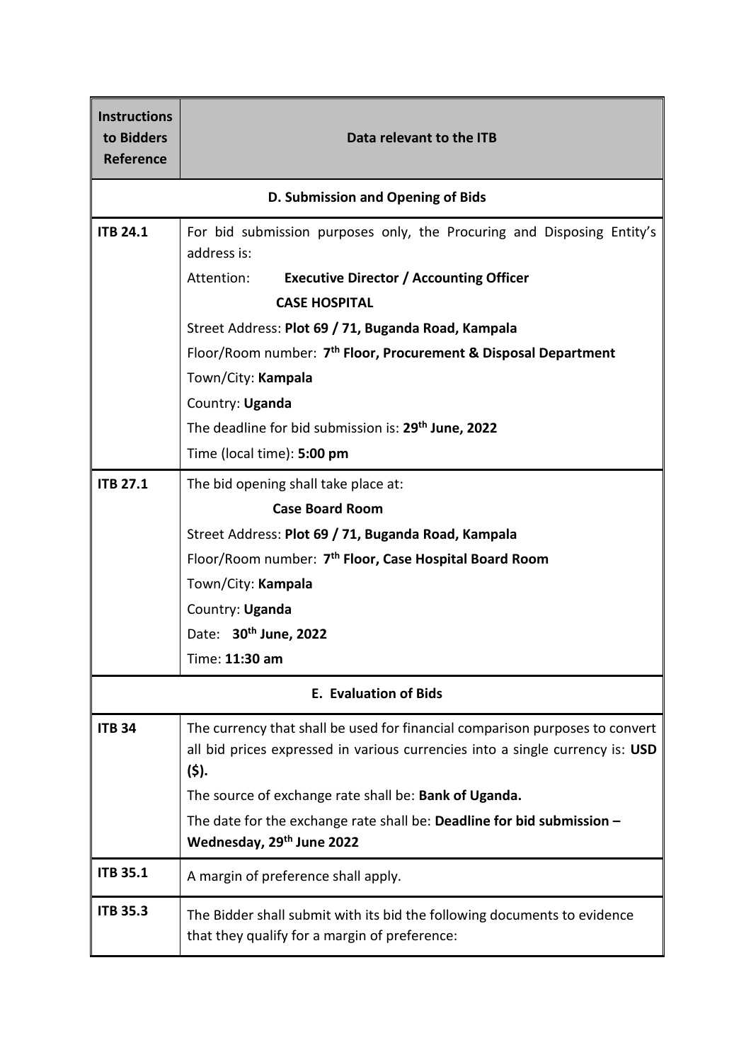| Instructions to Bidders Reference | Data relevant to the ITB |
|---|---|
| **D. Submission and Opening of Bids** | |
| **ITB 24.1** | For bid submission purposes only, the Procuring and Disposing Entity's address is:<br>Attention: **Executive Director / Accounting Officer**<br>**CASE HOSPITAL**<br>Street Address: **Plot 69 / 71, Buganda Road, Kampala**<br>Floor/Room number: **7th Floor, Procurement & Disposal Department**<br>Town/City: **Kampala**<br>Country: **Uganda**<br>The deadline for bid submission is: **29th June, 2022**<br>Time (local time): **5:00 pm** |
| **ITB 27.1** | The bid opening shall take place at:<br>**Case Board Room**<br>Street Address: **Plot 69 / 71, Buganda Road, Kampala**<br>Floor/Room number: **7th Floor, Case Hospital Board Room**<br>Town/City: **Kampala**<br>Country: **Uganda**<br>Date: **30th June, 2022**<br>Time: **11:30 am** |
| **E. Evaluation of Bids** | |
| **ITB 34** | The currency that shall be used for financial comparison purposes to convert all bid prices expressed in various currencies into a single currency is: **USD ($).**<br>The source of exchange rate shall be: **Bank of Uganda.**<br>The date for the exchange rate shall be: **Deadline for bid submission – Wednesday, 29th June 2022** |
| **ITB 35.1** | A margin of preference shall apply. |
| **ITB 35.3** | The Bidder shall submit with its bid the following documents to evidence that they qualify for a margin of preference: |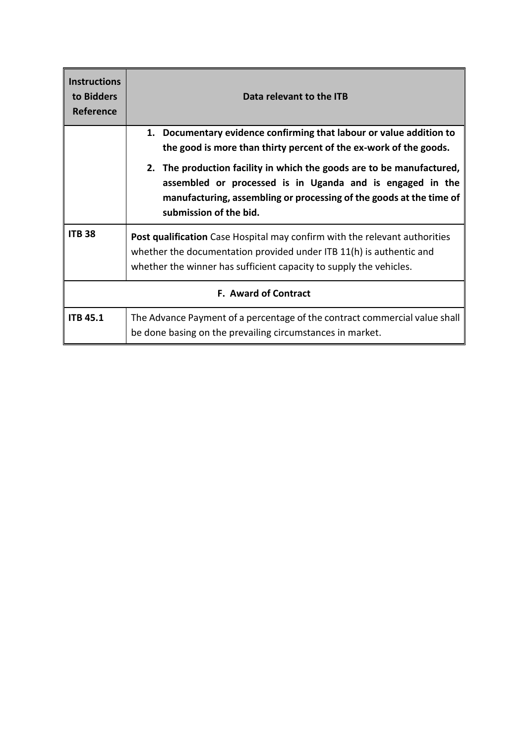| Instructions to Bidders Reference | Data relevant to the ITB |
|---|---|
| | **1. Documentary evidence confirming that labour or value addition to the good is more than thirty percent of the ex-work of the goods.**<br><br>**2. The production facility in which the goods are to be manufactured, assembled or processed is in Uganda and is engaged in the manufacturing, assembling or processing of the goods at the time of submission of the bid.** |
| **ITB 38** | **Post qualification** Case Hospital may confirm with the relevant authorities whether the documentation provided under ITB 11(h) is authentic and whether the winner has sufficient capacity to supply the vehicles. |
| **F. Award of Contract** | |
| **ITB 45.1** | The Advance Payment of a percentage of the contract commercial value shall be done basing on the prevailing circumstances in market. |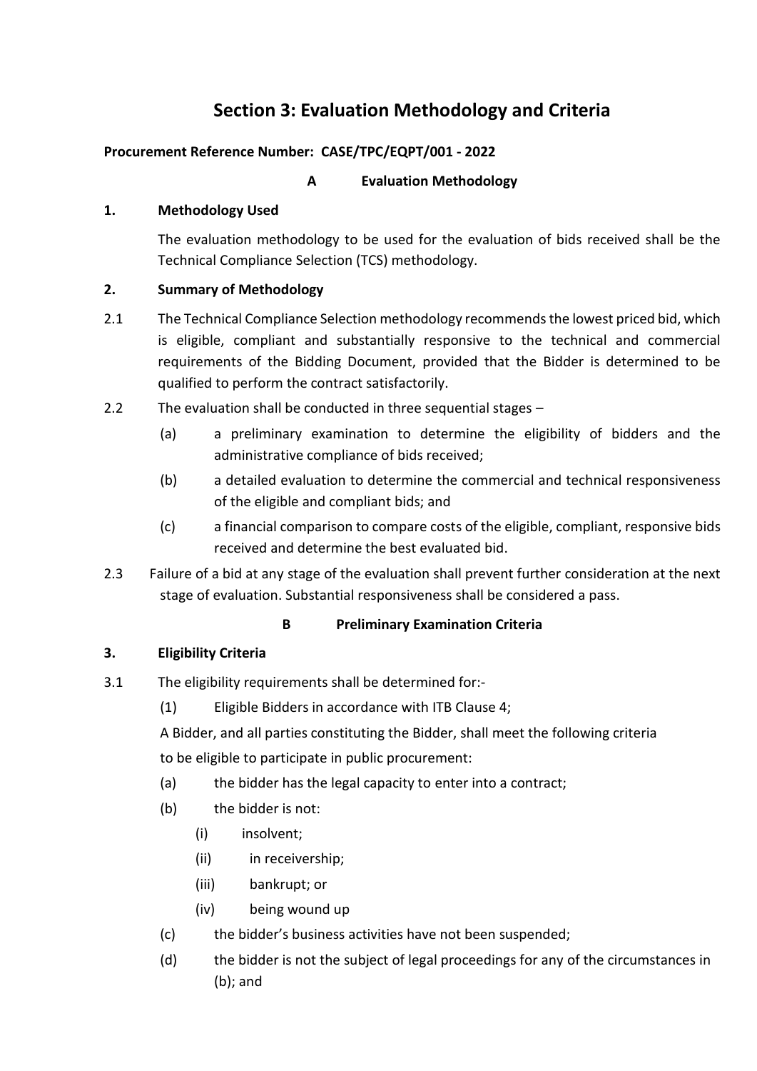# Section 3: Evaluation Methodology and Criteria

**Procurement Reference Number: CASE/TPC/EQPT/001 - 2022**

## A Evaluation Methodology

### 1. Methodology Used

The evaluation methodology to be used for the evaluation of bids received shall be the Technical Compliance Selection (TCS) methodology.

### 2. Summary of Methodology

2.1 The Technical Compliance Selection methodology recommends the lowest priced bid, which is eligible, compliant and substantially responsive to the technical and commercial requirements of the Bidding Document, provided that the Bidder is determined to be qualified to perform the contract satisfactorily.

2.2 The evaluation shall be conducted in three sequential stages –

- (a) a preliminary examination to determine the eligibility of bidders and the administrative compliance of bids received;
- (b) a detailed evaluation to determine the commercial and technical responsiveness of the eligible and compliant bids; and
- (c) a financial comparison to compare costs of the eligible, compliant, responsive bids received and determine the best evaluated bid.

2.3 Failure of a bid at any stage of the evaluation shall prevent further consideration at the next stage of evaluation. Substantial responsiveness shall be considered a pass.

## B Preliminary Examination Criteria

### 3. Eligibility Criteria

3.1 The eligibility requirements shall be determined for:-

(1) Eligible Bidders in accordance with ITB Clause 4;

A Bidder, and all parties constituting the Bidder, shall meet the following criteria to be eligible to participate in public procurement:

- (a) the bidder has the legal capacity to enter into a contract;
- (b) the bidder is not:
  - (i) insolvent;
  - (ii) in receivership;
  - (iii) bankrupt; or
  - (iv) being wound up
- (c) the bidder's business activities have not been suspended;
- (d) the bidder is not the subject of legal proceedings for any of the circumstances in (b); and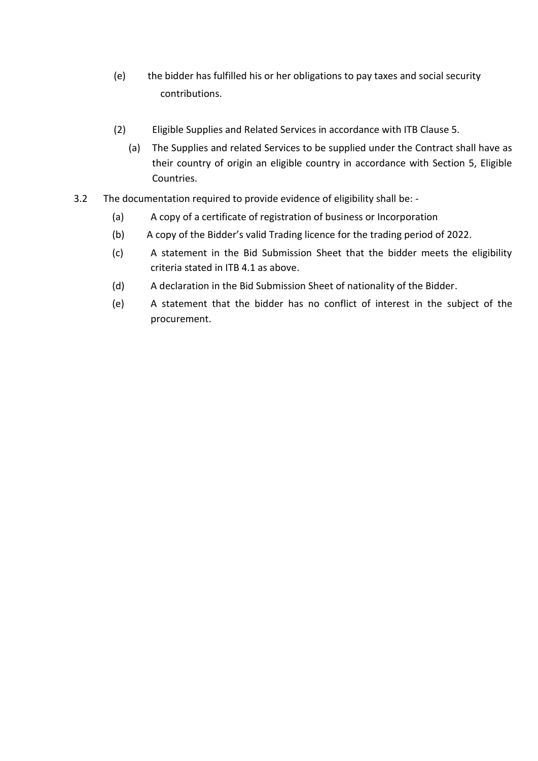(e) the bidder has fulfilled his or her obligations to pay taxes and social security contributions.

(2) Eligible Supplies and Related Services in accordance with ITB Clause 5.

(a) The Supplies and related Services to be supplied under the Contract shall have as their country of origin an eligible country in accordance with Section 5, Eligible Countries.

3.2 The documentation required to provide evidence of eligibility shall be: -

(a) A copy of a certificate of registration of business or Incorporation

(b) A copy of the Bidder's valid Trading licence for the trading period of 2022.

(c) A statement in the Bid Submission Sheet that the bidder meets the eligibility criteria stated in ITB 4.1 as above.

(d) A declaration in the Bid Submission Sheet of nationality of the Bidder.

(e) A statement that the bidder has no conflict of interest in the subject of the procurement.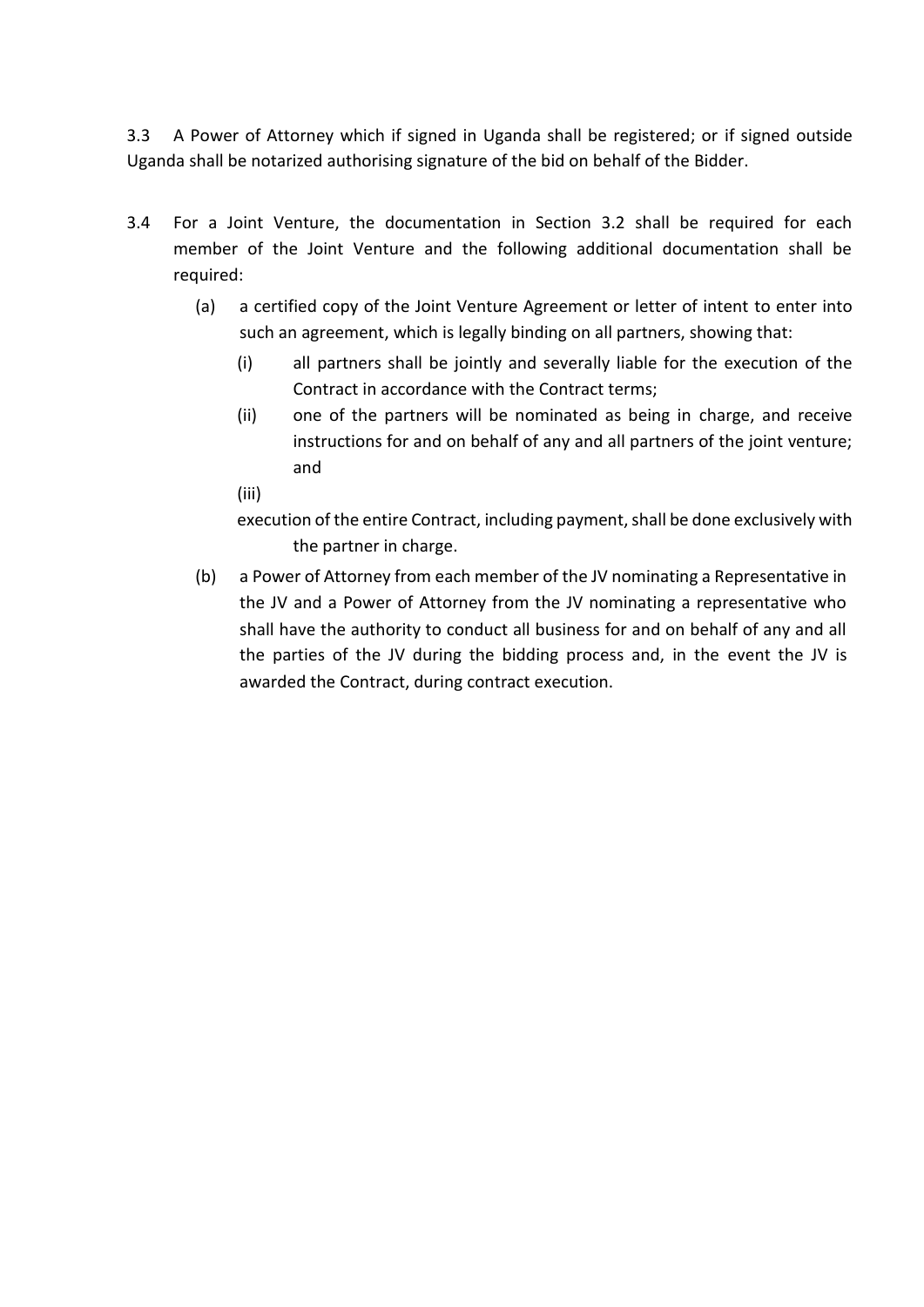3.3 A Power of Attorney which if signed in Uganda shall be registered; or if signed outside Uganda shall be notarized authorising signature of the bid on behalf of the Bidder.

3.4 For a Joint Venture, the documentation in Section 3.2 shall be required for each member of the Joint Venture and the following additional documentation shall be required:

(a) a certified copy of the Joint Venture Agreement or letter of intent to enter into such an agreement, which is legally binding on all partners, showing that:

  (i) all partners shall be jointly and severally liable for the execution of the Contract in accordance with the Contract terms;

  (ii) one of the partners will be nominated as being in charge, and receive instructions for and on behalf of any and all partners of the joint venture; and

  (iii) execution of the entire Contract, including payment, shall be done exclusively with the partner in charge.

(b) a Power of Attorney from each member of the JV nominating a Representative in the JV and a Power of Attorney from the JV nominating a representative who shall have the authority to conduct all business for and on behalf of any and all the parties of the JV during the bidding process and, in the event the JV is awarded the Contract, during contract execution.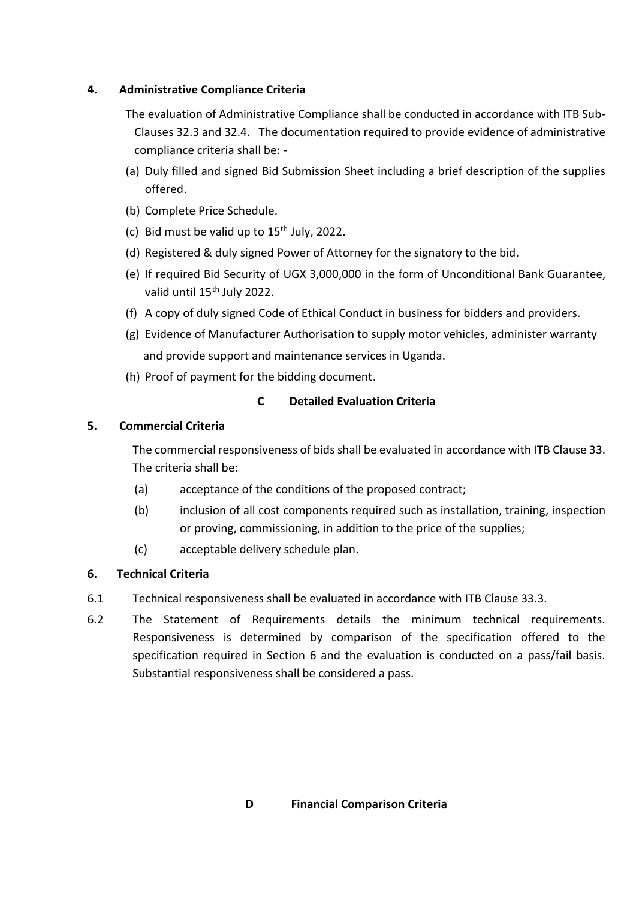**4. Administrative Compliance Criteria**

The evaluation of Administrative Compliance shall be conducted in accordance with ITB Sub-Clauses 32.3 and 32.4. The documentation required to provide evidence of administrative compliance criteria shall be: -

(a) Duly filled and signed Bid Submission Sheet including a brief description of the supplies offered.

(b) Complete Price Schedule.

(c) Bid must be valid up to 15th July, 2022.

(d) Registered & duly signed Power of Attorney for the signatory to the bid.

(e) If required Bid Security of UGX 3,000,000 in the form of Unconditional Bank Guarantee, valid until 15th July 2022.

(f) A copy of duly signed Code of Ethical Conduct in business for bidders and providers.

(g) Evidence of Manufacturer Authorisation to supply motor vehicles, administer warranty and provide support and maintenance services in Uganda.

(h) Proof of payment for the bidding document.

## C Detailed Evaluation Criteria

**5. Commercial Criteria**

The commercial responsiveness of bids shall be evaluated in accordance with ITB Clause 33. The criteria shall be:

(a) acceptance of the conditions of the proposed contract;

(b) inclusion of all cost components required such as installation, training, inspection or proving, commissioning, in addition to the price of the supplies;

(c) acceptable delivery schedule plan.

**6. Technical Criteria**

6.1 Technical responsiveness shall be evaluated in accordance with ITB Clause 33.3.

6.2 The Statement of Requirements details the minimum technical requirements. Responsiveness is determined by comparison of the specification offered to the specification required in Section 6 and the evaluation is conducted on a pass/fail basis. Substantial responsiveness shall be considered a pass.

## D Financial Comparison Criteria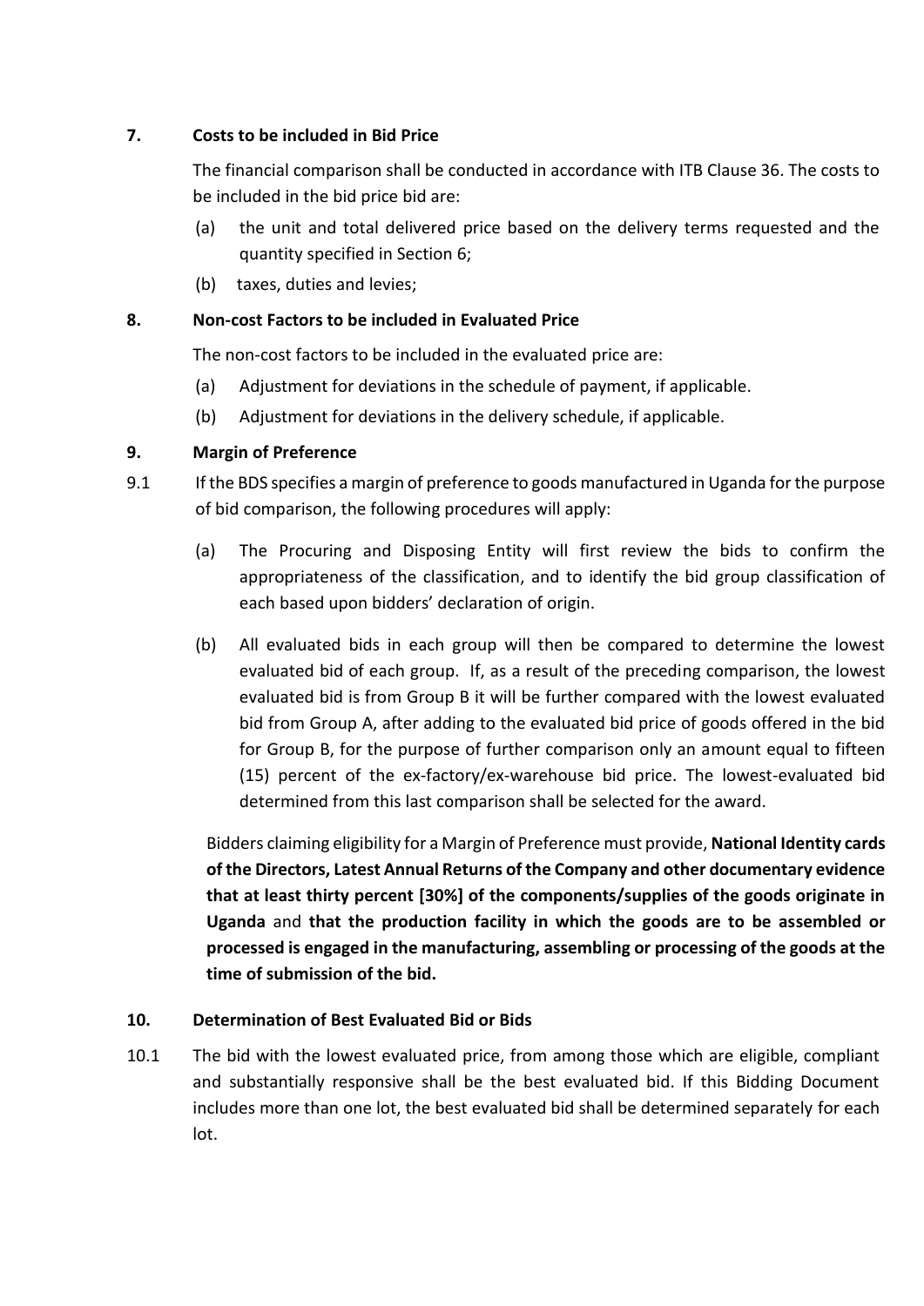**7. Costs to be included in Bid Price**

The financial comparison shall be conducted in accordance with ITB Clause 36. The costs to be included in the bid price bid are:

(a) the unit and total delivered price based on the delivery terms requested and the quantity specified in Section 6;

(b) taxes, duties and levies;

**8. Non-cost Factors to be included in Evaluated Price**

The non-cost factors to be included in the evaluated price are:

(a) Adjustment for deviations in the schedule of payment, if applicable.

(b) Adjustment for deviations in the delivery schedule, if applicable.

**9. Margin of Preference**

9.1 If the BDS specifies a margin of preference to goods manufactured in Uganda for the purpose of bid comparison, the following procedures will apply:

(a) The Procuring and Disposing Entity will first review the bids to confirm the appropriateness of the classification, and to identify the bid group classification of each based upon bidders' declaration of origin.

(b) All evaluated bids in each group will then be compared to determine the lowest evaluated bid of each group. If, as a result of the preceding comparison, the lowest evaluated bid is from Group B it will be further compared with the lowest evaluated bid from Group A, after adding to the evaluated bid price of goods offered in the bid for Group B, for the purpose of further comparison only an amount equal to fifteen (15) percent of the ex-factory/ex-warehouse bid price. The lowest-evaluated bid determined from this last comparison shall be selected for the award.

Bidders claiming eligibility for a Margin of Preference must provide, **National Identity cards of the Directors, Latest Annual Returns of the Company and other documentary evidence that at least thirty percent [30%] of the components/supplies of the goods originate in Uganda** and **that the production facility in which the goods are to be assembled or processed is engaged in the manufacturing, assembling or processing of the goods at the time of submission of the bid.**

**10. Determination of Best Evaluated Bid or Bids**

10.1 The bid with the lowest evaluated price, from among those which are eligible, compliant and substantially responsive shall be the best evaluated bid. If this Bidding Document includes more than one lot, the best evaluated bid shall be determined separately for each lot.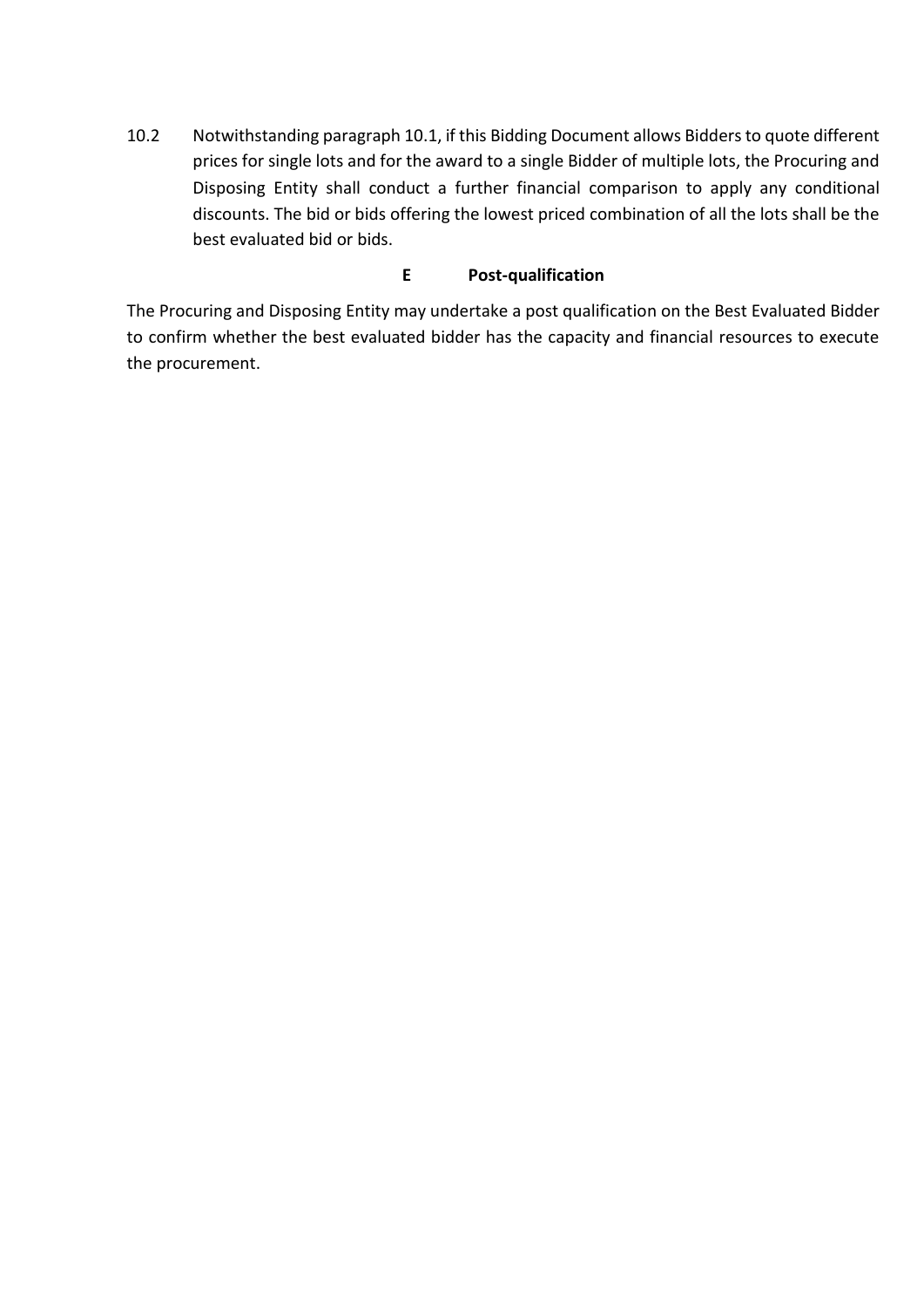10.2 Notwithstanding paragraph 10.1, if this Bidding Document allows Bidders to quote different prices for single lots and for the award to a single Bidder of multiple lots, the Procuring and Disposing Entity shall conduct a further financial comparison to apply any conditional discounts. The bid or bids offering the lowest priced combination of all the lots shall be the best evaluated bid or bids.

## E Post-qualification

The Procuring and Disposing Entity may undertake a post qualification on the Best Evaluated Bidder to confirm whether the best evaluated bidder has the capacity and financial resources to execute the procurement.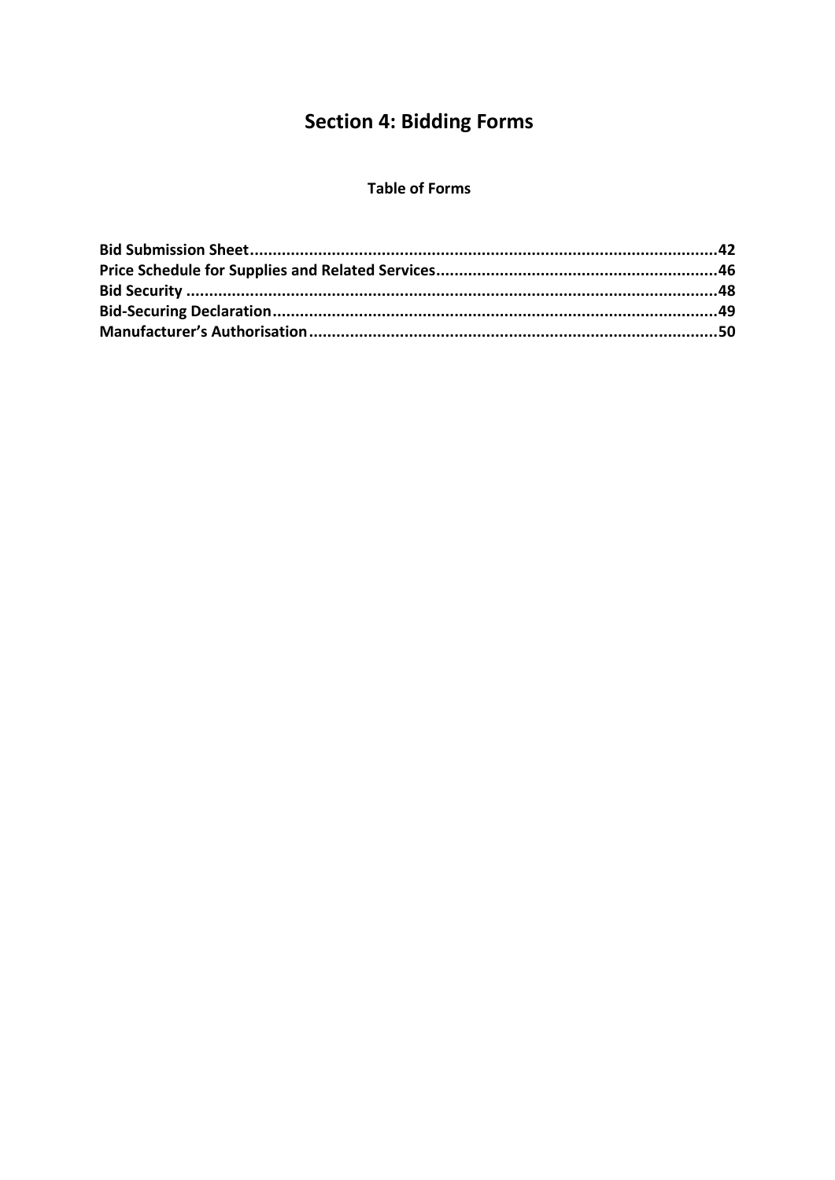# Section 4: Bidding Forms

**Table of Forms**

**Bid Submission Sheet....................................................................................................42**
**Price Schedule for Supplies and Related Services............................................................46**
**Bid Security ....................................................................................................................48**
**Bid-Securing Declaration.................................................................................................49**
**Manufacturer's Authorisation.........................................................................................50**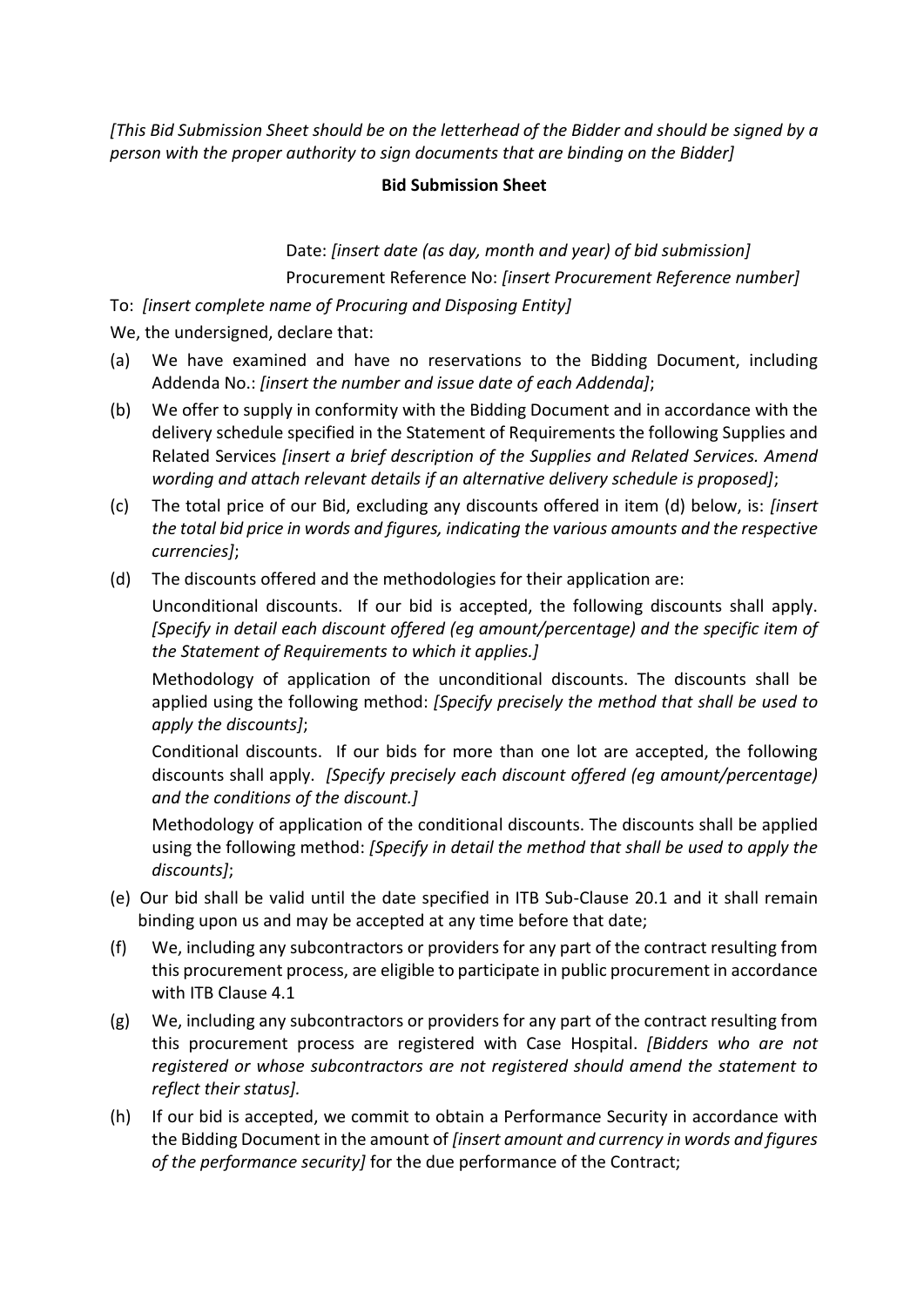*[This Bid Submission Sheet should be on the letterhead of the Bidder and should be signed by a person with the proper authority to sign documents that are binding on the Bidder]*

**Bid Submission Sheet**

Date: *[insert date (as day, month and year) of bid submission]*

Procurement Reference No: *[insert Procurement Reference number]*

To: *[insert complete name of Procuring and Disposing Entity]*

We, the undersigned, declare that:

(a) We have examined and have no reservations to the Bidding Document, including Addenda No.: *[insert the number and issue date of each Addenda]*;

(b) We offer to supply in conformity with the Bidding Document and in accordance with the delivery schedule specified in the Statement of Requirements the following Supplies and Related Services *[insert a brief description of the Supplies and Related Services. Amend wording and attach relevant details if an alternative delivery schedule is proposed]*;

(c) The total price of our Bid, excluding any discounts offered in item (d) below, is: *[insert the total bid price in words and figures, indicating the various amounts and the respective currencies]*;

(d) The discounts offered and the methodologies for their application are:

Unconditional discounts. If our bid is accepted, the following discounts shall apply. *[Specify in detail each discount offered (eg amount/percentage) and the specific item of the Statement of Requirements to which it applies.]*

Methodology of application of the unconditional discounts. The discounts shall be applied using the following method: *[Specify precisely the method that shall be used to apply the discounts]*;

Conditional discounts. If our bids for more than one lot are accepted, the following discounts shall apply. *[Specify precisely each discount offered (eg amount/percentage) and the conditions of the discount.]*

Methodology of application of the conditional discounts. The discounts shall be applied using the following method: *[Specify in detail the method that shall be used to apply the discounts]*;

(e) Our bid shall be valid until the date specified in ITB Sub-Clause 20.1 and it shall remain binding upon us and may be accepted at any time before that date;

(f) We, including any subcontractors or providers for any part of the contract resulting from this procurement process, are eligible to participate in public procurement in accordance with ITB Clause 4.1

(g) We, including any subcontractors or providers for any part of the contract resulting from this procurement process are registered with Case Hospital. *[Bidders who are not registered or whose subcontractors are not registered should amend the statement to reflect their status].*

(h) If our bid is accepted, we commit to obtain a Performance Security in accordance with the Bidding Document in the amount of *[insert amount and currency in words and figures of the performance security]* for the due performance of the Contract;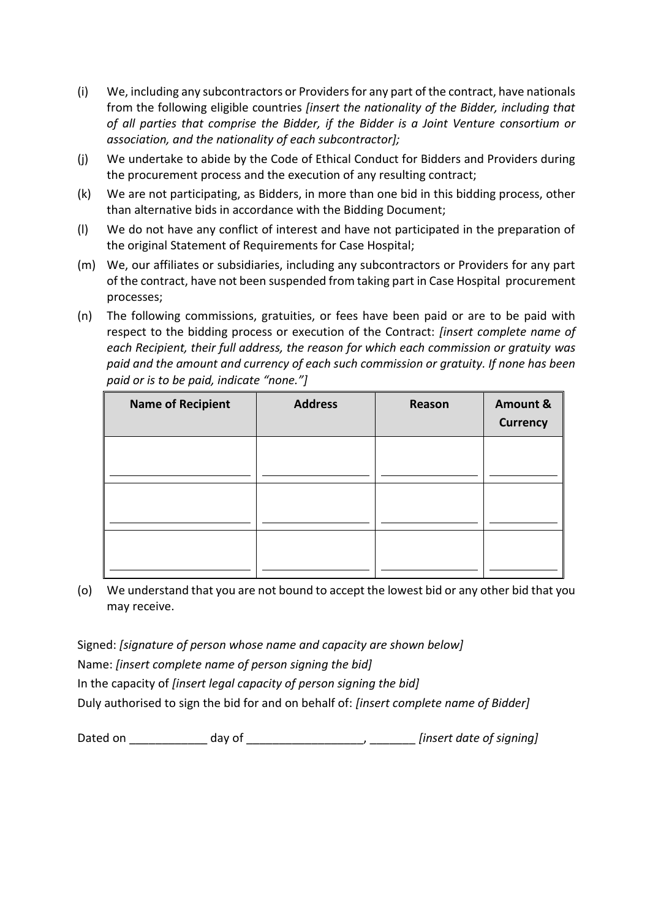(i) We, including any subcontractors or Providers for any part of the contract, have nationals from the following eligible countries *[insert the nationality of the Bidder, including that of all parties that comprise the Bidder, if the Bidder is a Joint Venture consortium or association, and the nationality of each subcontractor];*

(j) We undertake to abide by the Code of Ethical Conduct for Bidders and Providers during the procurement process and the execution of any resulting contract;

(k) We are not participating, as Bidders, in more than one bid in this bidding process, other than alternative bids in accordance with the Bidding Document;

(l) We do not have any conflict of interest and have not participated in the preparation of the original Statement of Requirements for Case Hospital;

(m) We, our affiliates or subsidiaries, including any subcontractors or Providers for any part of the contract, have not been suspended from taking part in Case Hospital procurement processes;

(n) The following commissions, gratuities, or fees have been paid or are to be paid with respect to the bidding process or execution of the Contract: *[insert complete name of each Recipient, their full address, the reason for which each commission or gratuity was paid and the amount and currency of each such commission or gratuity. If none has been paid or is to be paid, indicate "none."]*

| Name of Recipient | Address | Reason | Amount & Currency |
|---|---|---|---|
| ____________ | ____________ | ____________ | ____________ |
| ____________ | ____________ | ____________ | ____________ |
| ____________ | ____________ | ____________ | ____________ |

(o) We understand that you are not bound to accept the lowest bid or any other bid that you may receive.

Signed: *[signature of person whose name and capacity are shown below]*

Name: *[insert complete name of person signing the bid]*

In the capacity of *[insert legal capacity of person signing the bid]*

Duly authorised to sign the bid for and on behalf of: *[insert complete name of Bidder]*

Dated on ____________ day of __________________, _______ *[insert date of signing]*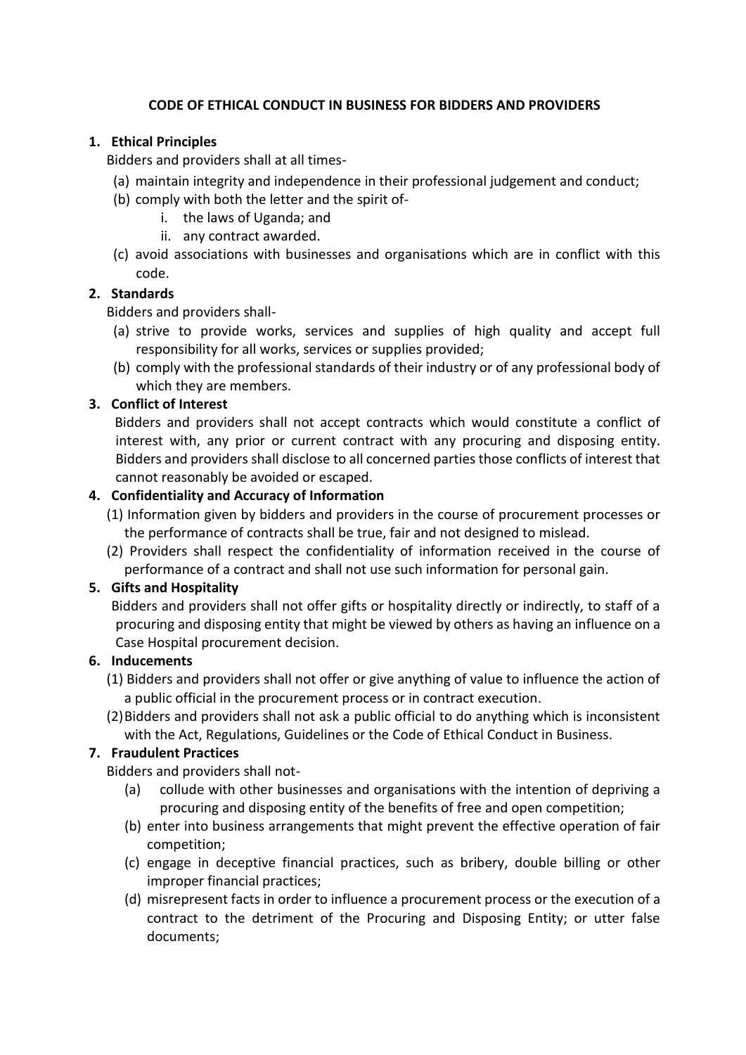**CODE OF ETHICAL CONDUCT IN BUSINESS FOR BIDDERS AND PROVIDERS**

**1. Ethical Principles**

Bidders and providers shall at all times-

(a) maintain integrity and independence in their professional judgement and conduct;

(b) comply with both the letter and the spirit of-

i. the laws of Uganda; and

ii. any contract awarded.

(c) avoid associations with businesses and organisations which are in conflict with this code.

**2. Standards**

Bidders and providers shall-

(a) strive to provide works, services and supplies of high quality and accept full responsibility for all works, services or supplies provided;

(b) comply with the professional standards of their industry or of any professional body of which they are members.

**3. Conflict of Interest**

Bidders and providers shall not accept contracts which would constitute a conflict of interest with, any prior or current contract with any procuring and disposing entity. Bidders and providers shall disclose to all concerned parties those conflicts of interest that cannot reasonably be avoided or escaped.

**4. Confidentiality and Accuracy of Information**

(1) Information given by bidders and providers in the course of procurement processes or the performance of contracts shall be true, fair and not designed to mislead.

(2) Providers shall respect the confidentiality of information received in the course of performance of a contract and shall not use such information for personal gain.

**5. Gifts and Hospitality**

Bidders and providers shall not offer gifts or hospitality directly or indirectly, to staff of a procuring and disposing entity that might be viewed by others as having an influence on a Case Hospital procurement decision.

**6. Inducements**

(1) Bidders and providers shall not offer or give anything of value to influence the action of a public official in the procurement process or in contract execution.

(2) Bidders and providers shall not ask a public official to do anything which is inconsistent with the Act, Regulations, Guidelines or the Code of Ethical Conduct in Business.

**7. Fraudulent Practices**

Bidders and providers shall not-

(a) collude with other businesses and organisations with the intention of depriving a procuring and disposing entity of the benefits of free and open competition;

(b) enter into business arrangements that might prevent the effective operation of fair competition;

(c) engage in deceptive financial practices, such as bribery, double billing or other improper financial practices;

(d) misrepresent facts in order to influence a procurement process or the execution of a contract to the detriment of the Procuring and Disposing Entity; or utter false documents;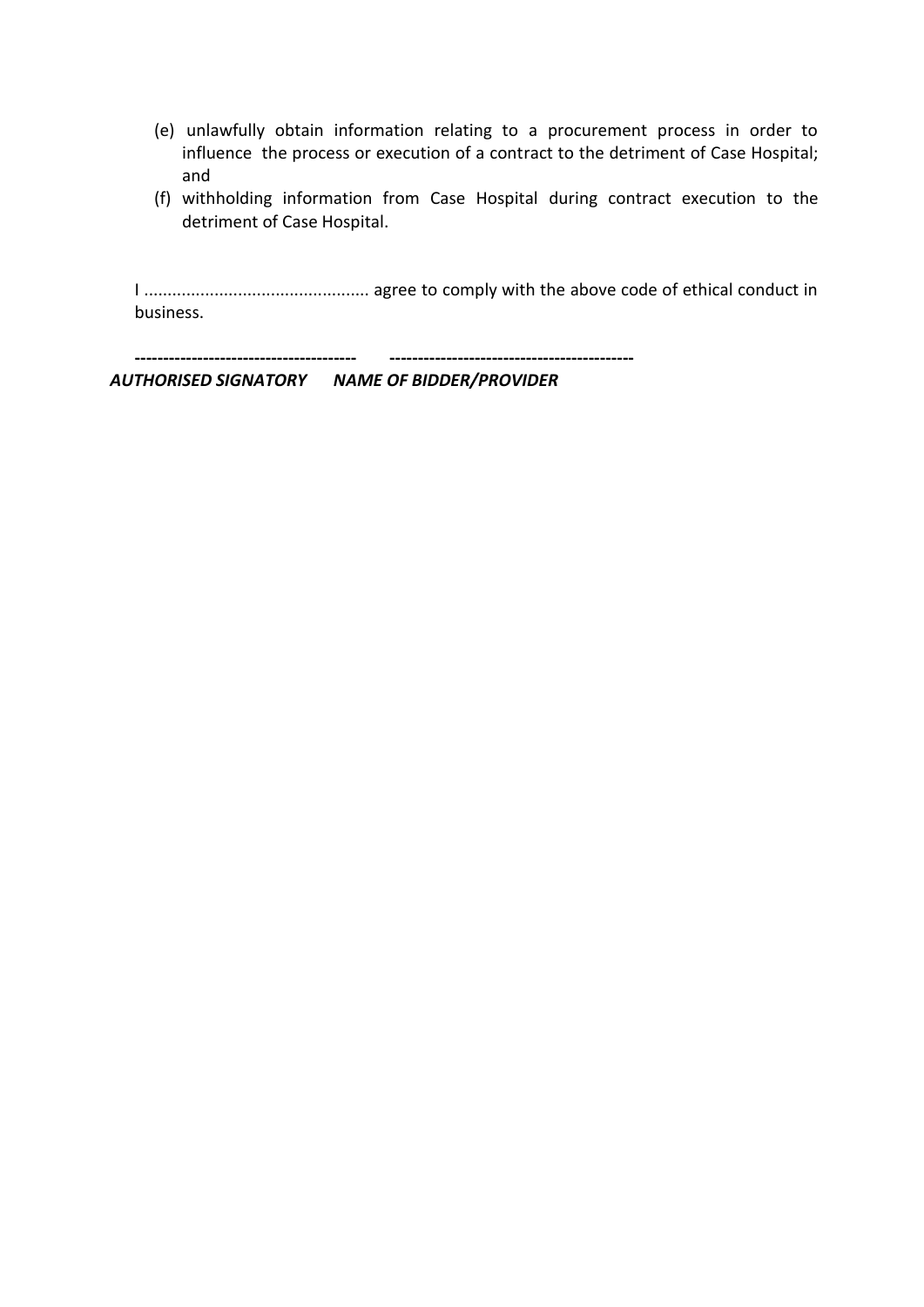(e) unlawfully obtain information relating to a procurement process in order to influence the process or execution of a contract to the detriment of Case Hospital; and

(f) withholding information from Case Hospital during contract execution to the detriment of Case Hospital.

I ............................................... agree to comply with the above code of ethical conduct in business.

**--------------------------------------** &nbsp;&nbsp;&nbsp;&nbsp; **------------------------------------------**

***AUTHORISED SIGNATORY*** &nbsp;&nbsp;&nbsp;&nbsp; ***NAME OF BIDDER/PROVIDER***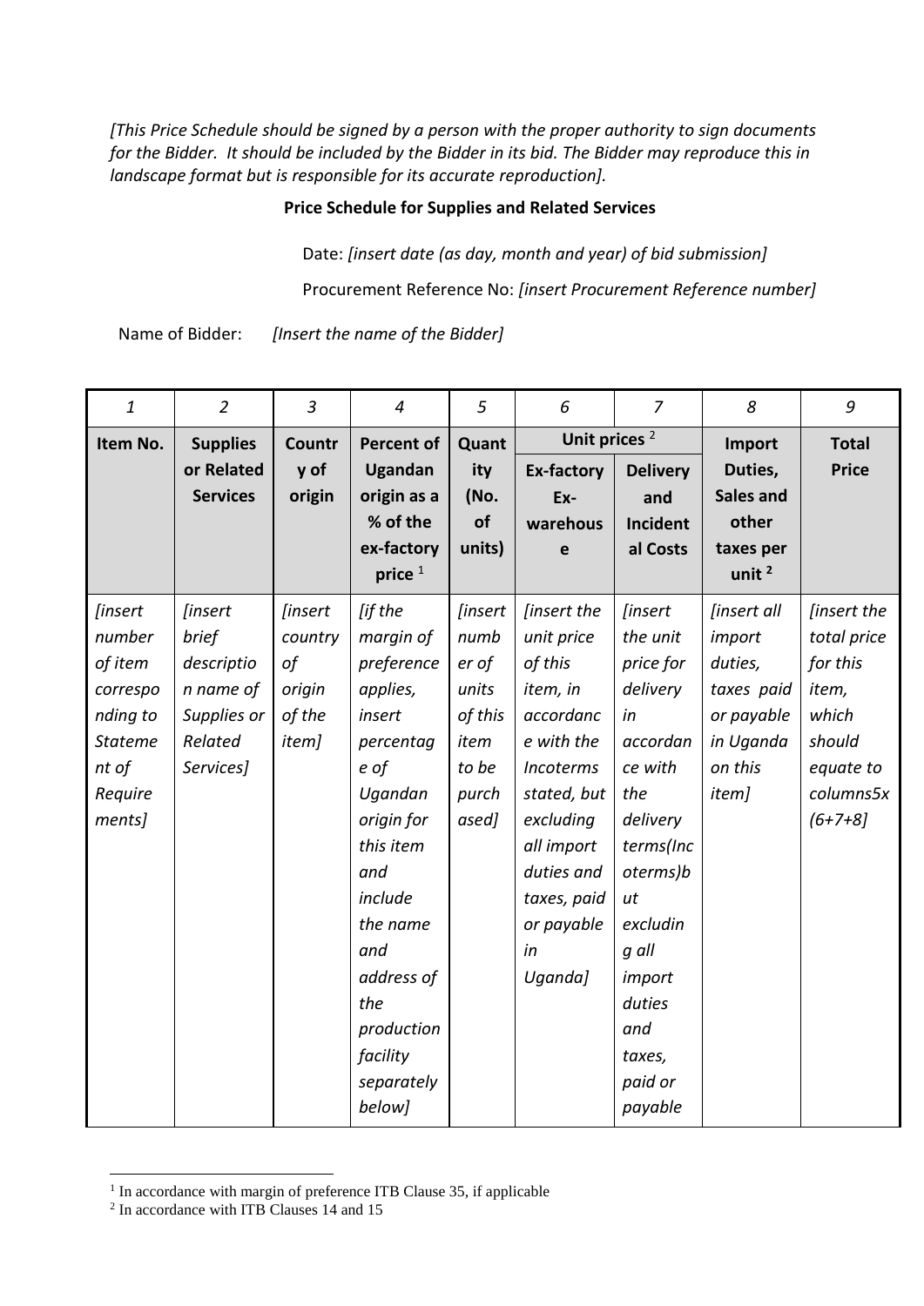*[This Price Schedule should be signed by a person with the proper authority to sign documents for the Bidder. It should be included by the Bidder in its bid. The Bidder may reproduce this in landscape format but is responsible for its accurate reproduction].*

**Price Schedule for Supplies and Related Services**

Date: *[insert date (as day, month and year) of bid submission]*

Procurement Reference No: *[insert Procurement Reference number]*

Name of Bidder: *[Insert the name of the Bidder]*

| *1* | *2* | *3* | *4* | *5* | *6* | *7* | *8* | *9* |
|---|---|---|---|---|---|---|---|---|
| **Item No.** | **Supplies or Related Services** | **Country of origin** | **Percent of Ugandan origin as a % of the ex-factory price** [1] | **Quantity (No. of units)** | **Unit prices** [2] | | **Import Duties, Sales and other taxes per unit** [2] | **Total Price** |
| | | | | | **Ex-factory Ex-warehouse** | **Delivery and Incidental Costs** | | |
| *[insert number of item corresponding to Statement of Requirements]* | *[insert brief description name of Supplies or Related Services]* | *[insert country of origin of the item]* | *[if the margin of preference applies, insert percentage of Ugandan origin for this item and include the name and address of the production facility separately below]* | *[insert number of units of this item to be purchased]* | *[insert the unit price of this item, in accordance with the Incoterms stated, but excluding all import duties and taxes, paid or payable in Uganda]* | *[insert the unit price for delivery in accordance with the delivery terms(Incoterms)but excluding all import duties and taxes, paid or payable* | *[insert all import duties, taxes paid or payable in Uganda on this item]* | *[insert the total price for this item, which should equate to columns5x (6+7+8)]* |

[1] In accordance with margin of preference ITB Clause 35, if applicable

[2] In accordance with ITB Clauses 14 and 15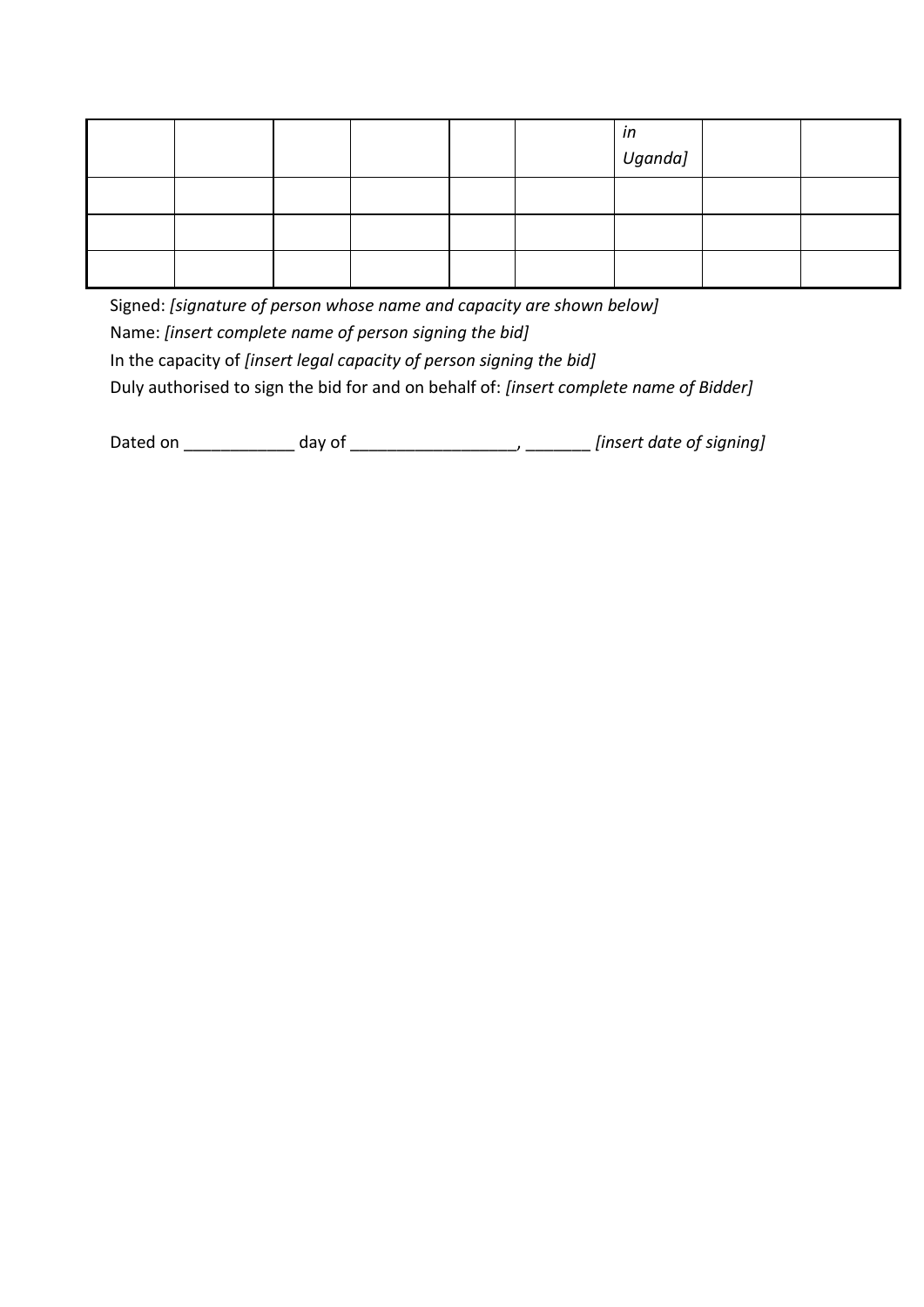|  |  |  |  |  |  | *in Uganda]* |  |  |
|---|---|---|---|---|---|---|---|---|
|  |  |  |  |  |  |  |  |  |
|  |  |  |  |  |  |  |  |  |
|  |  |  |  |  |  |  |  |  |

Signed: *[signature of person whose name and capacity are shown below]*

Name: *[insert complete name of person signing the bid]*

In the capacity of *[insert legal capacity of person signing the bid]*

Duly authorised to sign the bid for and on behalf of: *[insert complete name of Bidder]*

Dated on ____________ day of __________________, _______ *[insert date of signing]*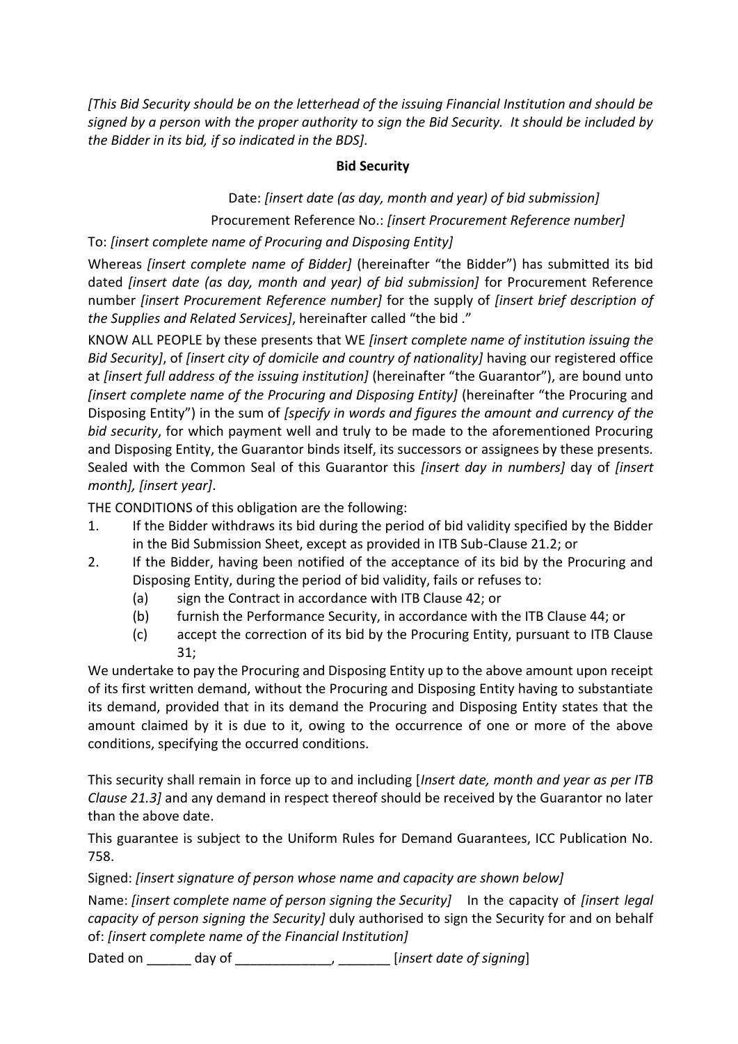*[This Bid Security should be on the letterhead of the issuing Financial Institution and should be signed by a person with the proper authority to sign the Bid Security. It should be included by the Bidder in its bid, if so indicated in the BDS].*

**Bid Security**

Date: *[insert date (as day, month and year) of bid submission]*

Procurement Reference No.: *[insert Procurement Reference number]*

To: *[insert complete name of Procuring and Disposing Entity]*

Whereas *[insert complete name of Bidder]* (hereinafter "the Bidder") has submitted its bid dated *[insert date (as day, month and year) of bid submission]* for Procurement Reference number *[insert Procurement Reference number]* for the supply of *[insert brief description of the Supplies and Related Services]*, hereinafter called "the bid ."

KNOW ALL PEOPLE by these presents that WE *[insert complete name of institution issuing the Bid Security]*, of *[insert city of domicile and country of nationality]* having our registered office at *[insert full address of the issuing institution]* (hereinafter "the Guarantor"), are bound unto *[insert complete name of the Procuring and Disposing Entity]* (hereinafter "the Procuring and Disposing Entity") in the sum of *[specify in words and figures the amount and currency of the bid security*, for which payment well and truly to be made to the aforementioned Procuring and Disposing Entity, the Guarantor binds itself, its successors or assignees by these presents. Sealed with the Common Seal of this Guarantor this *[insert day in numbers]* day of *[insert month], [insert year]*.

THE CONDITIONS of this obligation are the following:

1. If the Bidder withdraws its bid during the period of bid validity specified by the Bidder in the Bid Submission Sheet, except as provided in ITB Sub-Clause 21.2; or
2. If the Bidder, having been notified of the acceptance of its bid by the Procuring and Disposing Entity, during the period of bid validity, fails or refuses to:
   (a) sign the Contract in accordance with ITB Clause 42; or
   (b) furnish the Performance Security, in accordance with the ITB Clause 44; or
   (c) accept the correction of its bid by the Procuring Entity, pursuant to ITB Clause 31;

We undertake to pay the Procuring and Disposing Entity up to the above amount upon receipt of its first written demand, without the Procuring and Disposing Entity having to substantiate its demand, provided that in its demand the Procuring and Disposing Entity states that the amount claimed by it is due to it, owing to the occurrence of one or more of the above conditions, specifying the occurred conditions.

This security shall remain in force up to and including [*Insert date, month and year as per ITB Clause 21.3]* and any demand in respect thereof should be received by the Guarantor no later than the above date.

This guarantee is subject to the Uniform Rules for Demand Guarantees, ICC Publication No. 758.

Signed: *[insert signature of person whose name and capacity are shown below]*

Name: *[insert complete name of person signing the Security]* In the capacity of *[insert legal capacity of person signing the Security]* duly authorised to sign the Security for and on behalf of: *[insert complete name of the Financial Institution]*

Dated on ______ day of _____________, _______ [*insert date of signing*]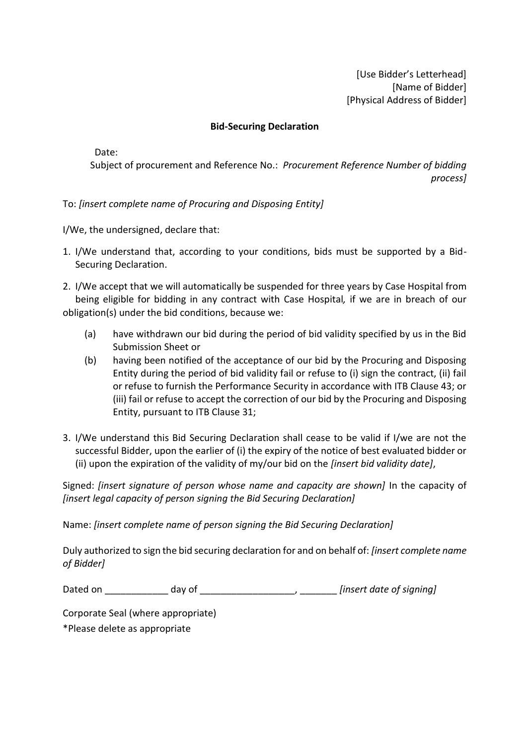[Use Bidder's Letterhead]
[Name of Bidder]
[Physical Address of Bidder]

**Bid-Securing Declaration**

Date:

Subject of procurement and Reference No.: *Procurement Reference Number of bidding process]*

To: *[insert complete name of Procuring and Disposing Entity]*

I/We, the undersigned, declare that:

1. I/We understand that, according to your conditions, bids must be supported by a Bid-Securing Declaration.

2. I/We accept that we will automatically be suspended for three years by Case Hospital from being eligible for bidding in any contract with Case Hospital*,* if we are in breach of our obligation(s) under the bid conditions, because we:

   (a) have withdrawn our bid during the period of bid validity specified by us in the Bid Submission Sheet or

   (b) having been notified of the acceptance of our bid by the Procuring and Disposing Entity during the period of bid validity fail or refuse to (i) sign the contract, (ii) fail or refuse to furnish the Performance Security in accordance with ITB Clause 43; or (iii) fail or refuse to accept the correction of our bid by the Procuring and Disposing Entity, pursuant to ITB Clause 31;

3. I/We understand this Bid Securing Declaration shall cease to be valid if I/we are not the successful Bidder, upon the earlier of (i) the expiry of the notice of best evaluated bidder or (ii) upon the expiration of the validity of my/our bid on the *[insert bid validity date]*,

Signed: *[insert signature of person whose name and capacity are shown]* In the capacity of *[insert legal capacity of person signing the Bid Securing Declaration]*

Name: *[insert complete name of person signing the Bid Securing Declaration]*

Duly authorized to sign the bid securing declaration for and on behalf of: *[insert complete name of Bidder]*

Dated on ____________ day of __________________, _______ *[insert date of signing]*

Corporate Seal (where appropriate)

*Please delete as appropriate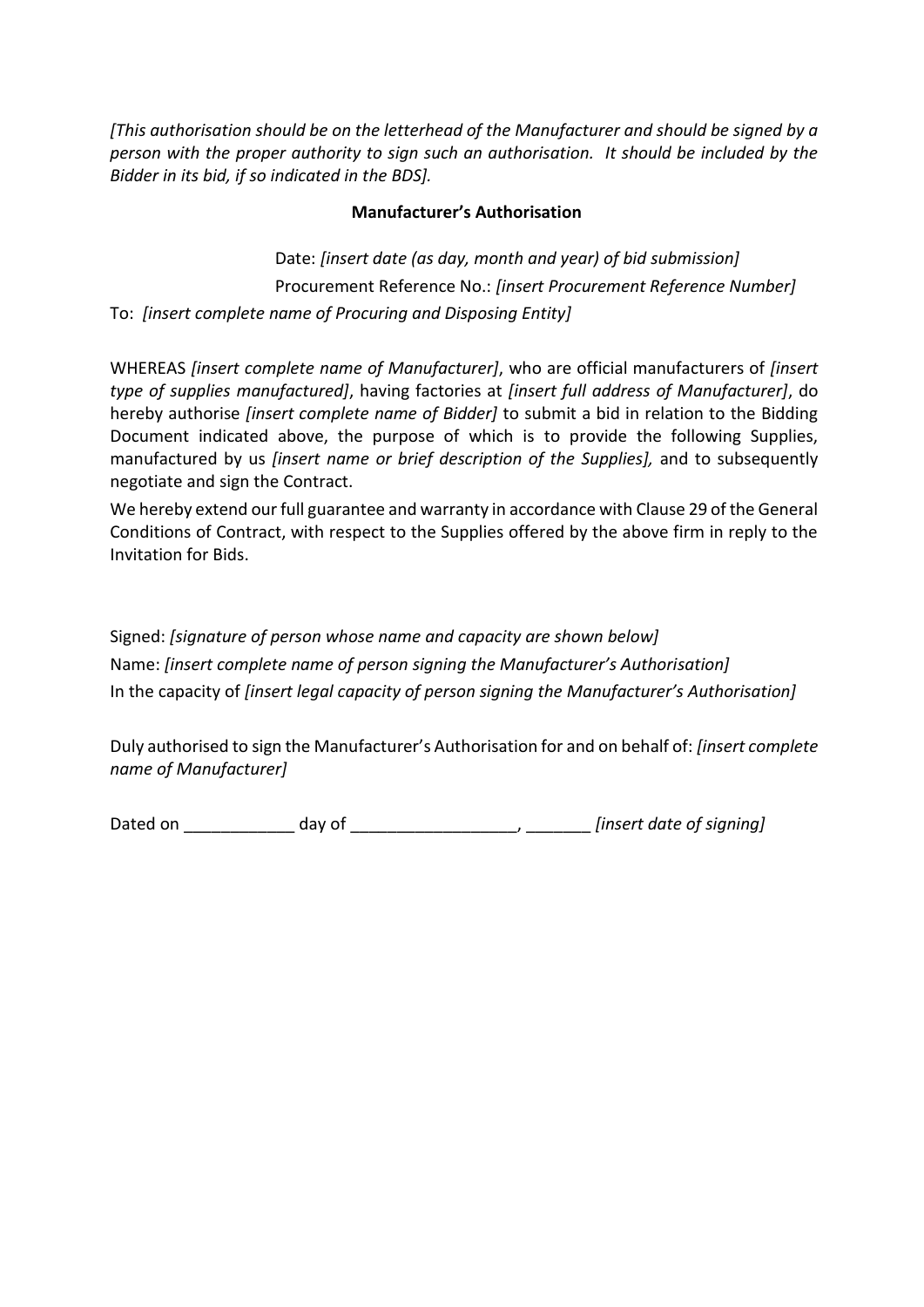*[This authorisation should be on the letterhead of the Manufacturer and should be signed by a person with the proper authority to sign such an authorisation. It should be included by the Bidder in its bid, if so indicated in the BDS].*

**Manufacturer's Authorisation**

Date: *[insert date (as day, month and year) of bid submission]*

Procurement Reference No.: *[insert Procurement Reference Number]*

To: *[insert complete name of Procuring and Disposing Entity]*

WHEREAS *[insert complete name of Manufacturer]*, who are official manufacturers of *[insert type of supplies manufactured]*, having factories at *[insert full address of Manufacturer]*, do hereby authorise *[insert complete name of Bidder]* to submit a bid in relation to the Bidding Document indicated above, the purpose of which is to provide the following Supplies, manufactured by us *[insert name or brief description of the Supplies],* and to subsequently negotiate and sign the Contract.

We hereby extend our full guarantee and warranty in accordance with Clause 29 of the General Conditions of Contract, with respect to the Supplies offered by the above firm in reply to the Invitation for Bids.

Signed: *[signature of person whose name and capacity are shown below]*

Name: *[insert complete name of person signing the Manufacturer's Authorisation]*

In the capacity of *[insert legal capacity of person signing the Manufacturer's Authorisation]*

Duly authorised to sign the Manufacturer's Authorisation for and on behalf of: *[insert complete name of Manufacturer]*

Dated on ____________ day of __________________, _______ *[insert date of signing]*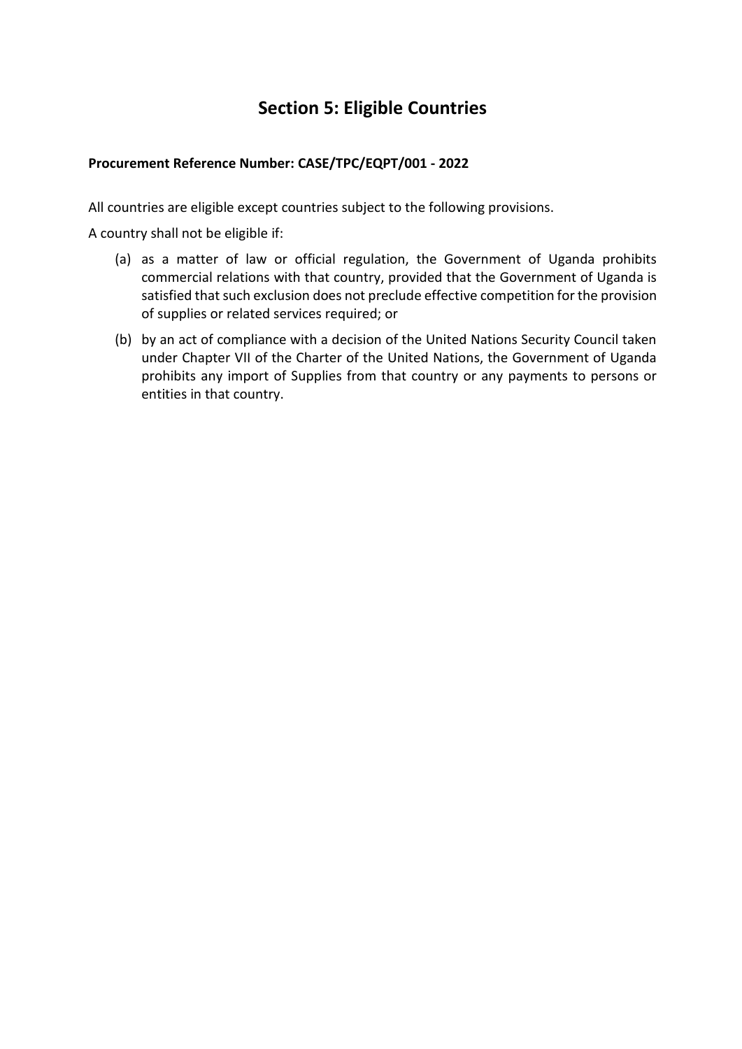# Section 5: Eligible Countries

**Procurement Reference Number: CASE/TPC/EQPT/001 - 2022**

All countries are eligible except countries subject to the following provisions.

A country shall not be eligible if:

(a) as a matter of law or official regulation, the Government of Uganda prohibits commercial relations with that country, provided that the Government of Uganda is satisfied that such exclusion does not preclude effective competition for the provision of supplies or related services required; or

(b) by an act of compliance with a decision of the United Nations Security Council taken under Chapter VII of the Charter of the United Nations, the Government of Uganda prohibits any import of Supplies from that country or any payments to persons or entities in that country.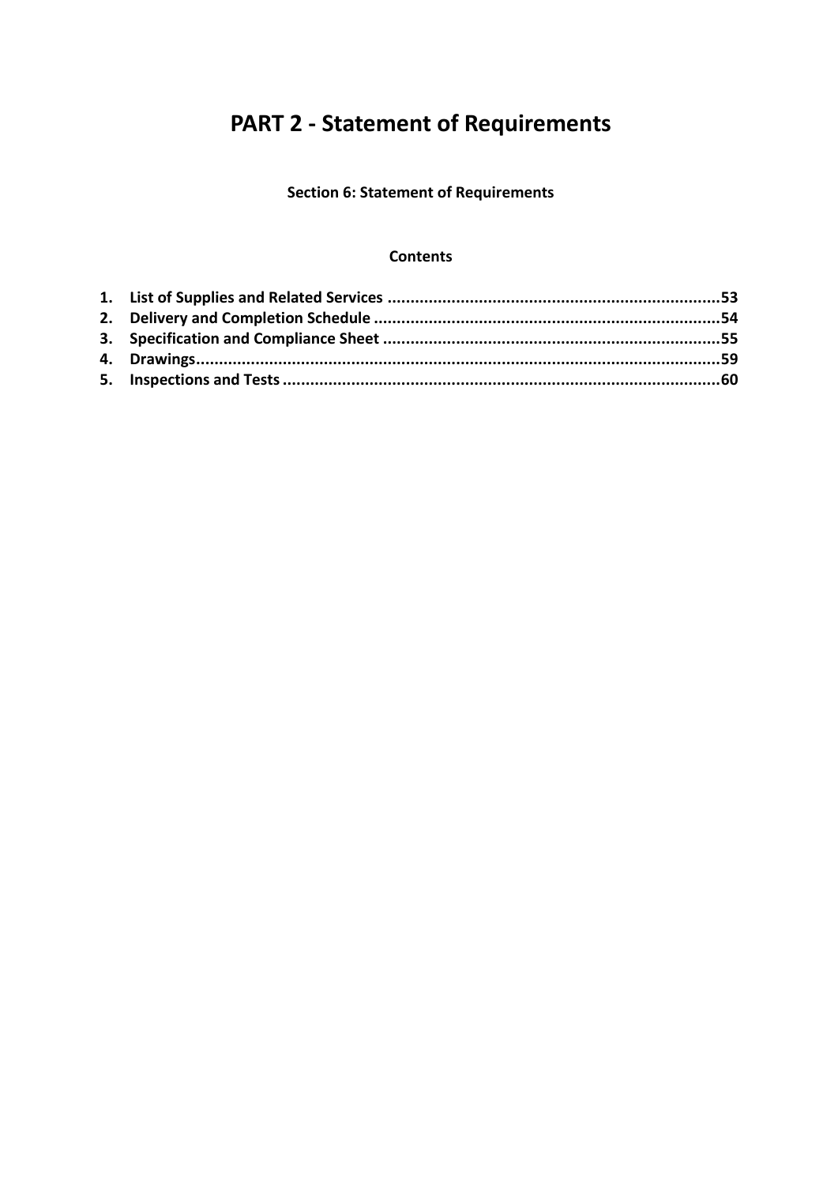# PART 2 - Statement of Requirements

**Section 6: Statement of Requirements**

**Contents**

1. **List of Supplies and Related Services .......................................................................53**
2. **Delivery and Completion Schedule ..........................................................................54**
3. **Specification and Compliance Sheet ........................................................................55**
4. **Drawings..................................................................................................................59**
5. **Inspections and Tests ...............................................................................................60**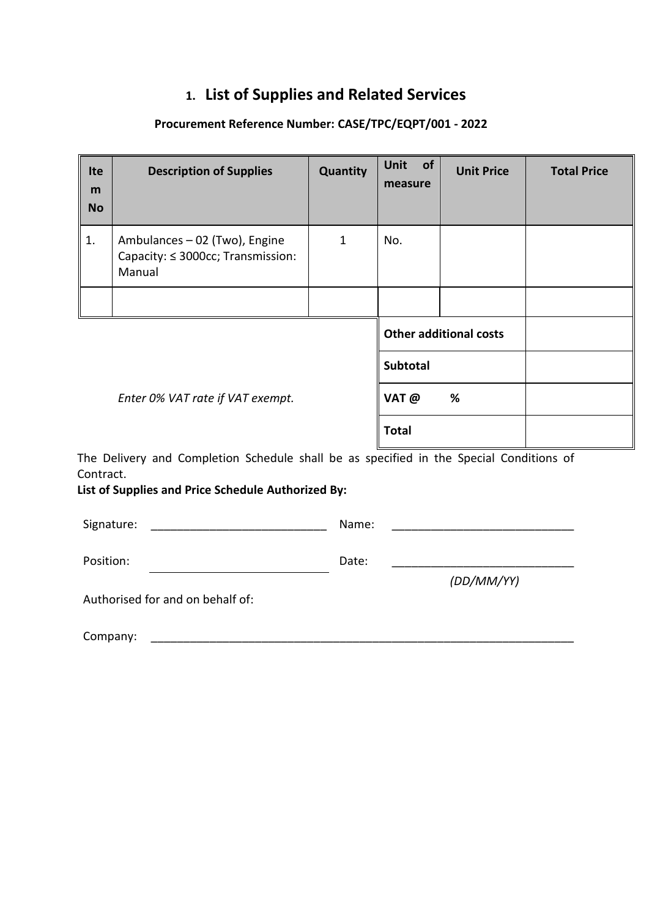# 1. List of Supplies and Related Services

**Procurement Reference Number: CASE/TPC/EQPT/001 - 2022**

| Item No | Description of Supplies | Quantity | Unit of measure | Unit Price | Total Price |
|---|---|---|---|---|---|
| 1. | Ambulances – 02 (Two), Engine Capacity: ≤ 3000cc; Transmission: Manual | 1 | No. | | |
| | | | | | |
| | | | **Other additional costs** | | |
| | | | **Subtotal** | | |
| | *Enter 0% VAT rate if VAT exempt.* | | **VAT @ %** | | |
| | | | **Total** | | |

The Delivery and Completion Schedule shall be as specified in the Special Conditions of Contract.

**List of Supplies and Price Schedule Authorized By:**

Signature: ___________________________ Name: ____________________________

Position: ___________________________ Date: ____________________________ *(DD/MM/YY)*

Authorised for and on behalf of:

Company: ____________________________________________________________________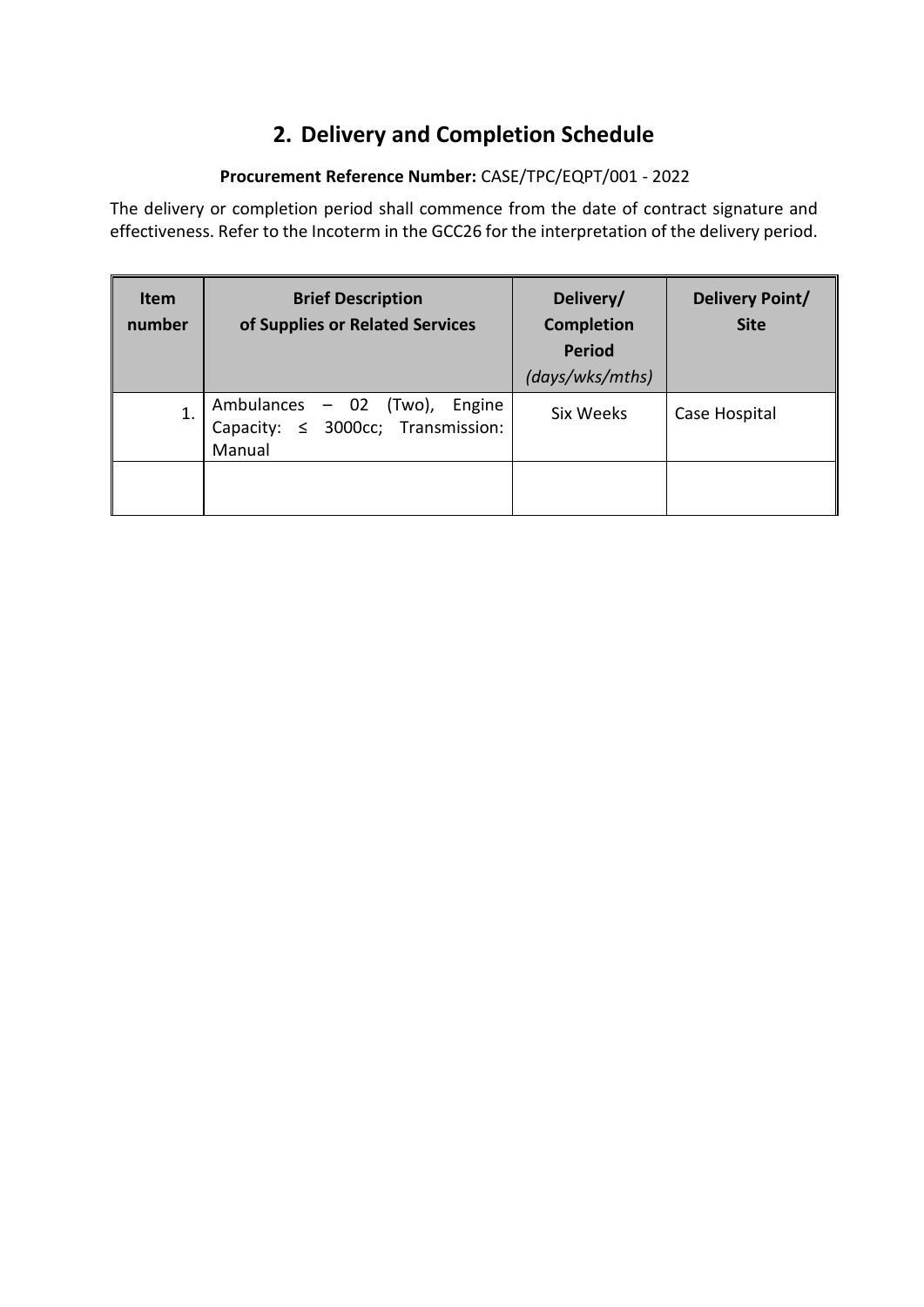## 2. Delivery and Completion Schedule

**Procurement Reference Number:** CASE/TPC/EQPT/001 - 2022

The delivery or completion period shall commence from the date of contract signature and effectiveness. Refer to the Incoterm in the GCC26 for the interpretation of the delivery period.

| Item number | Brief Description of Supplies or Related Services | Delivery/ Completion Period *(days/wks/mths)* | Delivery Point/ Site |
|---|---|---|---|
| 1. | Ambulances – 02 (Two), Engine Capacity: ≤ 3000cc; Transmission: Manual | Six Weeks | Case Hospital |
| | | | |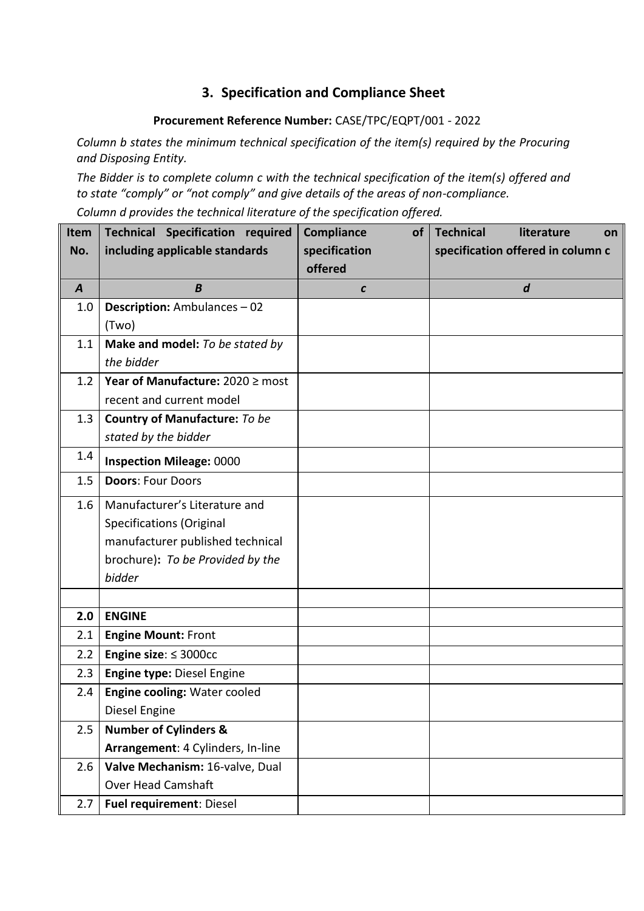## 3. Specification and Compliance Sheet

**Procurement Reference Number:** CASE/TPC/EQPT/001 - 2022

*Column b states the minimum technical specification of the item(s) required by the Procuring and Disposing Entity.*

*The Bidder is to complete column c with the technical specification of the item(s) offered and to state "comply" or "not comply" and give details of the areas of non-compliance.*

*Column d provides the technical literature of the specification offered.*

| Item No. | Technical Specification required including applicable standards | Compliance of specification offered | Technical literature on specification offered in column c |
|---|---|---|---|
| ***A*** | ***B*** | ***c*** | ***d*** |
| 1.0 | **Description:** Ambulances – 02 (Two) | | |
| 1.1 | **Make and model:** *To be stated by the bidder* | | |
| 1.2 | **Year of Manufacture:** 2020 ≥ most recent and current model | | |
| 1.3 | **Country of Manufacture:** *To be stated by the bidder* | | |
| 1.4 | **Inspection Mileage:** 0000 | | |
| 1.5 | **Doors**: Four Doors | | |
| 1.6 | Manufacturer's Literature and Specifications (Original manufacturer published technical brochure)**:** *To be Provided by the bidder* | | |
| | | | |
| **2.0** | **ENGINE** | | |
| 2.1 | **Engine Mount:** Front | | |
| 2.2 | **Engine size**: ≤ 3000cc | | |
| 2.3 | **Engine type:** Diesel Engine | | |
| 2.4 | **Engine cooling:** Water cooled Diesel Engine | | |
| 2.5 | **Number of Cylinders & Arrangement**: 4 Cylinders, In-line | | |
| 2.6 | **Valve Mechanism:** 16-valve, Dual Over Head Camshaft | | |
| 2.7 | **Fuel requirement**: Diesel | | |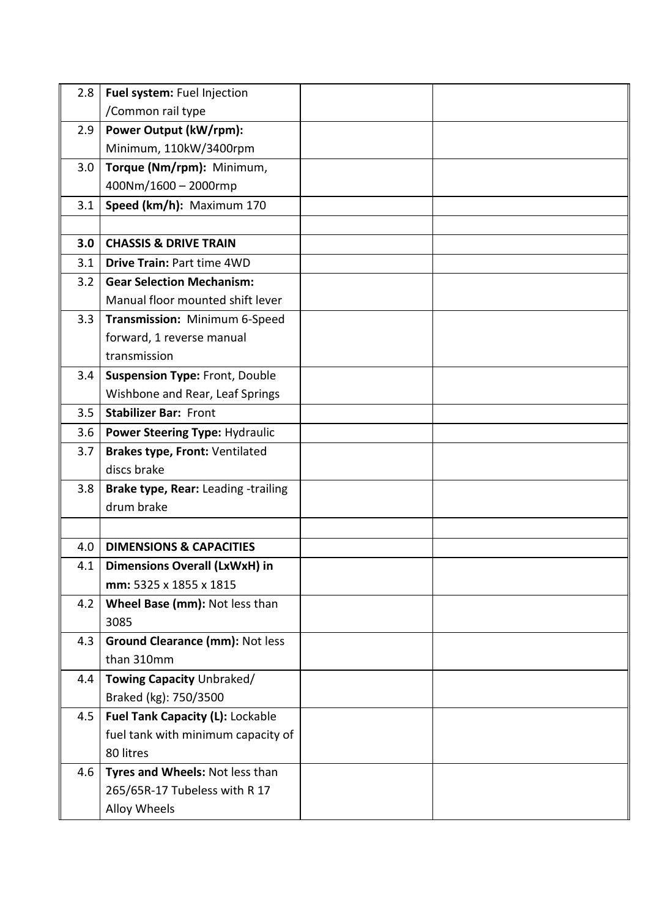| | | | |
|---|---|---|---|
| 2.8 | **Fuel system:** Fuel Injection /Common rail type | | |
| 2.9 | **Power Output (kW/rpm):** Minimum, 110kW/3400rpm | | |
| 3.0 | **Torque (Nm/rpm):** Minimum, 400Nm/1600 – 2000rmp | | |
| 3.1 | **Speed (km/h):** Maximum 170 | | |
| | | | |
| **3.0** | **CHASSIS & DRIVE TRAIN** | | |
| 3.1 | **Drive Train:** Part time 4WD | | |
| 3.2 | **Gear Selection Mechanism:** Manual floor mounted shift lever | | |
| 3.3 | **Transmission:** Minimum 6-Speed forward, 1 reverse manual transmission | | |
| 3.4 | **Suspension Type:** Front, Double Wishbone and Rear, Leaf Springs | | |
| 3.5 | **Stabilizer Bar:** Front | | |
| 3.6 | **Power Steering Type:** Hydraulic | | |
| 3.7 | **Brakes type, Front:** Ventilated discs brake | | |
| 3.8 | **Brake type, Rear:** Leading -trailing drum brake | | |
| | | | |
| 4.0 | **DIMENSIONS & CAPACITIES** | | |
| 4.1 | **Dimensions Overall (LxWxH) in mm:** 5325 x 1855 x 1815 | | |
| 4.2 | **Wheel Base (mm):** Not less than 3085 | | |
| 4.3 | **Ground Clearance (mm):** Not less than 310mm | | |
| 4.4 | **Towing Capacity** Unbraked/ Braked (kg): 750/3500 | | |
| 4.5 | **Fuel Tank Capacity (L):** Lockable fuel tank with minimum capacity of 80 litres | | |
| 4.6 | **Tyres and Wheels:** Not less than 265/65R-17 Tubeless with R 17 Alloy Wheels | | |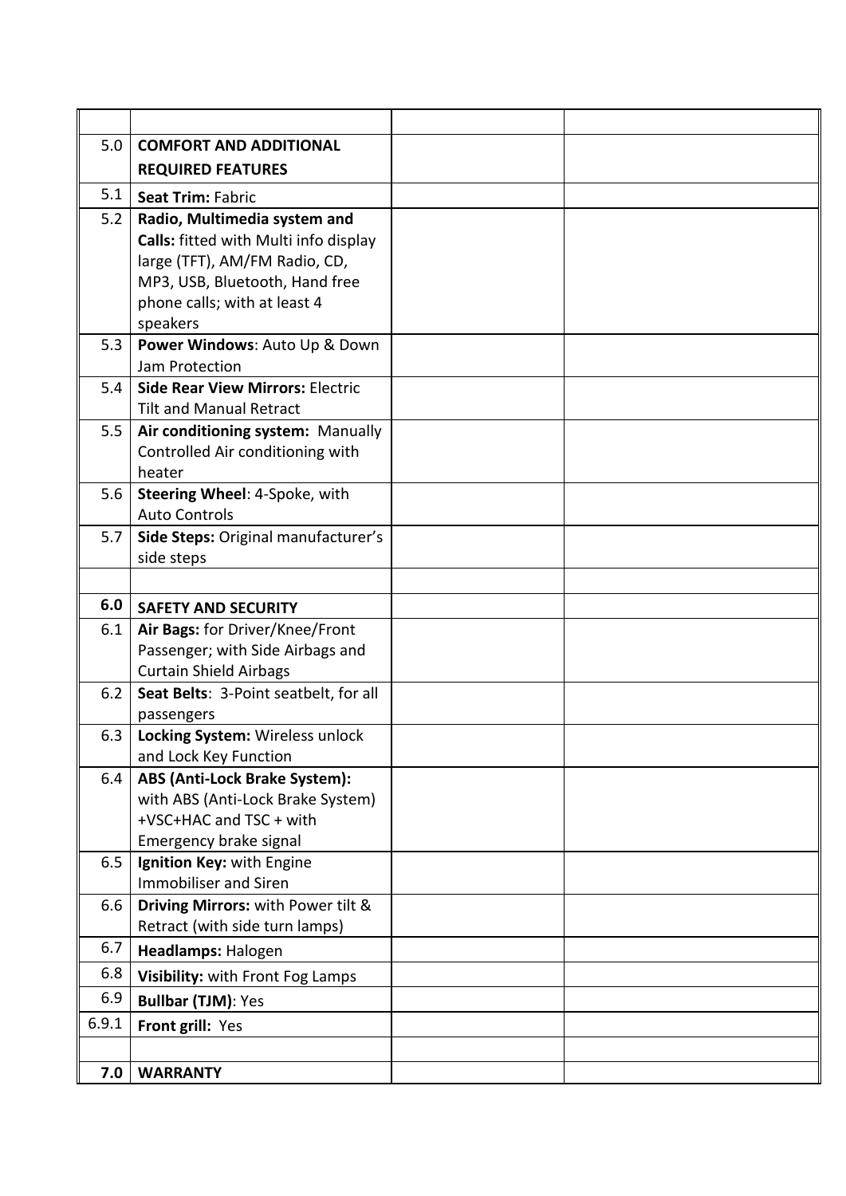| | | | |
|---|---|---|---|
| 5.0 | **COMFORT AND ADDITIONAL REQUIRED FEATURES** | | |
| 5.1 | **Seat Trim:** Fabric | | |
| 5.2 | **Radio, Multimedia system and Calls:** fitted with Multi info display large (TFT), AM/FM Radio, CD, MP3, USB, Bluetooth, Hand free phone calls; with at least 4 speakers | | |
| 5.3 | **Power Windows**: Auto Up & Down Jam Protection | | |
| 5.4 | **Side Rear View Mirrors:** Electric Tilt and Manual Retract | | |
| 5.5 | **Air conditioning system:** Manually Controlled Air conditioning with heater | | |
| 5.6 | **Steering Wheel**: 4-Spoke, with Auto Controls | | |
| 5.7 | **Side Steps:** Original manufacturer's side steps | | |
| | | | |
| **6.0** | **SAFETY AND SECURITY** | | |
| 6.1 | **Air Bags:** for Driver/Knee/Front Passenger; with Side Airbags and Curtain Shield Airbags | | |
| 6.2 | **Seat Belts**: 3-Point seatbelt, for all passengers | | |
| 6.3 | **Locking System:** Wireless unlock and Lock Key Function | | |
| 6.4 | **ABS (Anti-Lock Brake System):** with ABS (Anti-Lock Brake System) +VSC+HAC and TSC + with Emergency brake signal | | |
| 6.5 | **Ignition Key:** with Engine Immobiliser and Siren | | |
| 6.6 | **Driving Mirrors:** with Power tilt & Retract (with side turn lamps) | | |
| 6.7 | **Headlamps:** Halogen | | |
| 6.8 | **Visibility:** with Front Fog Lamps | | |
| 6.9 | **Bullbar (TJM)**: Yes | | |
| 6.9.1 | **Front grill:** Yes | | |
| | | | |
| **7.0** | **WARRANTY** | | |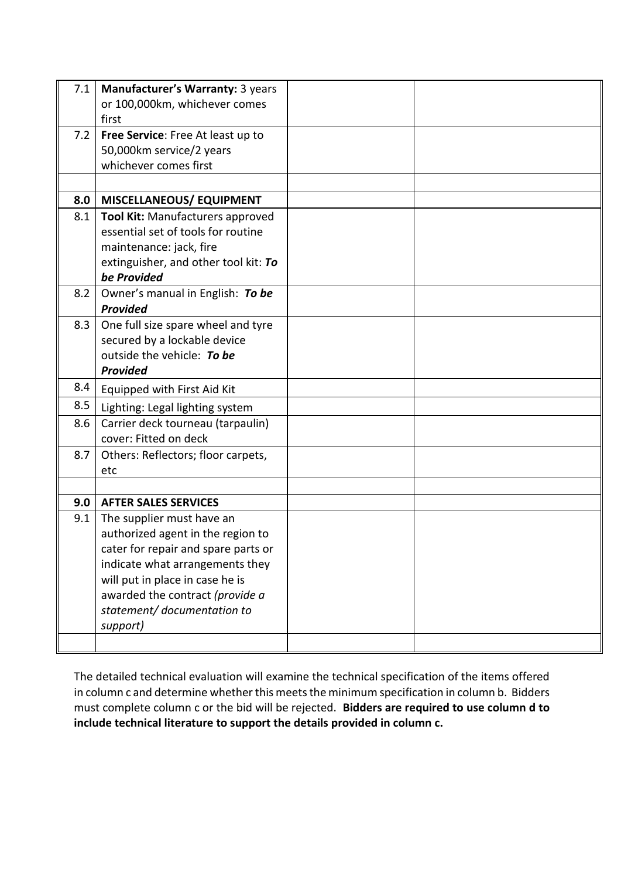| | | | |
|---|---|---|---|
| 7.1 | **Manufacturer's Warranty:** 3 years or 100,000km, whichever comes first | | |
| 7.2 | **Free Service**: Free At least up to 50,000km service/2 years whichever comes first | | |
| | | | |
| **8.0** | **MISCELLANEOUS/ EQUIPMENT** | | |
| 8.1 | **Tool Kit:** Manufacturers approved essential set of tools for routine maintenance: jack, fire extinguisher, and other tool kit: ***To be Provided*** | | |
| 8.2 | Owner's manual in English: ***To be Provided*** | | |
| 8.3 | One full size spare wheel and tyre secured by a lockable device outside the vehicle: ***To be Provided*** | | |
| 8.4 | Equipped with First Aid Kit | | |
| 8.5 | Lighting: Legal lighting system | | |
| 8.6 | Carrier deck tourneau (tarpaulin) cover: Fitted on deck | | |
| 8.7 | Others: Reflectors; floor carpets, etc | | |
| | | | |
| **9.0** | **AFTER SALES SERVICES** | | |
| 9.1 | The supplier must have an authorized agent in the region to cater for repair and spare parts or indicate what arrangements they will put in place in case he is awarded the contract *(provide a statement/ documentation to support)* | | |
| | | | |

The detailed technical evaluation will examine the technical specification of the items offered in column c and determine whether this meets the minimum specification in column b. Bidders must complete column c or the bid will be rejected. **Bidders are required to use column d to include technical literature to support the details provided in column c.**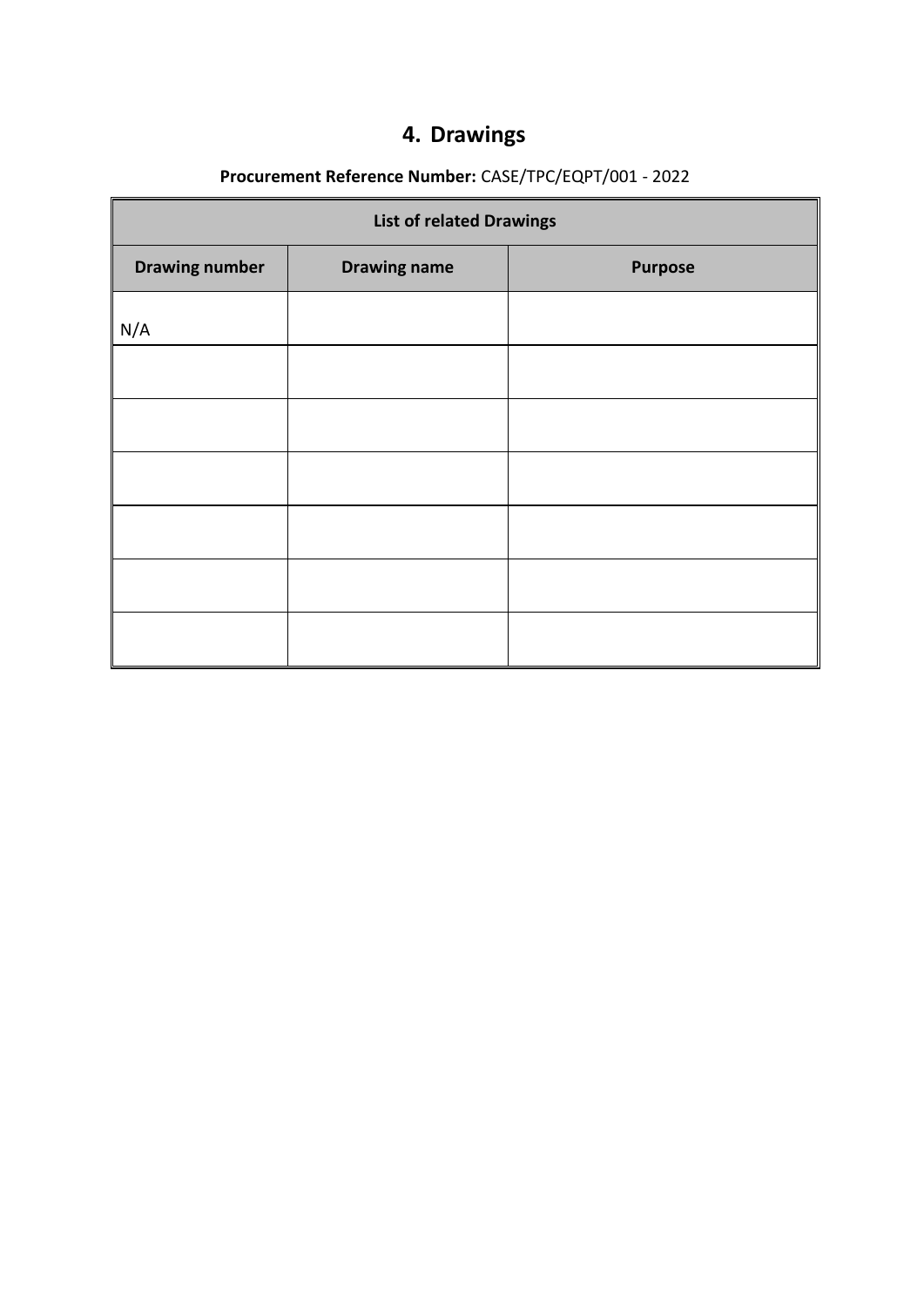# 4. Drawings

**Procurement Reference Number:** CASE/TPC/EQPT/001 - 2022

| List of related Drawings | | |
|---|---|---|
| **Drawing number** | **Drawing name** | **Purpose** |
| N/A | | |
| | | |
| | | |
| | | |
| | | |
| | | |
| | | |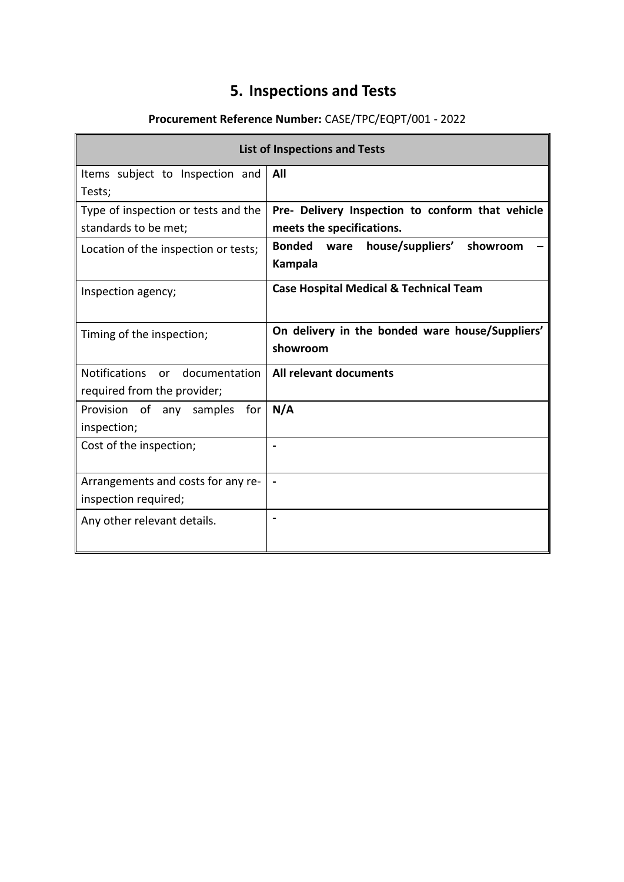# 5. Inspections and Tests

**Procurement Reference Number:** CASE/TPC/EQPT/001 - 2022

| List of Inspections and Tests | |
|---|---|
| Items subject to Inspection and Tests; | **All** |
| Type of inspection or tests and the standards to be met; | **Pre- Delivery Inspection to conform that vehicle meets the specifications.** |
| Location of the inspection or tests; | **Bonded ware house/suppliers' showroom – Kampala** |
| Inspection agency; | **Case Hospital Medical & Technical Team** |
| Timing of the inspection; | **On delivery in the bonded ware house/Suppliers' showroom** |
| Notifications or documentation required from the provider; | **All relevant documents** |
| Provision of any samples for inspection; | **N/A** |
| Cost of the inspection; | **-** |
| Arrangements and costs for any re-inspection required; | **-** |
| Any other relevant details. | **-** |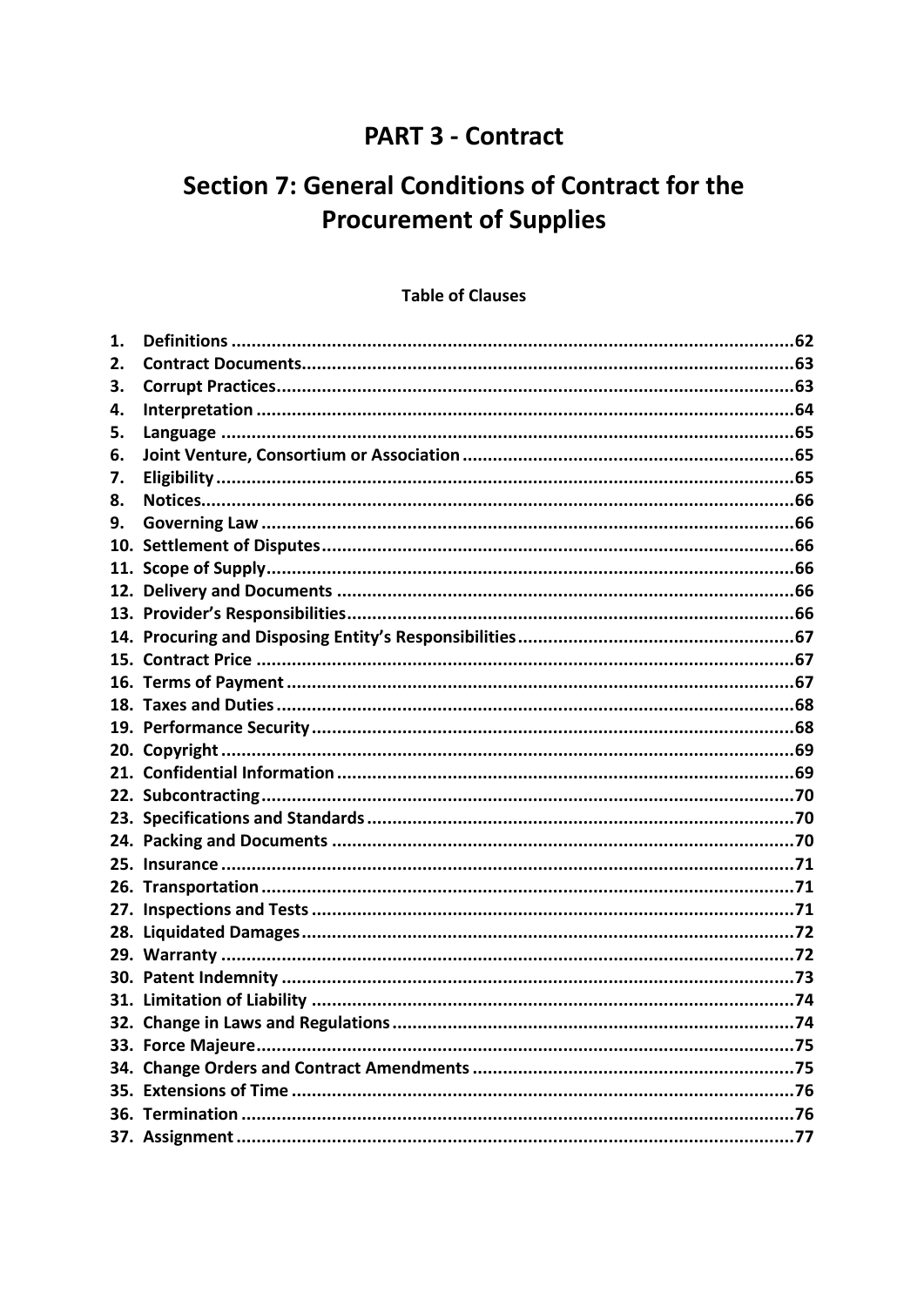# PART 3 - Contract

# Section 7: General Conditions of Contract for the Procurement of Supplies

**Table of Clauses**

1. Definitions ....................................................................................................... 62
2. Contract Documents......................................................................................... 63
3. Corrupt Practices.............................................................................................. 63
4. Interpretation .................................................................................................. 64
5. Language ......................................................................................................... 65
6. Joint Venture, Consortium or Association ......................................................... 65
7. Eligibility .......................................................................................................... 65
8. Notices............................................................................................................. 66
9. Governing Law ................................................................................................. 66
10. Settlement of Disputes ................................................................................... 66
11. Scope of Supply.............................................................................................. 66
12. Delivery and Documents ................................................................................ 66
13. Provider's Responsibilities .............................................................................. 66
14. Procuring and Disposing Entity's Responsibilities ............................................ 67
15. Contract Price ................................................................................................ 67
16. Terms of Payment .......................................................................................... 67
18. Taxes and Duties ............................................................................................ 68
19. Performance Security ..................................................................................... 68
20. Copyright ....................................................................................................... 69
21. Confidential Information ................................................................................ 69
22. Subcontracting ............................................................................................... 70
23. Specifications and Standards .......................................................................... 70
24. Packing and Documents ................................................................................. 70
25. Insurance ....................................................................................................... 71
26. Transportation ............................................................................................... 71
27. Inspections and Tests ..................................................................................... 71
28. Liquidated Damages ....................................................................................... 72
29. Warranty ....................................................................................................... 72
30. Patent Indemnity ........................................................................................... 73
31. Limitation of Liability ..................................................................................... 74
32. Change in Laws and Regulations ..................................................................... 74
33. Force Majeure ................................................................................................ 75
34. Change Orders and Contract Amendments ..................................................... 75
35. Extensions of Time ......................................................................................... 76
36. Termination ................................................................................................... 76
37. Assignment .................................................................................................... 77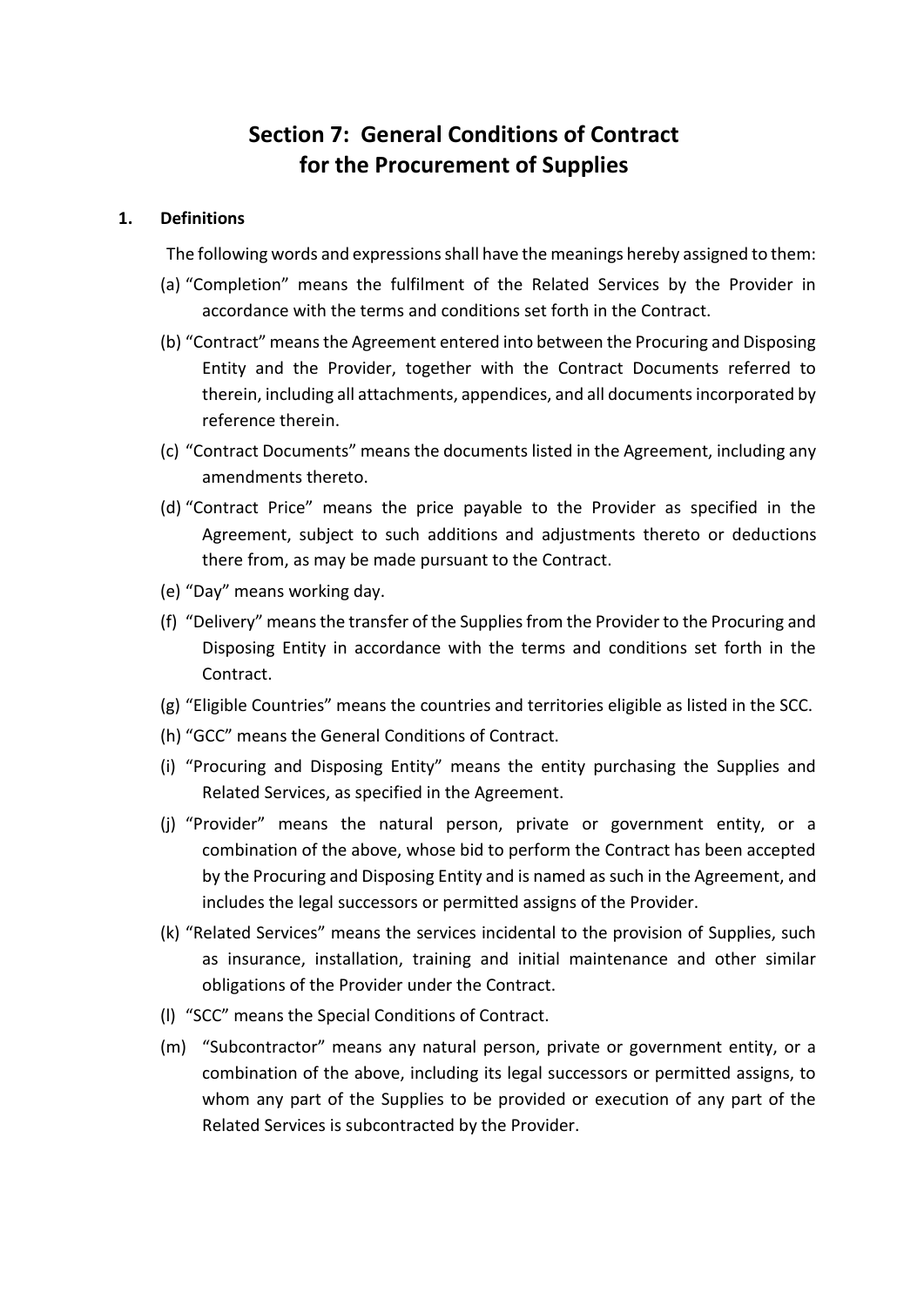# Section 7: General Conditions of Contract for the Procurement of Supplies

## 1. Definitions

The following words and expressions shall have the meanings hereby assigned to them:

(a) "Completion" means the fulfilment of the Related Services by the Provider in accordance with the terms and conditions set forth in the Contract.

(b) "Contract" means the Agreement entered into between the Procuring and Disposing Entity and the Provider, together with the Contract Documents referred to therein, including all attachments, appendices, and all documents incorporated by reference therein.

(c) "Contract Documents" means the documents listed in the Agreement, including any amendments thereto.

(d) "Contract Price" means the price payable to the Provider as specified in the Agreement, subject to such additions and adjustments thereto or deductions there from, as may be made pursuant to the Contract.

(e) "Day" means working day.

(f) "Delivery" means the transfer of the Supplies from the Provider to the Procuring and Disposing Entity in accordance with the terms and conditions set forth in the Contract.

(g) "Eligible Countries" means the countries and territories eligible as listed in the SCC.

(h) "GCC" means the General Conditions of Contract.

(i) "Procuring and Disposing Entity" means the entity purchasing the Supplies and Related Services, as specified in the Agreement.

(j) "Provider" means the natural person, private or government entity, or a combination of the above, whose bid to perform the Contract has been accepted by the Procuring and Disposing Entity and is named as such in the Agreement, and includes the legal successors or permitted assigns of the Provider.

(k) "Related Services" means the services incidental to the provision of Supplies, such as insurance, installation, training and initial maintenance and other similar obligations of the Provider under the Contract.

(l) "SCC" means the Special Conditions of Contract.

(m) "Subcontractor" means any natural person, private or government entity, or a combination of the above, including its legal successors or permitted assigns, to whom any part of the Supplies to be provided or execution of any part of the Related Services is subcontracted by the Provider.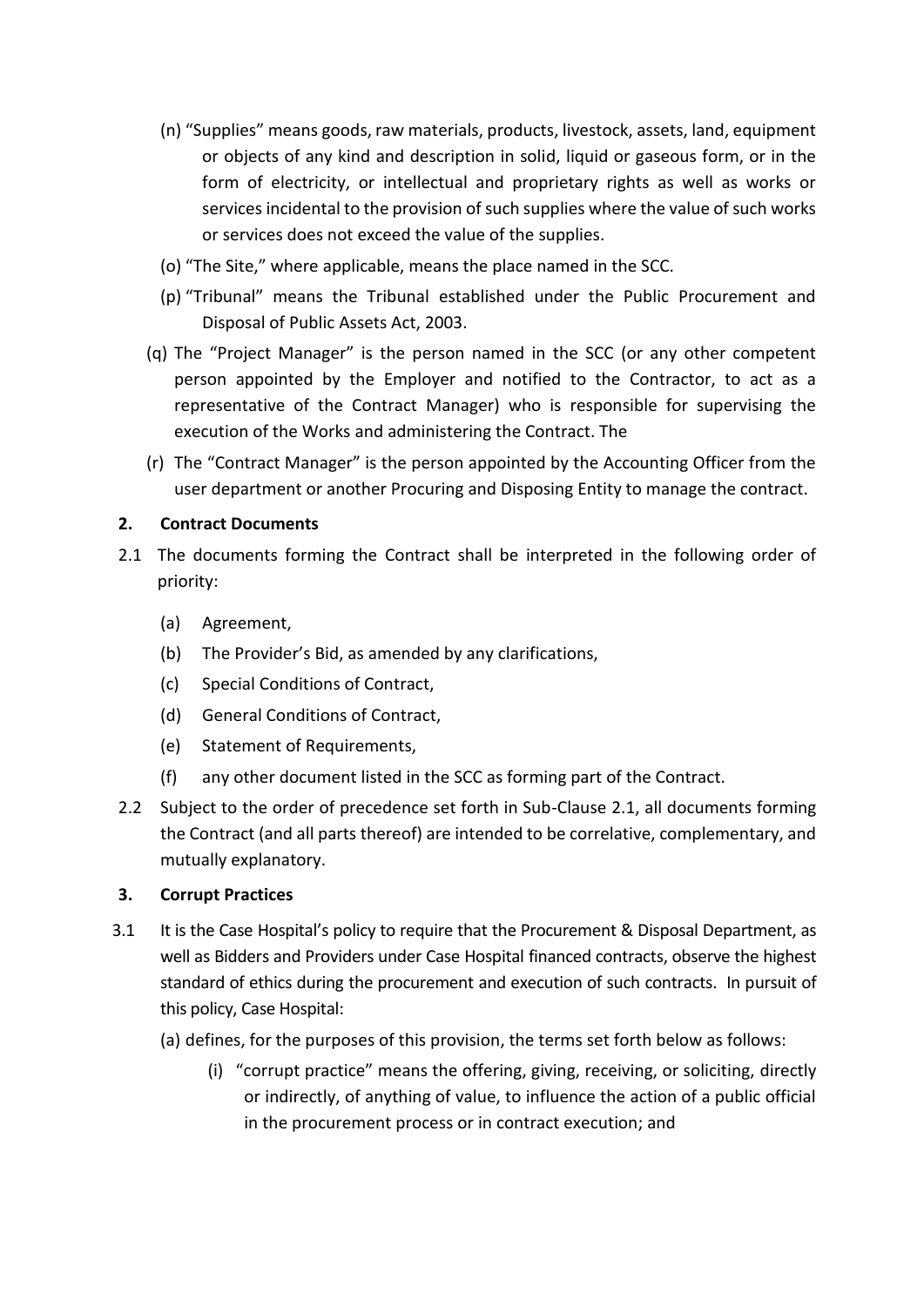(n) "Supplies" means goods, raw materials, products, livestock, assets, land, equipment or objects of any kind and description in solid, liquid or gaseous form, or in the form of electricity, or intellectual and proprietary rights as well as works or services incidental to the provision of such supplies where the value of such works or services does not exceed the value of the supplies.

(o) "The Site," where applicable, means the place named in the SCC.

(p) "Tribunal" means the Tribunal established under the Public Procurement and Disposal of Public Assets Act, 2003.

(q) The "Project Manager" is the person named in the SCC (or any other competent person appointed by the Employer and notified to the Contractor, to act as a representative of the Contract Manager) who is responsible for supervising the execution of the Works and administering the Contract. The

(r) The "Contract Manager" is the person appointed by the Accounting Officer from the user department or another Procuring and Disposing Entity to manage the contract.

**2. Contract Documents**

2.1 The documents forming the Contract shall be interpreted in the following order of priority:

(a) Agreement,

(b) The Provider's Bid, as amended by any clarifications,

(c) Special Conditions of Contract,

(d) General Conditions of Contract,

(e) Statement of Requirements,

(f) any other document listed in the SCC as forming part of the Contract.

2.2 Subject to the order of precedence set forth in Sub-Clause 2.1, all documents forming the Contract (and all parts thereof) are intended to be correlative, complementary, and mutually explanatory.

**3. Corrupt Practices**

3.1 It is the Case Hospital's policy to require that the Procurement & Disposal Department, as well as Bidders and Providers under Case Hospital financed contracts, observe the highest standard of ethics during the procurement and execution of such contracts. In pursuit of this policy, Case Hospital:

(a) defines, for the purposes of this provision, the terms set forth below as follows:

(i) "corrupt practice" means the offering, giving, receiving, or soliciting, directly or indirectly, of anything of value, to influence the action of a public official in the procurement process or in contract execution; and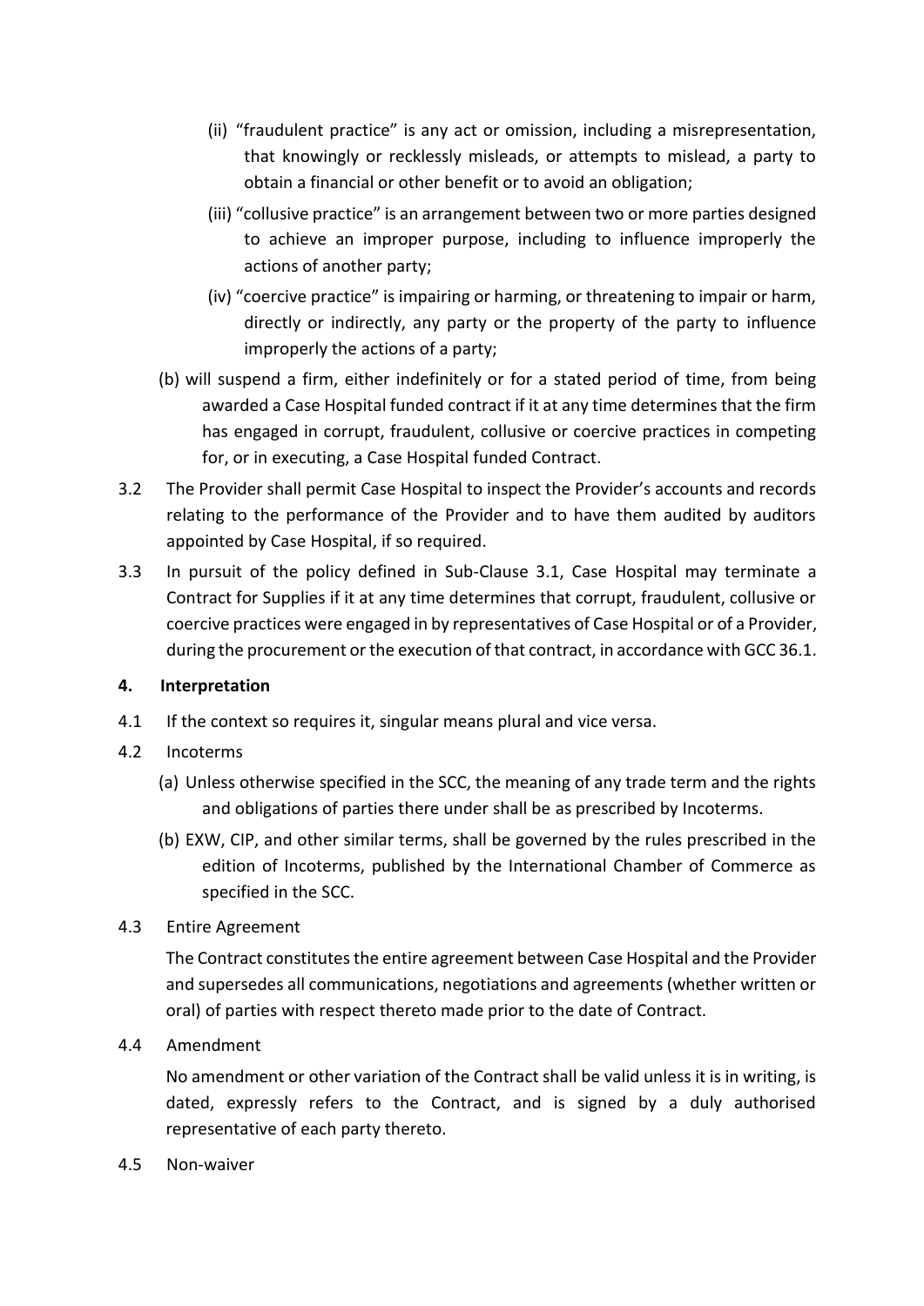(ii) "fraudulent practice" is any act or omission, including a misrepresentation, that knowingly or recklessly misleads, or attempts to mislead, a party to obtain a financial or other benefit or to avoid an obligation;

(iii) "collusive practice" is an arrangement between two or more parties designed to achieve an improper purpose, including to influence improperly the actions of another party;

(iv) "coercive practice" is impairing or harming, or threatening to impair or harm, directly or indirectly, any party or the property of the party to influence improperly the actions of a party;

(b) will suspend a firm, either indefinitely or for a stated period of time, from being awarded a Case Hospital funded contract if it at any time determines that the firm has engaged in corrupt, fraudulent, collusive or coercive practices in competing for, or in executing, a Case Hospital funded Contract.

3.2 The Provider shall permit Case Hospital to inspect the Provider's accounts and records relating to the performance of the Provider and to have them audited by auditors appointed by Case Hospital, if so required.

3.3 In pursuit of the policy defined in Sub-Clause 3.1, Case Hospital may terminate a Contract for Supplies if it at any time determines that corrupt, fraudulent, collusive or coercive practices were engaged in by representatives of Case Hospital or of a Provider, during the procurement or the execution of that contract, in accordance with GCC 36.1.

**4. Interpretation**

4.1 If the context so requires it, singular means plural and vice versa.

4.2 Incoterms

(a) Unless otherwise specified in the SCC, the meaning of any trade term and the rights and obligations of parties there under shall be as prescribed by Incoterms.

(b) EXW, CIP, and other similar terms, shall be governed by the rules prescribed in the edition of Incoterms, published by the International Chamber of Commerce as specified in the SCC.

4.3 Entire Agreement

The Contract constitutes the entire agreement between Case Hospital and the Provider and supersedes all communications, negotiations and agreements (whether written or oral) of parties with respect thereto made prior to the date of Contract.

4.4 Amendment

No amendment or other variation of the Contract shall be valid unless it is in writing, is dated, expressly refers to the Contract, and is signed by a duly authorised representative of each party thereto.

4.5 Non-waiver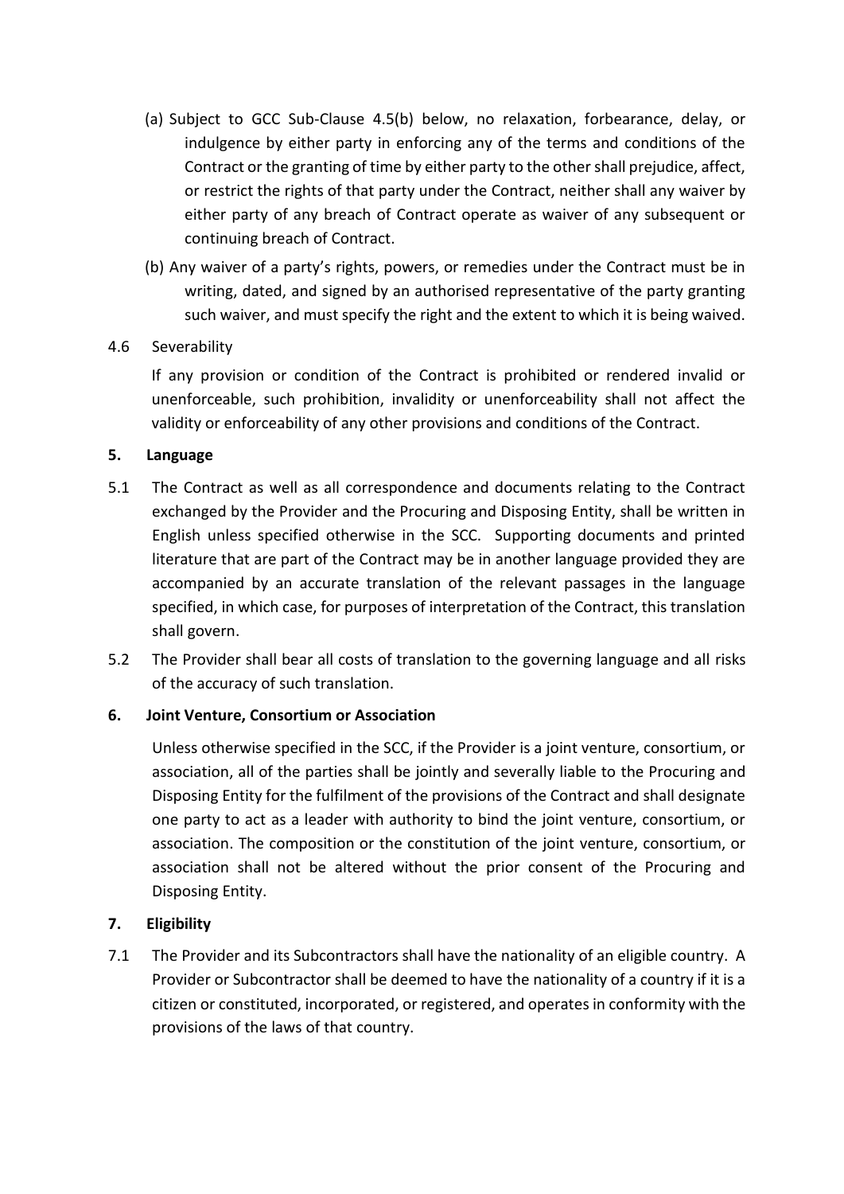(a) Subject to GCC Sub-Clause 4.5(b) below, no relaxation, forbearance, delay, or indulgence by either party in enforcing any of the terms and conditions of the Contract or the granting of time by either party to the other shall prejudice, affect, or restrict the rights of that party under the Contract, neither shall any waiver by either party of any breach of Contract operate as waiver of any subsequent or continuing breach of Contract.

(b) Any waiver of a party's rights, powers, or remedies under the Contract must be in writing, dated, and signed by an authorised representative of the party granting such waiver, and must specify the right and the extent to which it is being waived.

4.6 Severability

If any provision or condition of the Contract is prohibited or rendered invalid or unenforceable, such prohibition, invalidity or unenforceability shall not affect the validity or enforceability of any other provisions and conditions of the Contract.

**5. Language**

5.1 The Contract as well as all correspondence and documents relating to the Contract exchanged by the Provider and the Procuring and Disposing Entity, shall be written in English unless specified otherwise in the SCC. Supporting documents and printed literature that are part of the Contract may be in another language provided they are accompanied by an accurate translation of the relevant passages in the language specified, in which case, for purposes of interpretation of the Contract, this translation shall govern.

5.2 The Provider shall bear all costs of translation to the governing language and all risks of the accuracy of such translation.

**6. Joint Venture, Consortium or Association**

Unless otherwise specified in the SCC, if the Provider is a joint venture, consortium, or association, all of the parties shall be jointly and severally liable to the Procuring and Disposing Entity for the fulfilment of the provisions of the Contract and shall designate one party to act as a leader with authority to bind the joint venture, consortium, or association. The composition or the constitution of the joint venture, consortium, or association shall not be altered without the prior consent of the Procuring and Disposing Entity.

**7. Eligibility**

7.1 The Provider and its Subcontractors shall have the nationality of an eligible country. A Provider or Subcontractor shall be deemed to have the nationality of a country if it is a citizen or constituted, incorporated, or registered, and operates in conformity with the provisions of the laws of that country.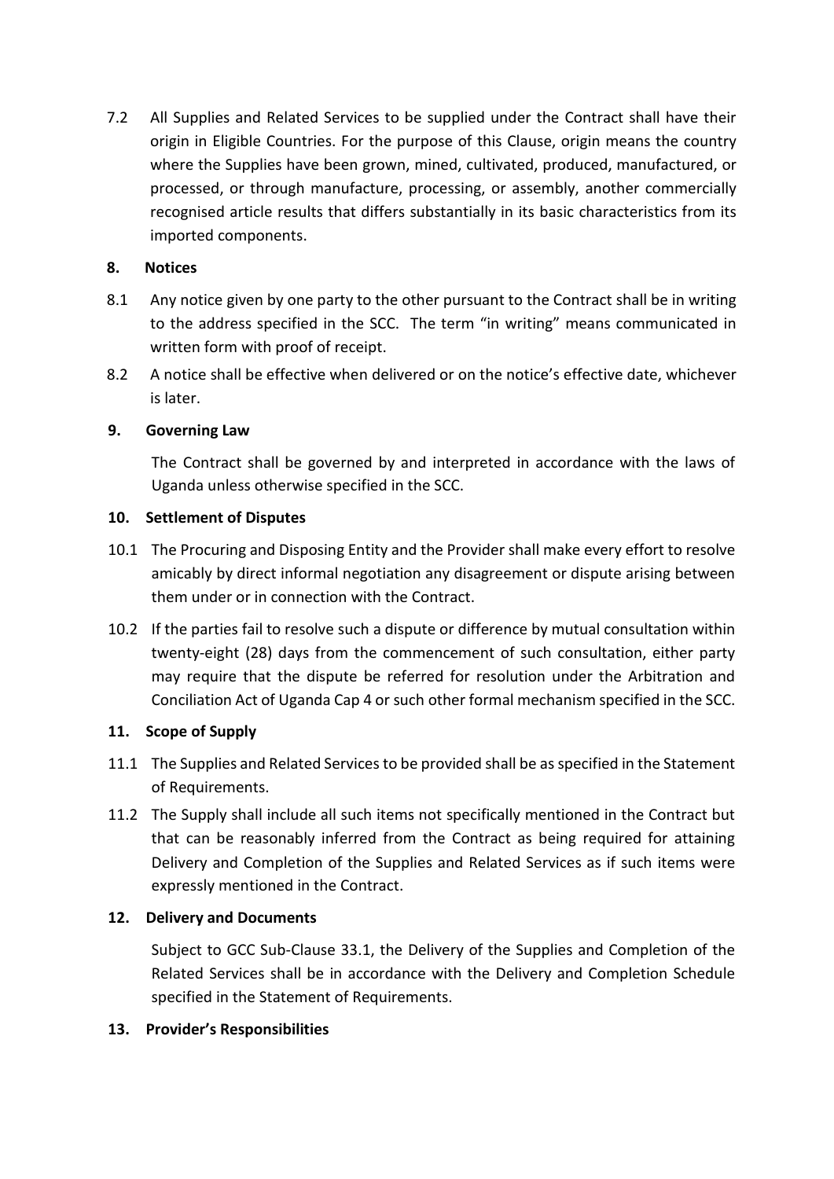7.2 All Supplies and Related Services to be supplied under the Contract shall have their origin in Eligible Countries. For the purpose of this Clause, origin means the country where the Supplies have been grown, mined, cultivated, produced, manufactured, or processed, or through manufacture, processing, or assembly, another commercially recognised article results that differs substantially in its basic characteristics from its imported components.

## 8. Notices

8.1 Any notice given by one party to the other pursuant to the Contract shall be in writing to the address specified in the SCC. The term "in writing" means communicated in written form with proof of receipt.

8.2 A notice shall be effective when delivered or on the notice's effective date, whichever is later.

## 9. Governing Law

The Contract shall be governed by and interpreted in accordance with the laws of Uganda unless otherwise specified in the SCC.

## 10. Settlement of Disputes

10.1 The Procuring and Disposing Entity and the Provider shall make every effort to resolve amicably by direct informal negotiation any disagreement or dispute arising between them under or in connection with the Contract.

10.2 If the parties fail to resolve such a dispute or difference by mutual consultation within twenty-eight (28) days from the commencement of such consultation, either party may require that the dispute be referred for resolution under the Arbitration and Conciliation Act of Uganda Cap 4 or such other formal mechanism specified in the SCC.

## 11. Scope of Supply

11.1 The Supplies and Related Services to be provided shall be as specified in the Statement of Requirements.

11.2 The Supply shall include all such items not specifically mentioned in the Contract but that can be reasonably inferred from the Contract as being required for attaining Delivery and Completion of the Supplies and Related Services as if such items were expressly mentioned in the Contract.

## 12. Delivery and Documents

Subject to GCC Sub-Clause 33.1, the Delivery of the Supplies and Completion of the Related Services shall be in accordance with the Delivery and Completion Schedule specified in the Statement of Requirements.

## 13. Provider's Responsibilities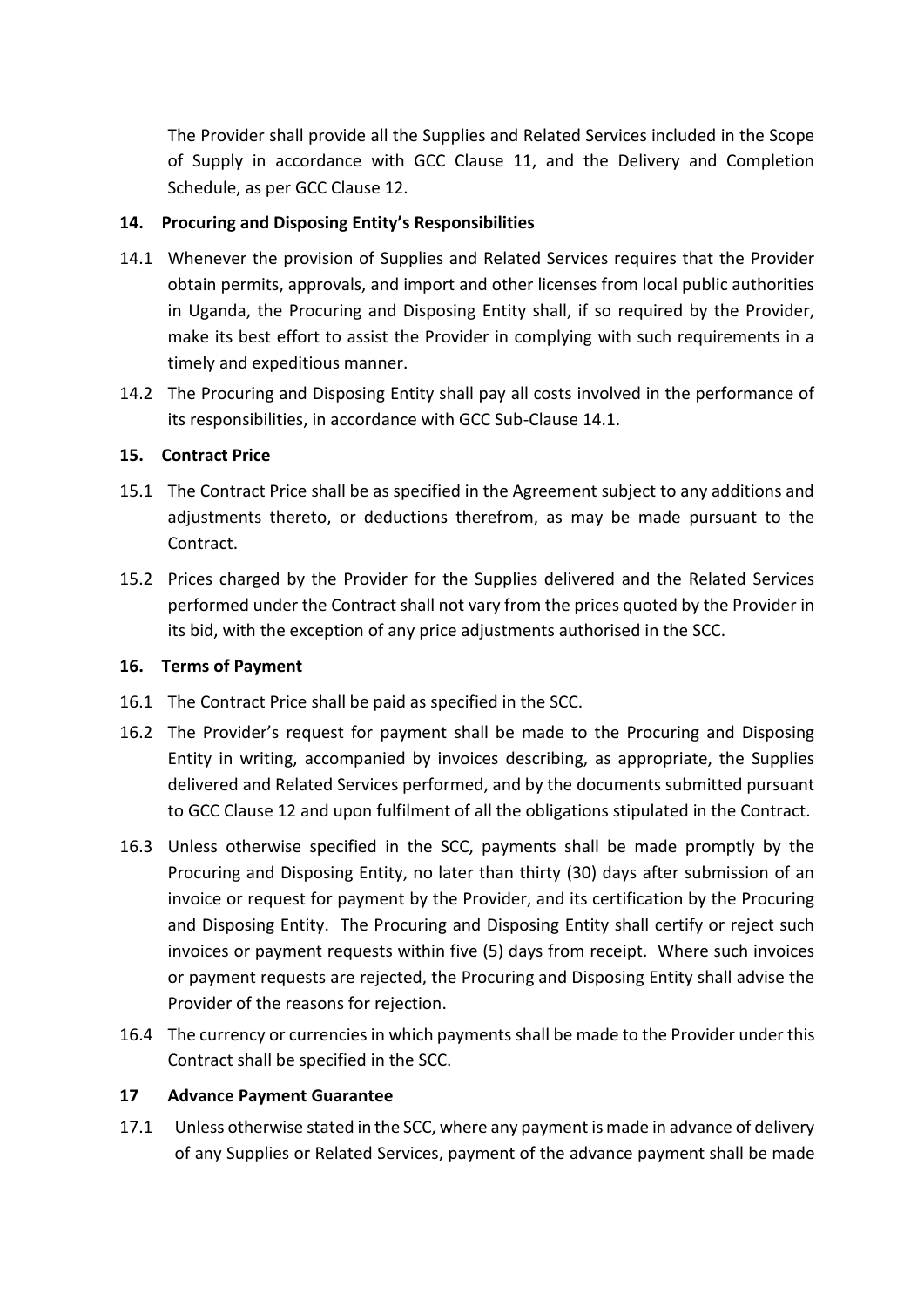The Provider shall provide all the Supplies and Related Services included in the Scope of Supply in accordance with GCC Clause 11, and the Delivery and Completion Schedule, as per GCC Clause 12.

## 14. Procuring and Disposing Entity's Responsibilities

14.1 Whenever the provision of Supplies and Related Services requires that the Provider obtain permits, approvals, and import and other licenses from local public authorities in Uganda, the Procuring and Disposing Entity shall, if so required by the Provider, make its best effort to assist the Provider in complying with such requirements in a timely and expeditious manner.

14.2 The Procuring and Disposing Entity shall pay all costs involved in the performance of its responsibilities, in accordance with GCC Sub-Clause 14.1.

## 15. Contract Price

15.1 The Contract Price shall be as specified in the Agreement subject to any additions and adjustments thereto, or deductions therefrom, as may be made pursuant to the Contract.

15.2 Prices charged by the Provider for the Supplies delivered and the Related Services performed under the Contract shall not vary from the prices quoted by the Provider in its bid, with the exception of any price adjustments authorised in the SCC.

## 16. Terms of Payment

16.1 The Contract Price shall be paid as specified in the SCC.

16.2 The Provider's request for payment shall be made to the Procuring and Disposing Entity in writing, accompanied by invoices describing, as appropriate, the Supplies delivered and Related Services performed, and by the documents submitted pursuant to GCC Clause 12 and upon fulfilment of all the obligations stipulated in the Contract.

16.3 Unless otherwise specified in the SCC, payments shall be made promptly by the Procuring and Disposing Entity, no later than thirty (30) days after submission of an invoice or request for payment by the Provider, and its certification by the Procuring and Disposing Entity. The Procuring and Disposing Entity shall certify or reject such invoices or payment requests within five (5) days from receipt. Where such invoices or payment requests are rejected, the Procuring and Disposing Entity shall advise the Provider of the reasons for rejection.

16.4 The currency or currencies in which payments shall be made to the Provider under this Contract shall be specified in the SCC.

## 17 Advance Payment Guarantee

17.1 Unless otherwise stated in the SCC, where any payment is made in advance of delivery of any Supplies or Related Services, payment of the advance payment shall be made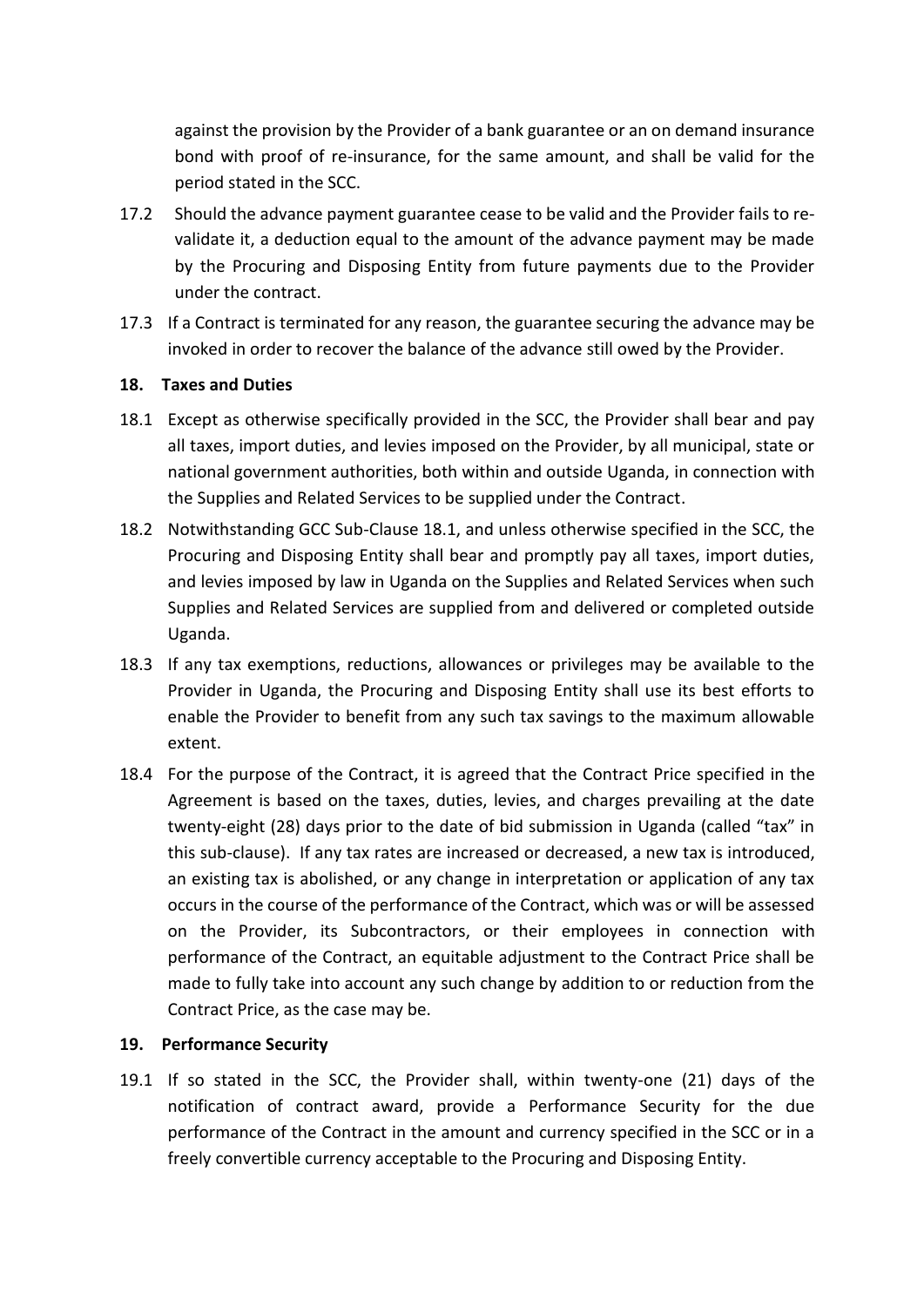against the provision by the Provider of a bank guarantee or an on demand insurance bond with proof of re-insurance, for the same amount, and shall be valid for the period stated in the SCC.

17.2 Should the advance payment guarantee cease to be valid and the Provider fails to re-validate it, a deduction equal to the amount of the advance payment may be made by the Procuring and Disposing Entity from future payments due to the Provider under the contract.

17.3 If a Contract is terminated for any reason, the guarantee securing the advance may be invoked in order to recover the balance of the advance still owed by the Provider.

**18. Taxes and Duties**

18.1 Except as otherwise specifically provided in the SCC, the Provider shall bear and pay all taxes, import duties, and levies imposed on the Provider, by all municipal, state or national government authorities, both within and outside Uganda, in connection with the Supplies and Related Services to be supplied under the Contract.

18.2 Notwithstanding GCC Sub-Clause 18.1, and unless otherwise specified in the SCC, the Procuring and Disposing Entity shall bear and promptly pay all taxes, import duties, and levies imposed by law in Uganda on the Supplies and Related Services when such Supplies and Related Services are supplied from and delivered or completed outside Uganda.

18.3 If any tax exemptions, reductions, allowances or privileges may be available to the Provider in Uganda, the Procuring and Disposing Entity shall use its best efforts to enable the Provider to benefit from any such tax savings to the maximum allowable extent.

18.4 For the purpose of the Contract, it is agreed that the Contract Price specified in the Agreement is based on the taxes, duties, levies, and charges prevailing at the date twenty-eight (28) days prior to the date of bid submission in Uganda (called "tax" in this sub-clause). If any tax rates are increased or decreased, a new tax is introduced, an existing tax is abolished, or any change in interpretation or application of any tax occurs in the course of the performance of the Contract, which was or will be assessed on the Provider, its Subcontractors, or their employees in connection with performance of the Contract, an equitable adjustment to the Contract Price shall be made to fully take into account any such change by addition to or reduction from the Contract Price, as the case may be.

**19. Performance Security**

19.1 If so stated in the SCC, the Provider shall, within twenty-one (21) days of the notification of contract award, provide a Performance Security for the due performance of the Contract in the amount and currency specified in the SCC or in a freely convertible currency acceptable to the Procuring and Disposing Entity.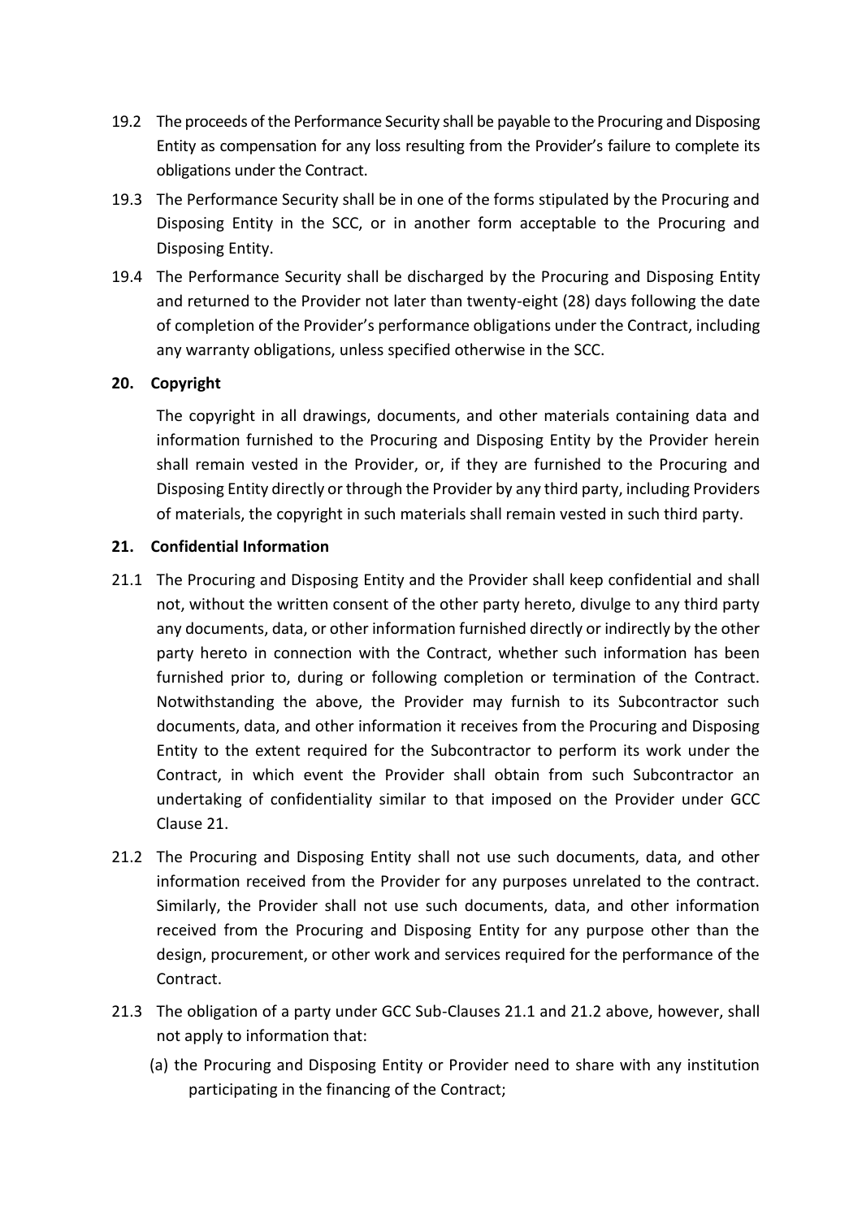19.2 The proceeds of the Performance Security shall be payable to the Procuring and Disposing Entity as compensation for any loss resulting from the Provider's failure to complete its obligations under the Contract.

19.3 The Performance Security shall be in one of the forms stipulated by the Procuring and Disposing Entity in the SCC, or in another form acceptable to the Procuring and Disposing Entity.

19.4 The Performance Security shall be discharged by the Procuring and Disposing Entity and returned to the Provider not later than twenty-eight (28) days following the date of completion of the Provider's performance obligations under the Contract, including any warranty obligations, unless specified otherwise in the SCC.

**20. Copyright**

The copyright in all drawings, documents, and other materials containing data and information furnished to the Procuring and Disposing Entity by the Provider herein shall remain vested in the Provider, or, if they are furnished to the Procuring and Disposing Entity directly or through the Provider by any third party, including Providers of materials, the copyright in such materials shall remain vested in such third party.

**21. Confidential Information**

21.1 The Procuring and Disposing Entity and the Provider shall keep confidential and shall not, without the written consent of the other party hereto, divulge to any third party any documents, data, or other information furnished directly or indirectly by the other party hereto in connection with the Contract, whether such information has been furnished prior to, during or following completion or termination of the Contract. Notwithstanding the above, the Provider may furnish to its Subcontractor such documents, data, and other information it receives from the Procuring and Disposing Entity to the extent required for the Subcontractor to perform its work under the Contract, in which event the Provider shall obtain from such Subcontractor an undertaking of confidentiality similar to that imposed on the Provider under GCC Clause 21.

21.2 The Procuring and Disposing Entity shall not use such documents, data, and other information received from the Provider for any purposes unrelated to the contract. Similarly, the Provider shall not use such documents, data, and other information received from the Procuring and Disposing Entity for any purpose other than the design, procurement, or other work and services required for the performance of the Contract.

21.3 The obligation of a party under GCC Sub-Clauses 21.1 and 21.2 above, however, shall not apply to information that:

(a) the Procuring and Disposing Entity or Provider need to share with any institution participating in the financing of the Contract;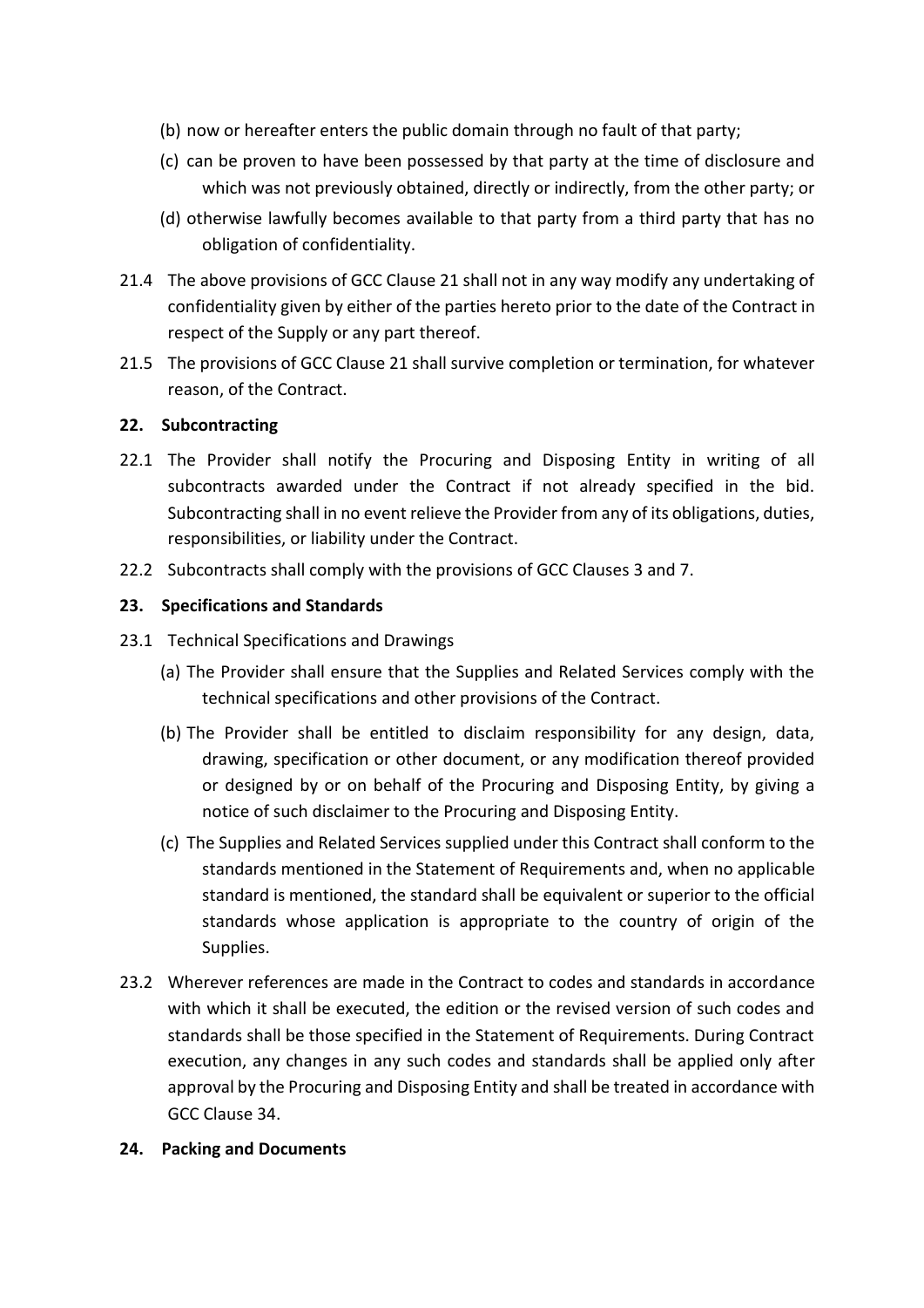(b) now or hereafter enters the public domain through no fault of that party;

(c) can be proven to have been possessed by that party at the time of disclosure and which was not previously obtained, directly or indirectly, from the other party; or

(d) otherwise lawfully becomes available to that party from a third party that has no obligation of confidentiality.

21.4 The above provisions of GCC Clause 21 shall not in any way modify any undertaking of confidentiality given by either of the parties hereto prior to the date of the Contract in respect of the Supply or any part thereof.

21.5 The provisions of GCC Clause 21 shall survive completion or termination, for whatever reason, of the Contract.

**22. Subcontracting**

22.1 The Provider shall notify the Procuring and Disposing Entity in writing of all subcontracts awarded under the Contract if not already specified in the bid. Subcontracting shall in no event relieve the Provider from any of its obligations, duties, responsibilities, or liability under the Contract.

22.2 Subcontracts shall comply with the provisions of GCC Clauses 3 and 7.

**23. Specifications and Standards**

23.1 Technical Specifications and Drawings

(a) The Provider shall ensure that the Supplies and Related Services comply with the technical specifications and other provisions of the Contract.

(b) The Provider shall be entitled to disclaim responsibility for any design, data, drawing, specification or other document, or any modification thereof provided or designed by or on behalf of the Procuring and Disposing Entity, by giving a notice of such disclaimer to the Procuring and Disposing Entity.

(c) The Supplies and Related Services supplied under this Contract shall conform to the standards mentioned in the Statement of Requirements and, when no applicable standard is mentioned, the standard shall be equivalent or superior to the official standards whose application is appropriate to the country of origin of the Supplies.

23.2 Wherever references are made in the Contract to codes and standards in accordance with which it shall be executed, the edition or the revised version of such codes and standards shall be those specified in the Statement of Requirements. During Contract execution, any changes in any such codes and standards shall be applied only after approval by the Procuring and Disposing Entity and shall be treated in accordance with GCC Clause 34.

**24. Packing and Documents**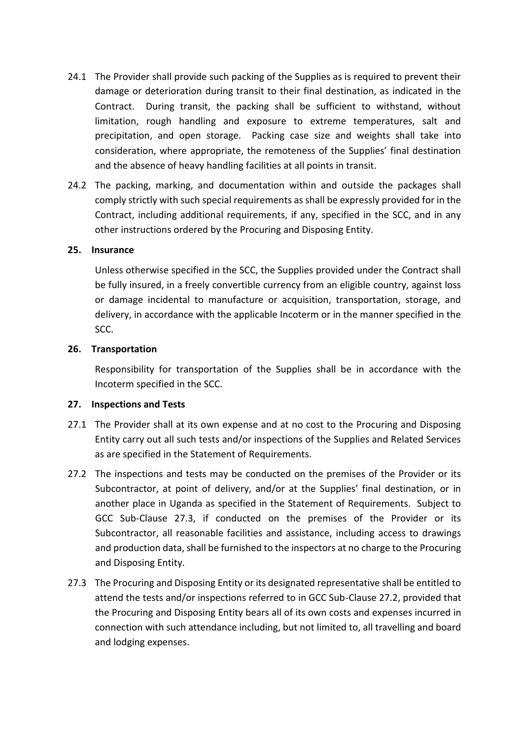24.1 The Provider shall provide such packing of the Supplies as is required to prevent their damage or deterioration during transit to their final destination, as indicated in the Contract. During transit, the packing shall be sufficient to withstand, without limitation, rough handling and exposure to extreme temperatures, salt and precipitation, and open storage. Packing case size and weights shall take into consideration, where appropriate, the remoteness of the Supplies' final destination and the absence of heavy handling facilities at all points in transit.

24.2 The packing, marking, and documentation within and outside the packages shall comply strictly with such special requirements as shall be expressly provided for in the Contract, including additional requirements, if any, specified in the SCC, and in any other instructions ordered by the Procuring and Disposing Entity.

**25. Insurance**

Unless otherwise specified in the SCC, the Supplies provided under the Contract shall be fully insured, in a freely convertible currency from an eligible country, against loss or damage incidental to manufacture or acquisition, transportation, storage, and delivery, in accordance with the applicable Incoterm or in the manner specified in the SCC.

**26. Transportation**

Responsibility for transportation of the Supplies shall be in accordance with the Incoterm specified in the SCC.

**27. Inspections and Tests**

27.1 The Provider shall at its own expense and at no cost to the Procuring and Disposing Entity carry out all such tests and/or inspections of the Supplies and Related Services as are specified in the Statement of Requirements.

27.2 The inspections and tests may be conducted on the premises of the Provider or its Subcontractor, at point of delivery, and/or at the Supplies' final destination, or in another place in Uganda as specified in the Statement of Requirements. Subject to GCC Sub-Clause 27.3, if conducted on the premises of the Provider or its Subcontractor, all reasonable facilities and assistance, including access to drawings and production data, shall be furnished to the inspectors at no charge to the Procuring and Disposing Entity.

27.3 The Procuring and Disposing Entity or its designated representative shall be entitled to attend the tests and/or inspections referred to in GCC Sub-Clause 27.2, provided that the Procuring and Disposing Entity bears all of its own costs and expenses incurred in connection with such attendance including, but not limited to, all travelling and board and lodging expenses.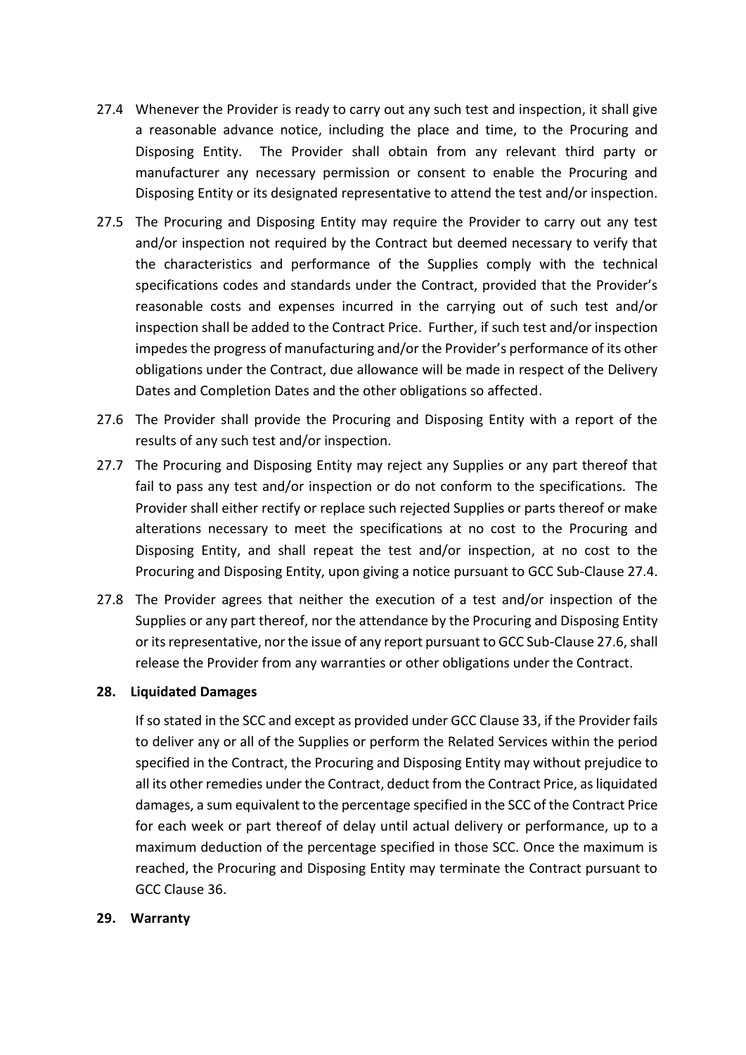27.4 Whenever the Provider is ready to carry out any such test and inspection, it shall give a reasonable advance notice, including the place and time, to the Procuring and Disposing Entity. The Provider shall obtain from any relevant third party or manufacturer any necessary permission or consent to enable the Procuring and Disposing Entity or its designated representative to attend the test and/or inspection.

27.5 The Procuring and Disposing Entity may require the Provider to carry out any test and/or inspection not required by the Contract but deemed necessary to verify that the characteristics and performance of the Supplies comply with the technical specifications codes and standards under the Contract, provided that the Provider's reasonable costs and expenses incurred in the carrying out of such test and/or inspection shall be added to the Contract Price. Further, if such test and/or inspection impedes the progress of manufacturing and/or the Provider's performance of its other obligations under the Contract, due allowance will be made in respect of the Delivery Dates and Completion Dates and the other obligations so affected.

27.6 The Provider shall provide the Procuring and Disposing Entity with a report of the results of any such test and/or inspection.

27.7 The Procuring and Disposing Entity may reject any Supplies or any part thereof that fail to pass any test and/or inspection or do not conform to the specifications. The Provider shall either rectify or replace such rejected Supplies or parts thereof or make alterations necessary to meet the specifications at no cost to the Procuring and Disposing Entity, and shall repeat the test and/or inspection, at no cost to the Procuring and Disposing Entity, upon giving a notice pursuant to GCC Sub-Clause 27.4.

27.8 The Provider agrees that neither the execution of a test and/or inspection of the Supplies or any part thereof, nor the attendance by the Procuring and Disposing Entity or its representative, nor the issue of any report pursuant to GCC Sub-Clause 27.6, shall release the Provider from any warranties or other obligations under the Contract.

**28. Liquidated Damages**

If so stated in the SCC and except as provided under GCC Clause 33, if the Provider fails to deliver any or all of the Supplies or perform the Related Services within the period specified in the Contract, the Procuring and Disposing Entity may without prejudice to all its other remedies under the Contract, deduct from the Contract Price, as liquidated damages, a sum equivalent to the percentage specified in the SCC of the Contract Price for each week or part thereof of delay until actual delivery or performance, up to a maximum deduction of the percentage specified in those SCC. Once the maximum is reached, the Procuring and Disposing Entity may terminate the Contract pursuant to GCC Clause 36.

**29. Warranty**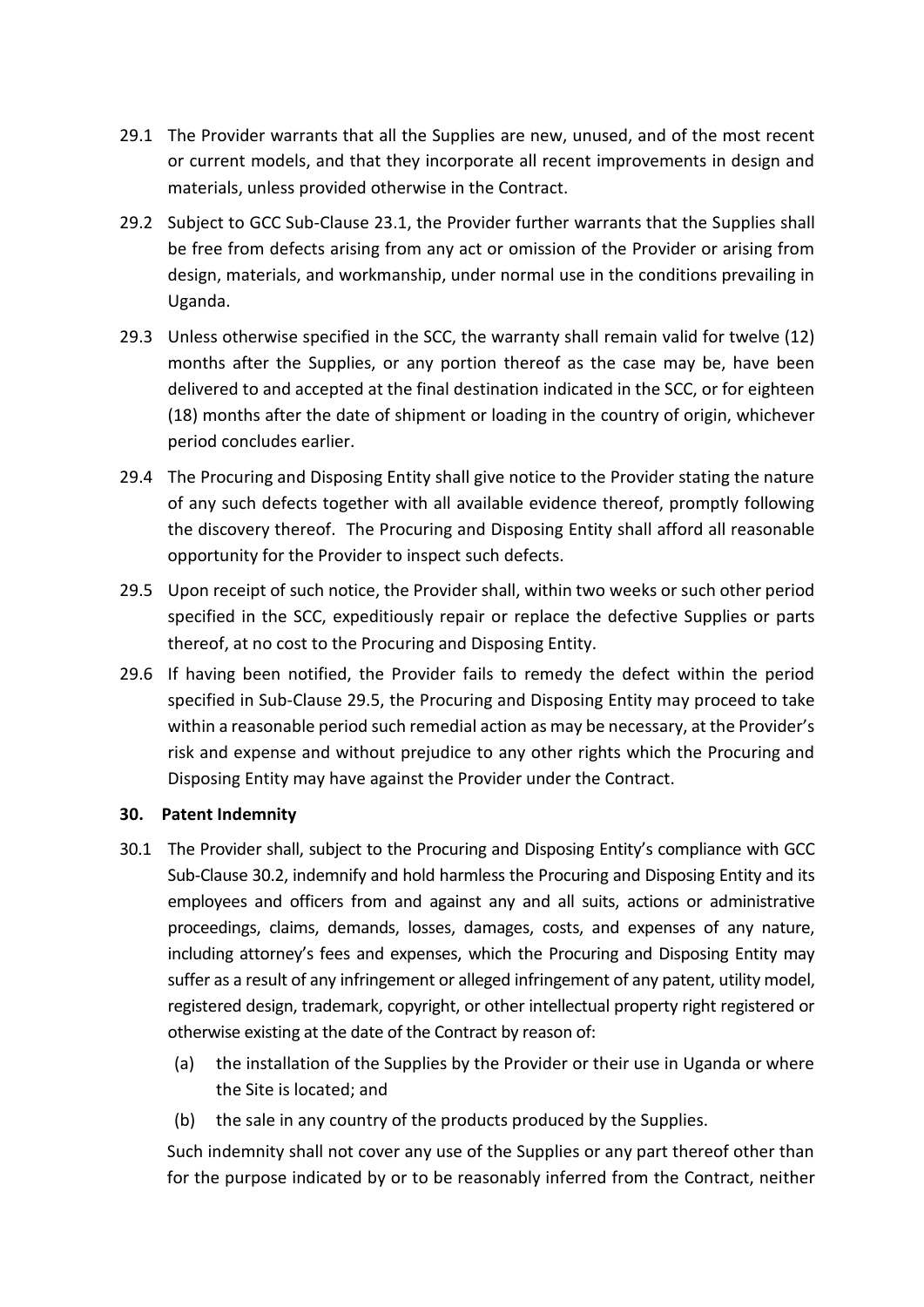29.1 The Provider warrants that all the Supplies are new, unused, and of the most recent or current models, and that they incorporate all recent improvements in design and materials, unless provided otherwise in the Contract.

29.2 Subject to GCC Sub-Clause 23.1, the Provider further warrants that the Supplies shall be free from defects arising from any act or omission of the Provider or arising from design, materials, and workmanship, under normal use in the conditions prevailing in Uganda.

29.3 Unless otherwise specified in the SCC, the warranty shall remain valid for twelve (12) months after the Supplies, or any portion thereof as the case may be, have been delivered to and accepted at the final destination indicated in the SCC, or for eighteen (18) months after the date of shipment or loading in the country of origin, whichever period concludes earlier.

29.4 The Procuring and Disposing Entity shall give notice to the Provider stating the nature of any such defects together with all available evidence thereof, promptly following the discovery thereof. The Procuring and Disposing Entity shall afford all reasonable opportunity for the Provider to inspect such defects.

29.5 Upon receipt of such notice, the Provider shall, within two weeks or such other period specified in the SCC, expeditiously repair or replace the defective Supplies or parts thereof, at no cost to the Procuring and Disposing Entity.

29.6 If having been notified, the Provider fails to remedy the defect within the period specified in Sub-Clause 29.5, the Procuring and Disposing Entity may proceed to take within a reasonable period such remedial action as may be necessary, at the Provider's risk and expense and without prejudice to any other rights which the Procuring and Disposing Entity may have against the Provider under the Contract.

**30. Patent Indemnity**

30.1 The Provider shall, subject to the Procuring and Disposing Entity's compliance with GCC Sub-Clause 30.2, indemnify and hold harmless the Procuring and Disposing Entity and its employees and officers from and against any and all suits, actions or administrative proceedings, claims, demands, losses, damages, costs, and expenses of any nature, including attorney's fees and expenses, which the Procuring and Disposing Entity may suffer as a result of any infringement or alleged infringement of any patent, utility model, registered design, trademark, copyright, or other intellectual property right registered or otherwise existing at the date of the Contract by reason of:

(a) the installation of the Supplies by the Provider or their use in Uganda or where the Site is located; and

(b) the sale in any country of the products produced by the Supplies.

Such indemnity shall not cover any use of the Supplies or any part thereof other than for the purpose indicated by or to be reasonably inferred from the Contract, neither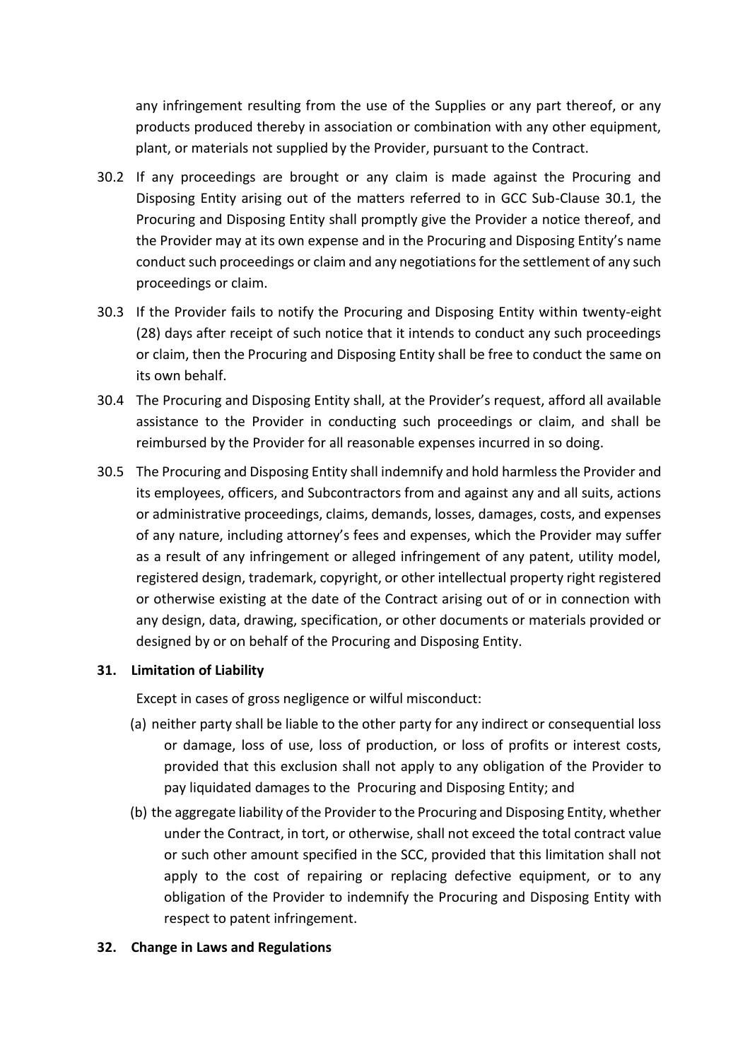any infringement resulting from the use of the Supplies or any part thereof, or any products produced thereby in association or combination with any other equipment, plant, or materials not supplied by the Provider, pursuant to the Contract.

30.2 If any proceedings are brought or any claim is made against the Procuring and Disposing Entity arising out of the matters referred to in GCC Sub-Clause 30.1, the Procuring and Disposing Entity shall promptly give the Provider a notice thereof, and the Provider may at its own expense and in the Procuring and Disposing Entity's name conduct such proceedings or claim and any negotiations for the settlement of any such proceedings or claim.

30.3 If the Provider fails to notify the Procuring and Disposing Entity within twenty-eight (28) days after receipt of such notice that it intends to conduct any such proceedings or claim, then the Procuring and Disposing Entity shall be free to conduct the same on its own behalf.

30.4 The Procuring and Disposing Entity shall, at the Provider's request, afford all available assistance to the Provider in conducting such proceedings or claim, and shall be reimbursed by the Provider for all reasonable expenses incurred in so doing.

30.5 The Procuring and Disposing Entity shall indemnify and hold harmless the Provider and its employees, officers, and Subcontractors from and against any and all suits, actions or administrative proceedings, claims, demands, losses, damages, costs, and expenses of any nature, including attorney's fees and expenses, which the Provider may suffer as a result of any infringement or alleged infringement of any patent, utility model, registered design, trademark, copyright, or other intellectual property right registered or otherwise existing at the date of the Contract arising out of or in connection with any design, data, drawing, specification, or other documents or materials provided or designed by or on behalf of the Procuring and Disposing Entity.

**31. Limitation of Liability**

Except in cases of gross negligence or wilful misconduct:

(a) neither party shall be liable to the other party for any indirect or consequential loss or damage, loss of use, loss of production, or loss of profits or interest costs, provided that this exclusion shall not apply to any obligation of the Provider to pay liquidated damages to the Procuring and Disposing Entity; and

(b) the aggregate liability of the Provider to the Procuring and Disposing Entity, whether under the Contract, in tort, or otherwise, shall not exceed the total contract value or such other amount specified in the SCC, provided that this limitation shall not apply to the cost of repairing or replacing defective equipment, or to any obligation of the Provider to indemnify the Procuring and Disposing Entity with respect to patent infringement.

**32. Change in Laws and Regulations**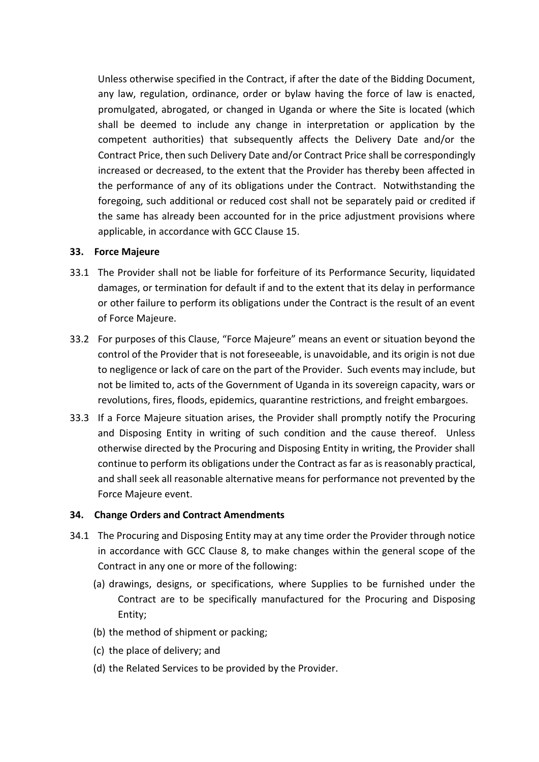Unless otherwise specified in the Contract, if after the date of the Bidding Document, any law, regulation, ordinance, order or bylaw having the force of law is enacted, promulgated, abrogated, or changed in Uganda or where the Site is located (which shall be deemed to include any change in interpretation or application by the competent authorities) that subsequently affects the Delivery Date and/or the Contract Price, then such Delivery Date and/or Contract Price shall be correspondingly increased or decreased, to the extent that the Provider has thereby been affected in the performance of any of its obligations under the Contract. Notwithstanding the foregoing, such additional or reduced cost shall not be separately paid or credited if the same has already been accounted for in the price adjustment provisions where applicable, in accordance with GCC Clause 15.

**33. Force Majeure**

33.1 The Provider shall not be liable for forfeiture of its Performance Security, liquidated damages, or termination for default if and to the extent that its delay in performance or other failure to perform its obligations under the Contract is the result of an event of Force Majeure.

33.2 For purposes of this Clause, "Force Majeure" means an event or situation beyond the control of the Provider that is not foreseeable, is unavoidable, and its origin is not due to negligence or lack of care on the part of the Provider. Such events may include, but not be limited to, acts of the Government of Uganda in its sovereign capacity, wars or revolutions, fires, floods, epidemics, quarantine restrictions, and freight embargoes.

33.3 If a Force Majeure situation arises, the Provider shall promptly notify the Procuring and Disposing Entity in writing of such condition and the cause thereof. Unless otherwise directed by the Procuring and Disposing Entity in writing, the Provider shall continue to perform its obligations under the Contract as far as is reasonably practical, and shall seek all reasonable alternative means for performance not prevented by the Force Majeure event.

**34. Change Orders and Contract Amendments**

34.1 The Procuring and Disposing Entity may at any time order the Provider through notice in accordance with GCC Clause 8, to make changes within the general scope of the Contract in any one or more of the following:

(a) drawings, designs, or specifications, where Supplies to be furnished under the Contract are to be specifically manufactured for the Procuring and Disposing Entity;

(b) the method of shipment or packing;

(c) the place of delivery; and

(d) the Related Services to be provided by the Provider.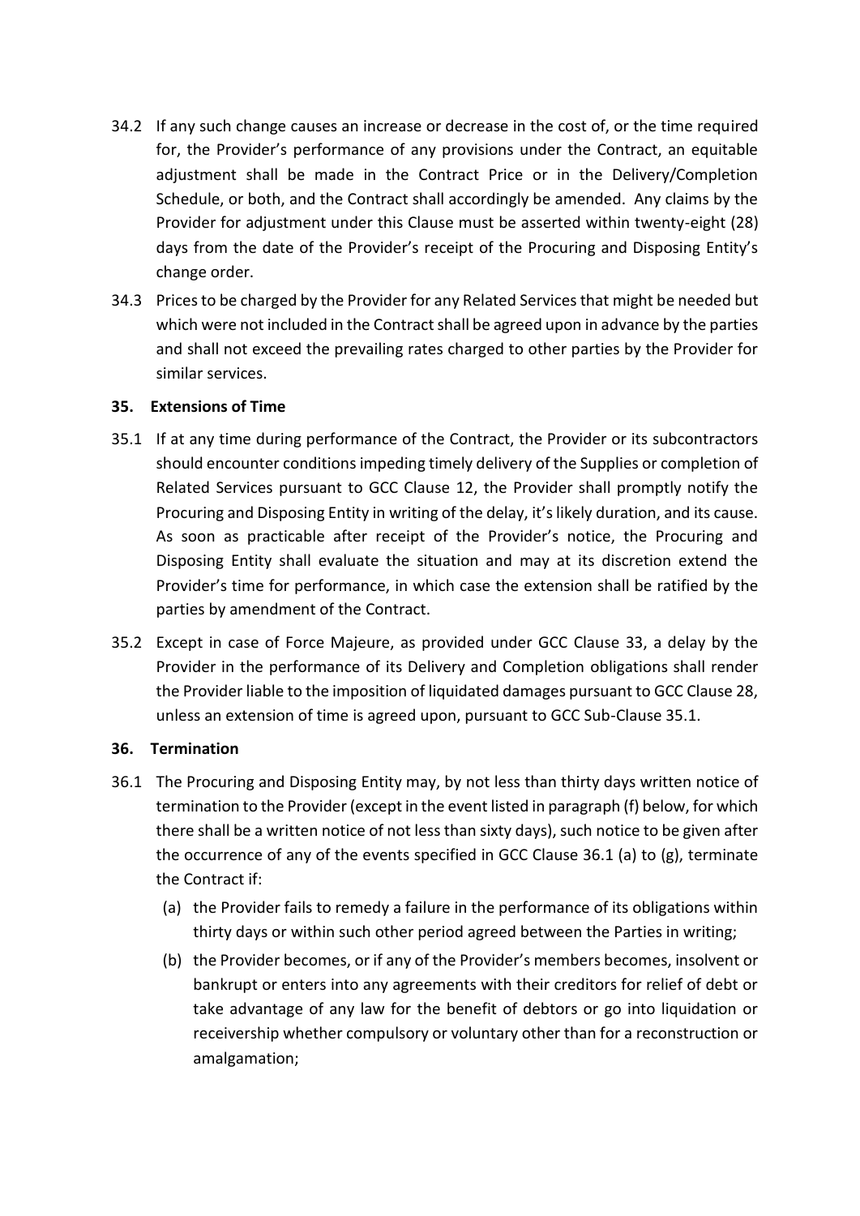34.2 If any such change causes an increase or decrease in the cost of, or the time required for, the Provider's performance of any provisions under the Contract, an equitable adjustment shall be made in the Contract Price or in the Delivery/Completion Schedule, or both, and the Contract shall accordingly be amended. Any claims by the Provider for adjustment under this Clause must be asserted within twenty-eight (28) days from the date of the Provider's receipt of the Procuring and Disposing Entity's change order.

34.3 Prices to be charged by the Provider for any Related Services that might be needed but which were not included in the Contract shall be agreed upon in advance by the parties and shall not exceed the prevailing rates charged to other parties by the Provider for similar services.

**35. Extensions of Time**

35.1 If at any time during performance of the Contract, the Provider or its subcontractors should encounter conditions impeding timely delivery of the Supplies or completion of Related Services pursuant to GCC Clause 12, the Provider shall promptly notify the Procuring and Disposing Entity in writing of the delay, it's likely duration, and its cause. As soon as practicable after receipt of the Provider's notice, the Procuring and Disposing Entity shall evaluate the situation and may at its discretion extend the Provider's time for performance, in which case the extension shall be ratified by the parties by amendment of the Contract.

35.2 Except in case of Force Majeure, as provided under GCC Clause 33, a delay by the Provider in the performance of its Delivery and Completion obligations shall render the Provider liable to the imposition of liquidated damages pursuant to GCC Clause 28, unless an extension of time is agreed upon, pursuant to GCC Sub-Clause 35.1.

**36. Termination**

36.1 The Procuring and Disposing Entity may, by not less than thirty days written notice of termination to the Provider (except in the event listed in paragraph (f) below, for which there shall be a written notice of not less than sixty days), such notice to be given after the occurrence of any of the events specified in GCC Clause 36.1 (a) to (g), terminate the Contract if:

(a) the Provider fails to remedy a failure in the performance of its obligations within thirty days or within such other period agreed between the Parties in writing;

(b) the Provider becomes, or if any of the Provider's members becomes, insolvent or bankrupt or enters into any agreements with their creditors for relief of debt or take advantage of any law for the benefit of debtors or go into liquidation or receivership whether compulsory or voluntary other than for a reconstruction or amalgamation;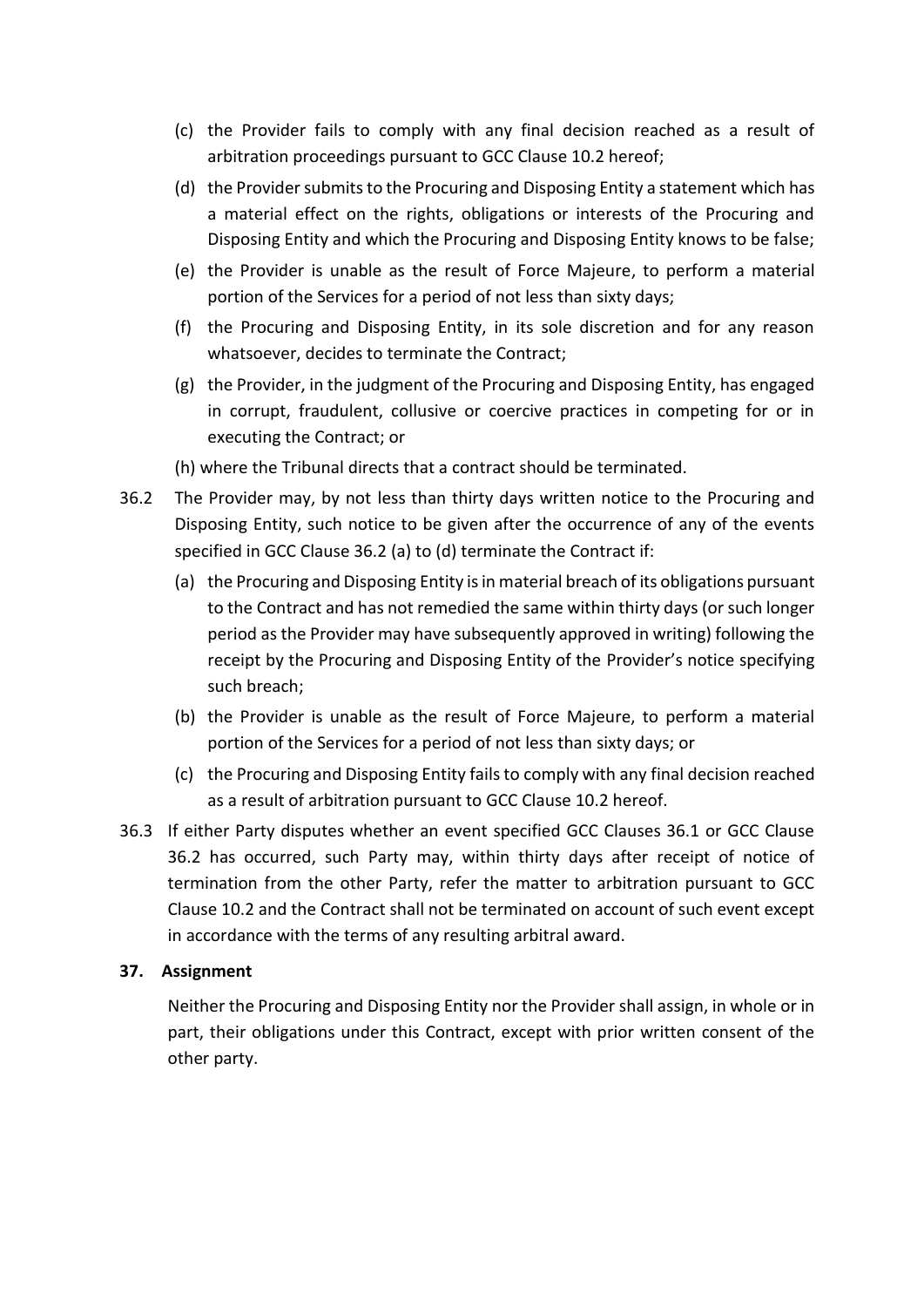(c) the Provider fails to comply with any final decision reached as a result of arbitration proceedings pursuant to GCC Clause 10.2 hereof;

(d) the Provider submits to the Procuring and Disposing Entity a statement which has a material effect on the rights, obligations or interests of the Procuring and Disposing Entity and which the Procuring and Disposing Entity knows to be false;

(e) the Provider is unable as the result of Force Majeure, to perform a material portion of the Services for a period of not less than sixty days;

(f) the Procuring and Disposing Entity, in its sole discretion and for any reason whatsoever, decides to terminate the Contract;

(g) the Provider, in the judgment of the Procuring and Disposing Entity, has engaged in corrupt, fraudulent, collusive or coercive practices in competing for or in executing the Contract; or

(h) where the Tribunal directs that a contract should be terminated.

36.2 The Provider may, by not less than thirty days written notice to the Procuring and Disposing Entity, such notice to be given after the occurrence of any of the events specified in GCC Clause 36.2 (a) to (d) terminate the Contract if:

(a) the Procuring and Disposing Entity is in material breach of its obligations pursuant to the Contract and has not remedied the same within thirty days (or such longer period as the Provider may have subsequently approved in writing) following the receipt by the Procuring and Disposing Entity of the Provider's notice specifying such breach;

(b) the Provider is unable as the result of Force Majeure, to perform a material portion of the Services for a period of not less than sixty days; or

(c) the Procuring and Disposing Entity fails to comply with any final decision reached as a result of arbitration pursuant to GCC Clause 10.2 hereof.

36.3 If either Party disputes whether an event specified GCC Clauses 36.1 or GCC Clause 36.2 has occurred, such Party may, within thirty days after receipt of notice of termination from the other Party, refer the matter to arbitration pursuant to GCC Clause 10.2 and the Contract shall not be terminated on account of such event except in accordance with the terms of any resulting arbitral award.

**37. Assignment**

Neither the Procuring and Disposing Entity nor the Provider shall assign, in whole or in part, their obligations under this Contract, except with prior written consent of the other party.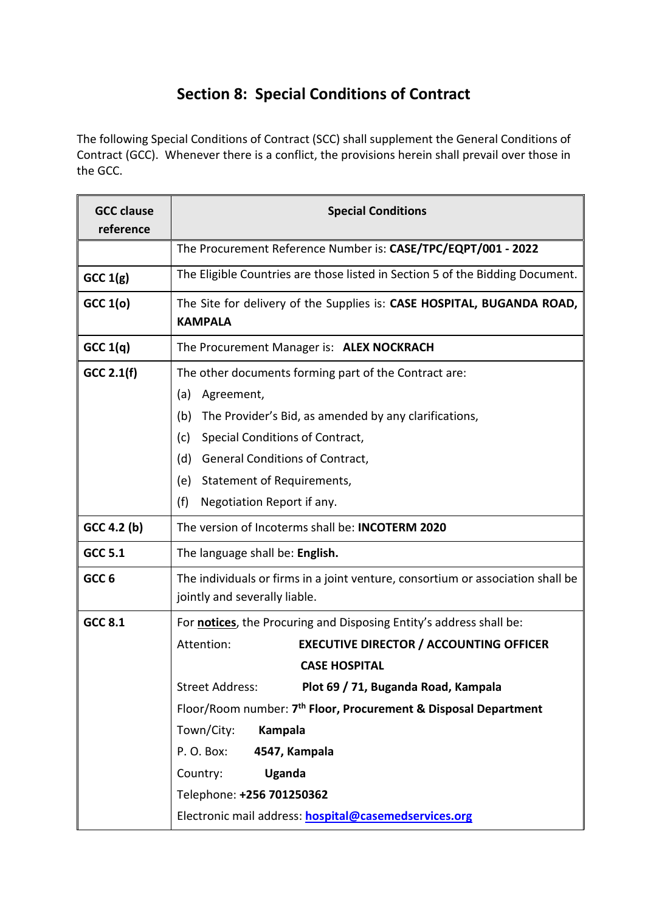# Section 8: Special Conditions of Contract

The following Special Conditions of Contract (SCC) shall supplement the General Conditions of Contract (GCC). Whenever there is a conflict, the provisions herein shall prevail over those in the GCC.

| GCC clause reference | Special Conditions |
|---|---|
| | The Procurement Reference Number is: **CASE/TPC/EQPT/001 - 2022** |
| **GCC 1(g)** | The Eligible Countries are those listed in Section 5 of the Bidding Document. |
| **GCC 1(o)** | The Site for delivery of the Supplies is: **CASE HOSPITAL, BUGANDA ROAD, KAMPALA** |
| **GCC 1(q)** | The Procurement Manager is: **ALEX NOCKRACH** |
| **GCC 2.1(f)** | The other documents forming part of the Contract are:<br>(a) Agreement,<br>(b) The Provider's Bid, as amended by any clarifications,<br>(c) Special Conditions of Contract,<br>(d) General Conditions of Contract,<br>(e) Statement of Requirements,<br>(f) Negotiation Report if any. |
| **GCC 4.2 (b)** | The version of Incoterms shall be: **INCOTERM 2020** |
| **GCC 5.1** | The language shall be: **English.** |
| **GCC 6** | The individuals or firms in a joint venture, consortium or association shall be jointly and severally liable. |
| **GCC 8.1** | For **notices**, the Procuring and Disposing Entity's address shall be:<br>Attention: **EXECUTIVE DIRECTOR / ACCOUNTING OFFICER CASE HOSPITAL**<br>Street Address: **Plot 69 / 71, Buganda Road, Kampala**<br>Floor/Room number: **7th Floor, Procurement & Disposal Department**<br>Town/City: **Kampala**<br>P. O. Box: **4547, Kampala**<br>Country: **Uganda**<br>Telephone: **+256 701250362**<br>Electronic mail address: **hospital@casemedservices.org** |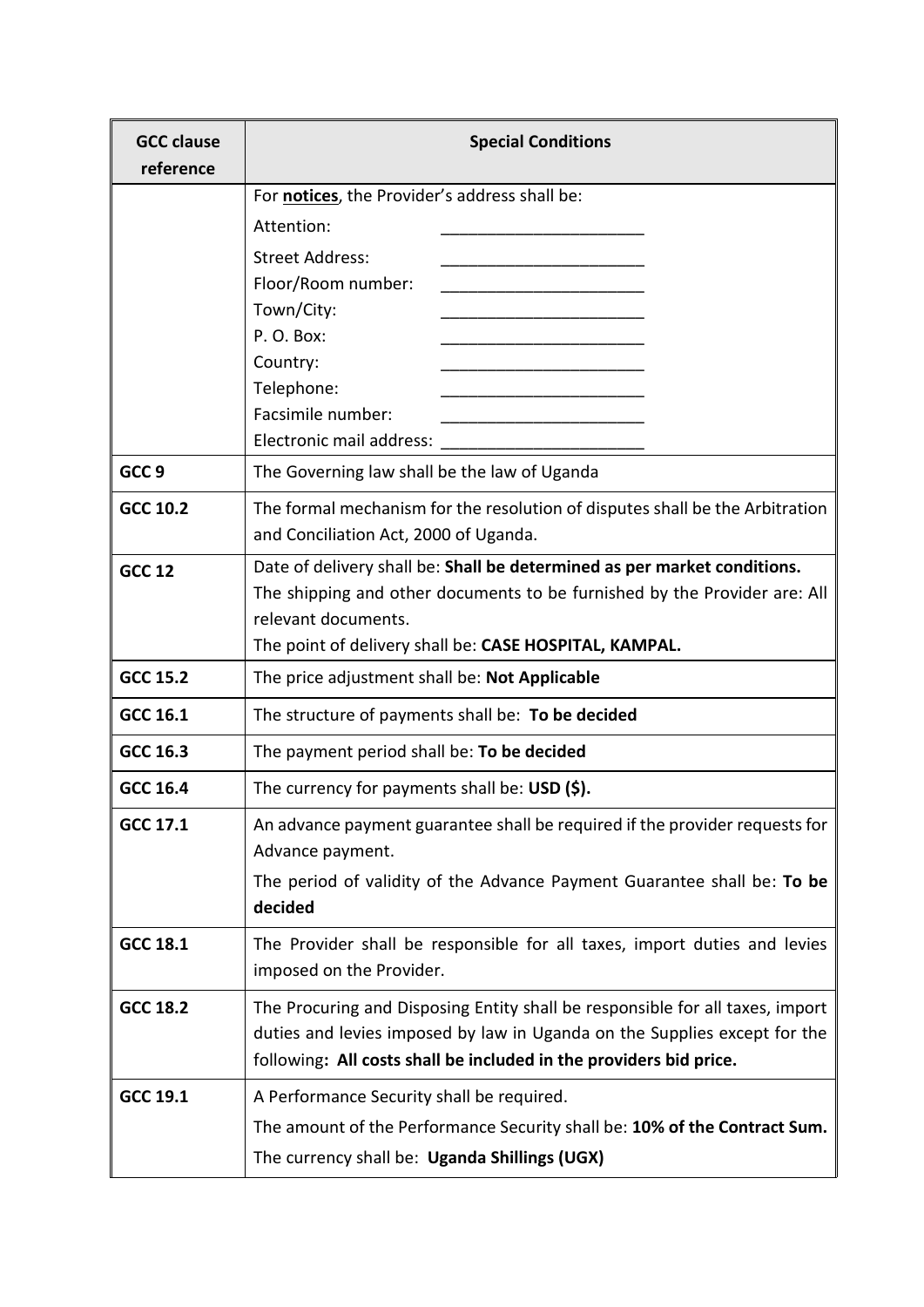| GCC clause reference | Special Conditions |
|---|---|
| | For **notices**, the Provider's address shall be:<br>Attention: ______________________<br>Street Address: ______________________<br>Floor/Room number: ______________________<br>Town/City: ______________________<br>P. O. Box: ______________________<br>Country: ______________________<br>Telephone: ______________________<br>Facsimile number: ______________________<br>Electronic mail address: ______________________ |
| **GCC 9** | The Governing law shall be the law of Uganda |
| **GCC 10.2** | The formal mechanism for the resolution of disputes shall be the Arbitration and Conciliation Act, 2000 of Uganda. |
| **GCC 12** | Date of delivery shall be: **Shall be determined as per market conditions.**<br>The shipping and other documents to be furnished by the Provider are: All relevant documents.<br>The point of delivery shall be: **CASE HOSPITAL, KAMPAL.** |
| **GCC 15.2** | The price adjustment shall be: **Not Applicable** |
| **GCC 16.1** | The structure of payments shall be: **To be decided** |
| **GCC 16.3** | The payment period shall be: **To be decided** |
| **GCC 16.4** | The currency for payments shall be: **USD ($).** |
| **GCC 17.1** | An advance payment guarantee shall be required if the provider requests for Advance payment.<br>The period of validity of the Advance Payment Guarantee shall be: **To be decided** |
| **GCC 18.1** | The Provider shall be responsible for all taxes, import duties and levies imposed on the Provider. |
| **GCC 18.2** | The Procuring and Disposing Entity shall be responsible for all taxes, import duties and levies imposed by law in Uganda on the Supplies except for the following**: All costs shall be included in the providers bid price.** |
| **GCC 19.1** | A Performance Security shall be required.<br>The amount of the Performance Security shall be: **10% of the Contract Sum.**<br>The currency shall be: **Uganda Shillings (UGX)** |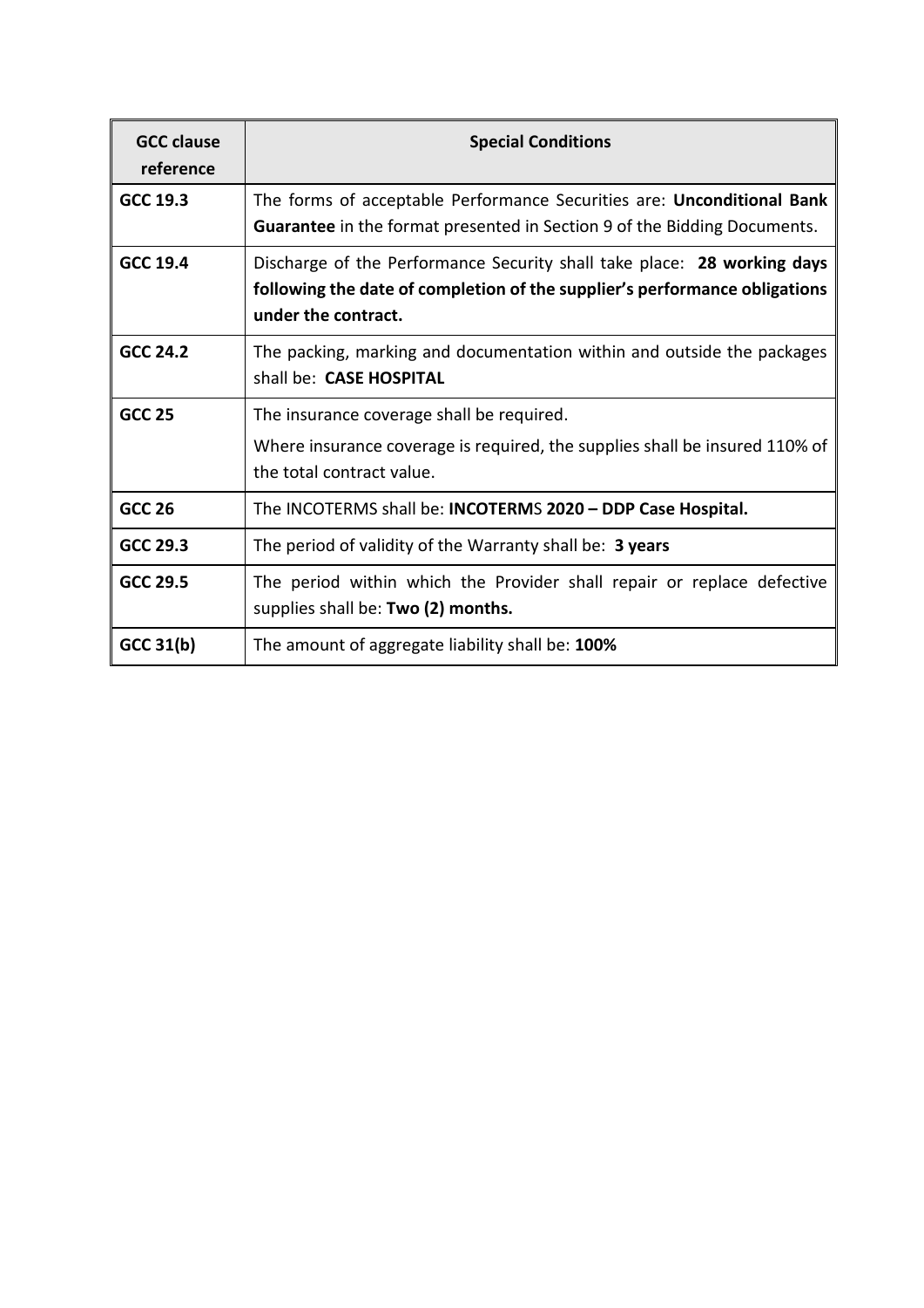| GCC clause reference | Special Conditions |
|---|---|
| **GCC 19.3** | The forms of acceptable Performance Securities are: **Unconditional Bank Guarantee** in the format presented in Section 9 of the Bidding Documents. |
| **GCC 19.4** | Discharge of the Performance Security shall take place: **28 working days following the date of completion of the supplier's performance obligations under the contract.** |
| **GCC 24.2** | The packing, marking and documentation within and outside the packages shall be: **CASE HOSPITAL** |
| **GCC 25** | The insurance coverage shall be required.<br><br>Where insurance coverage is required, the supplies shall be insured 110% of the total contract value. |
| **GCC 26** | The INCOTERMS shall be: **INCOTERMS 2020 – DDP Case Hospital.** |
| **GCC 29.3** | The period of validity of the Warranty shall be: **3 years** |
| **GCC 29.5** | The period within which the Provider shall repair or replace defective supplies shall be: **Two (2) months.** |
| **GCC 31(b)** | The amount of aggregate liability shall be: **100%** |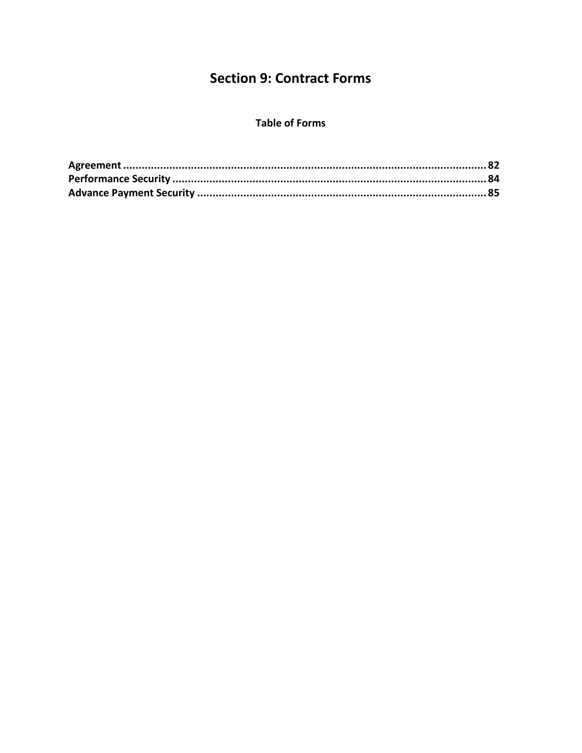# Section 9: Contract Forms

**Table of Forms**

**Agreement** .......................................................................................................... **82**
**Performance Security** ........................................................................................... **84**
**Advance Payment Security** ................................................................................... **85**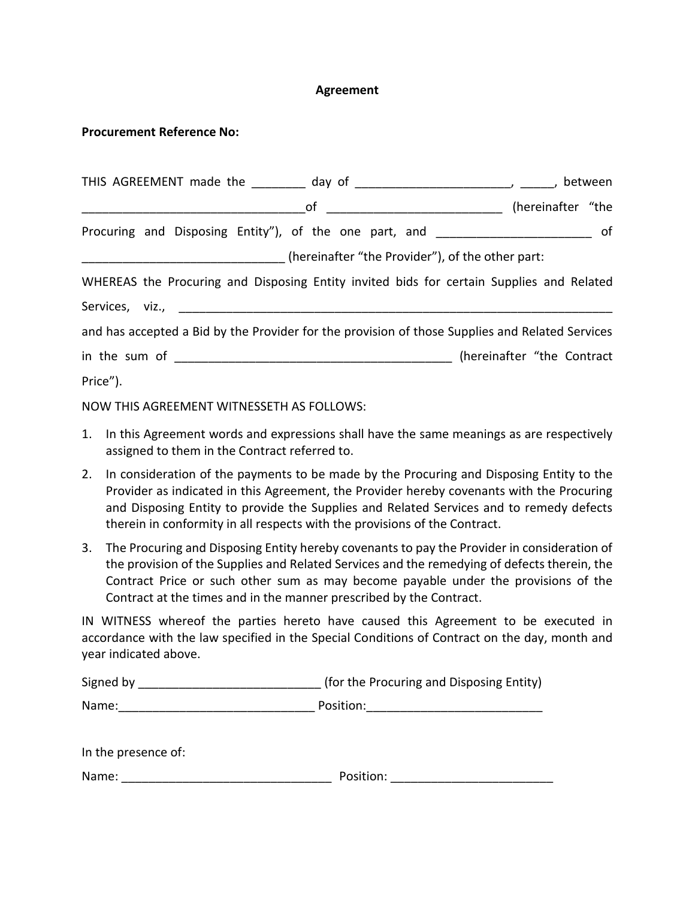# Agreement

**Procurement Reference No:**

THIS AGREEMENT made the ________ day of ______________________, _____, between _________________________________of _________________________ (hereinafter "the Procuring and Disposing Entity"), of the one part, and ______________________ of ______________________________ (hereinafter "the Provider"), of the other part:

WHEREAS the Procuring and Disposing Entity invited bids for certain Supplies and Related Services, viz., ________________________________________________________________ and has accepted a Bid by the Provider for the provision of those Supplies and Related Services in the sum of ________________________________________ (hereinafter "the Contract Price").

NOW THIS AGREEMENT WITNESSETH AS FOLLOWS:

1. In this Agreement words and expressions shall have the same meanings as are respectively assigned to them in the Contract referred to.
2. In consideration of the payments to be made by the Procuring and Disposing Entity to the Provider as indicated in this Agreement, the Provider hereby covenants with the Procuring and Disposing Entity to provide the Supplies and Related Services and to remedy defects therein in conformity in all respects with the provisions of the Contract.
3. The Procuring and Disposing Entity hereby covenants to pay the Provider in consideration of the provision of the Supplies and Related Services and the remedying of defects therein, the Contract Price or such other sum as may become payable under the provisions of the Contract at the times and in the manner prescribed by the Contract.

IN WITNESS whereof the parties hereto have caused this Agreement to be executed in accordance with the law specified in the Special Conditions of Contract on the day, month and year indicated above.

Signed by __________________________ (for the Procuring and Disposing Entity)

Name:____________________________ Position:_________________________

In the presence of:

Name: ______________________________ Position: _______________________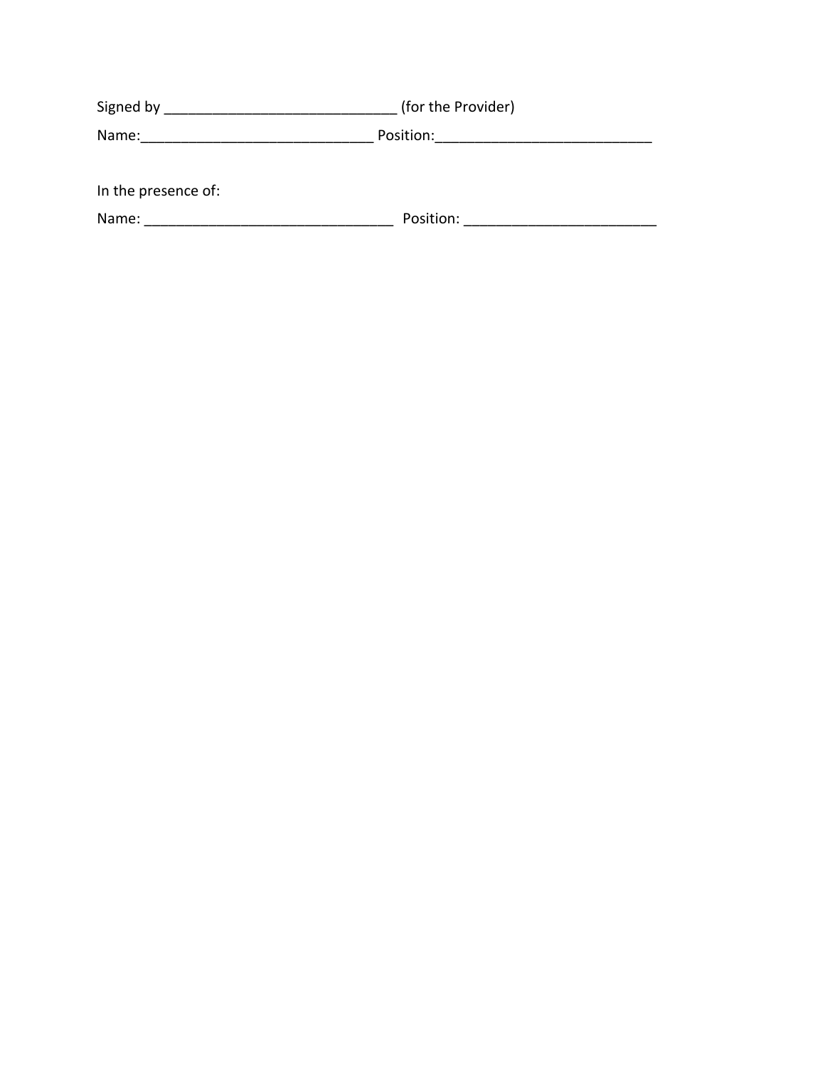Signed by _____________________________ (for the Provider)

Name:_____________________________ Position:___________________________

In the presence of:

Name: _______________________________ Position: ________________________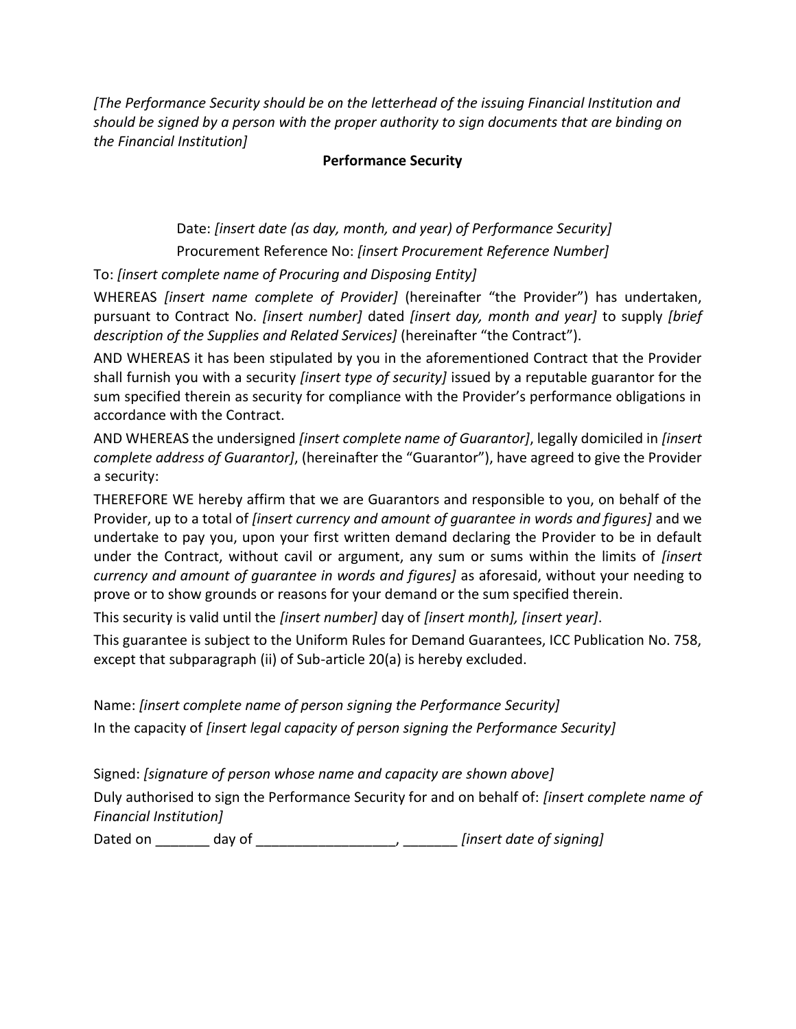*[The Performance Security should be on the letterhead of the issuing Financial Institution and should be signed by a person with the proper authority to sign documents that are binding on the Financial Institution]*

**Performance Security**

Date: *[insert date (as day, month, and year) of Performance Security]*

Procurement Reference No: *[insert Procurement Reference Number]*

To: *[insert complete name of Procuring and Disposing Entity]*

WHEREAS *[insert name complete of Provider]* (hereinafter "the Provider") has undertaken, pursuant to Contract No. *[insert number]* dated *[insert day, month and year]* to supply *[brief description of the Supplies and Related Services]* (hereinafter "the Contract").

AND WHEREAS it has been stipulated by you in the aforementioned Contract that the Provider shall furnish you with a security *[insert type of security]* issued by a reputable guarantor for the sum specified therein as security for compliance with the Provider's performance obligations in accordance with the Contract.

AND WHEREAS the undersigned *[insert complete name of Guarantor]*, legally domiciled in *[insert complete address of Guarantor]*, (hereinafter the "Guarantor"), have agreed to give the Provider a security:

THEREFORE WE hereby affirm that we are Guarantors and responsible to you, on behalf of the Provider, up to a total of *[insert currency and amount of guarantee in words and figures]* and we undertake to pay you, upon your first written demand declaring the Provider to be in default under the Contract, without cavil or argument, any sum or sums within the limits of *[insert currency and amount of guarantee in words and figures]* as aforesaid, without your needing to prove or to show grounds or reasons for your demand or the sum specified therein.

This security is valid until the *[insert number]* day of *[insert month], [insert year]*.

This guarantee is subject to the Uniform Rules for Demand Guarantees, ICC Publication No. 758, except that subparagraph (ii) of Sub-article 20(a) is hereby excluded.

Name: *[insert complete name of person signing the Performance Security]*

In the capacity of *[insert legal capacity of person signing the Performance Security]*

Signed: *[signature of person whose name and capacity are shown above]*

Duly authorised to sign the Performance Security for and on behalf of: *[insert complete name of Financial Institution]*

Dated on _______ day of __________________, _______ *[insert date of signing]*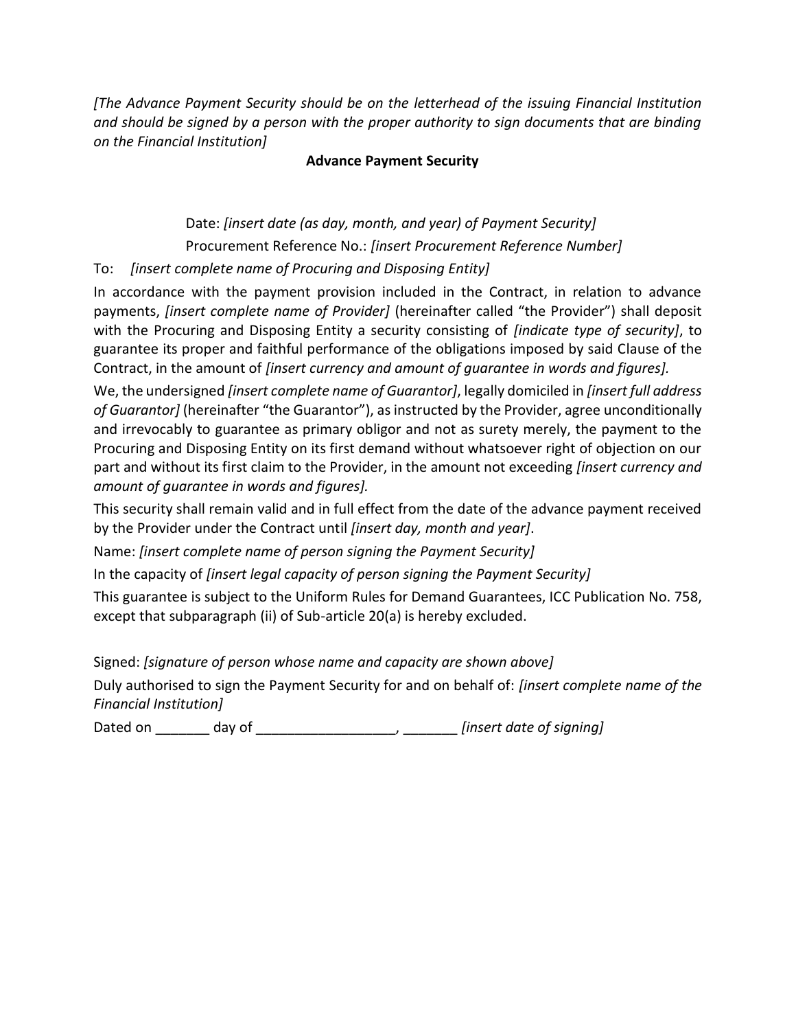*[The Advance Payment Security should be on the letterhead of the issuing Financial Institution and should be signed by a person with the proper authority to sign documents that are binding on the Financial Institution]*

**Advance Payment Security**

Date: *[insert date (as day, month, and year) of Payment Security]*

Procurement Reference No.: *[insert Procurement Reference Number]*

To: *[insert complete name of Procuring and Disposing Entity]*

In accordance with the payment provision included in the Contract, in relation to advance payments, *[insert complete name of Provider]* (hereinafter called "the Provider") shall deposit with the Procuring and Disposing Entity a security consisting of *[indicate type of security]*, to guarantee its proper and faithful performance of the obligations imposed by said Clause of the Contract, in the amount of *[insert currency and amount of guarantee in words and figures].*

We, the undersigned *[insert complete name of Guarantor]*, legally domiciled in *[insert full address of Guarantor]* (hereinafter "the Guarantor"), as instructed by the Provider, agree unconditionally and irrevocably to guarantee as primary obligor and not as surety merely, the payment to the Procuring and Disposing Entity on its first demand without whatsoever right of objection on our part and without its first claim to the Provider, in the amount not exceeding *[insert currency and amount of guarantee in words and figures].*

This security shall remain valid and in full effect from the date of the advance payment received by the Provider under the Contract until *[insert day, month and year]*.

Name: *[insert complete name of person signing the Payment Security]*

In the capacity of *[insert legal capacity of person signing the Payment Security]*

This guarantee is subject to the Uniform Rules for Demand Guarantees, ICC Publication No. 758, except that subparagraph (ii) of Sub-article 20(a) is hereby excluded.

Signed: *[signature of person whose name and capacity are shown above]*

Duly authorised to sign the Payment Security for and on behalf of: *[insert complete name of the Financial Institution]*

Dated on _______ day of __________________, _______ *[insert date of signing]*